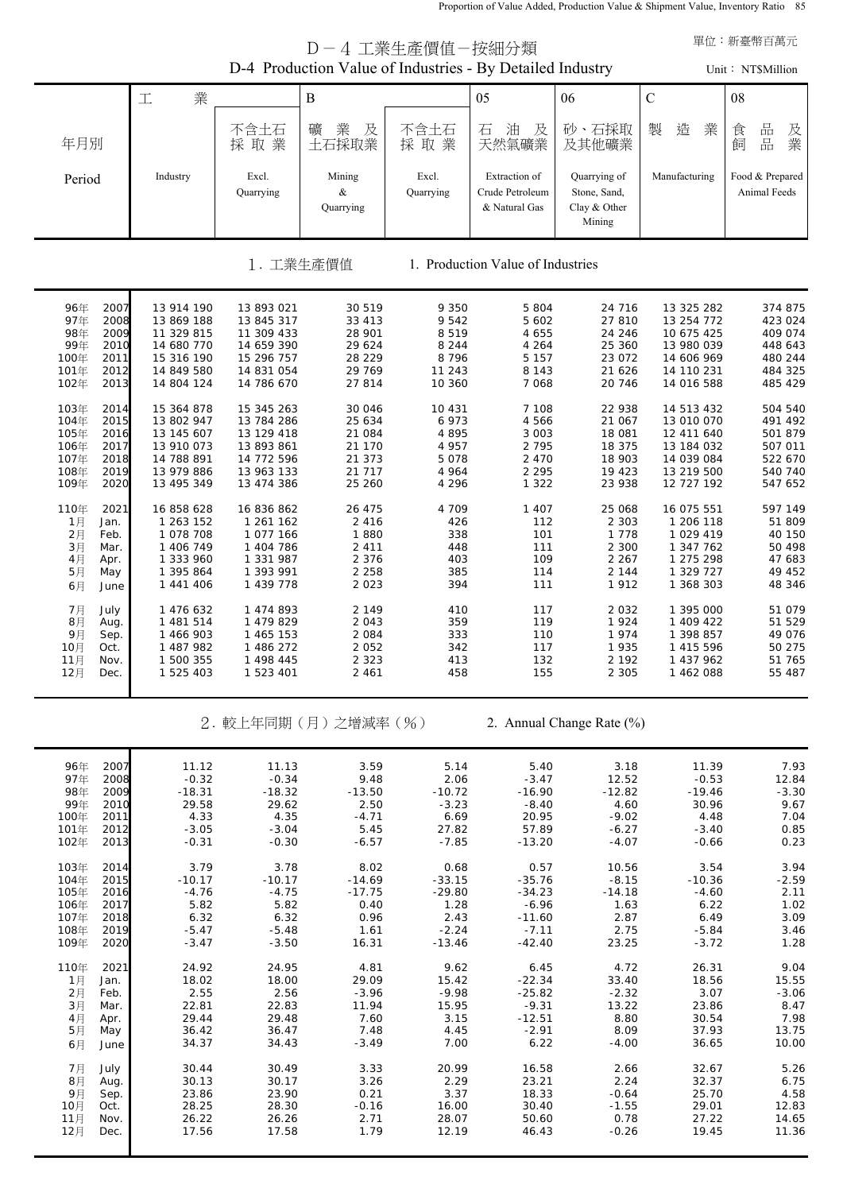# D－4 工業生產價值－按細分類

## D-4 Production Value of Industries - By Detailed Industry

單位：新臺幣百萬元

Unit：NT$Million

| 年月別 Period | | 工業 Industry | 不含土石採取業 Excl. Quarrying | B 礦業及土石採取業 Mining & Quarrying | 不含土石採取業 Excl. Quarrying | 05 石油及天然氣礦業 Extraction of Crude Petroleum & Natural Gas | 06 砂、石採取及其他礦業 Quarrying of Stone, Sand, Clay & Other Mining | C 製造業 Manufacturing | 08 食品及飼品業 Food & Prepared Animal Feeds |
|---|---|---|---|---|---|---|---|---|---|
| **1. 工業生產價值** | **1. Production Value of Industries** | | | | | | | | |
| 96年 | 2007 | 13 914 190 | 13 893 021 | 30 519 | 9 350 | 5 804 | 24 716 | 13 325 282 | 374 875 |
| 97年 | 2008 | 13 869 188 | 13 845 317 | 33 413 | 9 542 | 5 602 | 27 810 | 13 254 772 | 423 024 |
| 98年 | 2009 | 11 329 815 | 11 309 433 | 28 901 | 8 519 | 4 655 | 24 246 | 10 675 425 | 409 074 |
| 99年 | 2010 | 14 680 770 | 14 659 390 | 29 624 | 8 244 | 4 264 | 25 360 | 13 980 039 | 448 643 |
| 100年 | 2011 | 15 316 190 | 15 296 757 | 28 229 | 8 796 | 5 157 | 23 072 | 14 606 969 | 480 244 |
| 101年 | 2012 | 14 849 580 | 14 831 054 | 29 769 | 11 243 | 8 143 | 21 626 | 14 110 231 | 484 325 |
| 102年 | 2013 | 14 804 124 | 14 786 670 | 27 814 | 10 360 | 7 068 | 20 746 | 14 016 588 | 485 429 |
| 103年 | 2014 | 15 364 878 | 15 345 263 | 30 046 | 10 431 | 7 108 | 22 938 | 14 513 432 | 504 540 |
| 104年 | 2015 | 13 802 947 | 13 784 286 | 25 634 | 6 973 | 4 566 | 21 067 | 13 010 070 | 491 492 |
| 105年 | 2016 | 13 145 607 | 13 129 418 | 21 084 | 4 895 | 3 003 | 18 081 | 12 411 640 | 501 879 |
| 106年 | 2017 | 13 910 073 | 13 893 861 | 21 170 | 4 957 | 2 795 | 18 375 | 13 184 032 | 507 011 |
| 107年 | 2018 | 14 788 891 | 14 772 596 | 21 373 | 5 078 | 2 470 | 18 903 | 14 039 084 | 522 670 |
| 108年 | 2019 | 13 979 886 | 13 963 133 | 21 717 | 4 964 | 2 295 | 19 423 | 13 219 500 | 540 740 |
| 109年 | 2020 | 13 495 349 | 13 474 386 | 25 260 | 4 296 | 1 322 | 23 938 | 12 727 192 | 547 652 |
| 110年 | 2021 | 16 858 628 | 16 836 862 | 26 475 | 4 709 | 1 407 | 25 068 | 16 075 551 | 597 149 |
| 1月 | Jan. | 1 263 152 | 1 261 162 | 2 416 | 426 | 112 | 2 303 | 1 206 118 | 51 809 |
| 2月 | Feb. | 1 078 708 | 1 077 166 | 1 880 | 338 | 101 | 1 778 | 1 029 419 | 40 150 |
| 3月 | Mar. | 1 406 749 | 1 404 786 | 2 411 | 448 | 111 | 2 300 | 1 347 762 | 50 498 |
| 4月 | Apr. | 1 333 960 | 1 331 987 | 2 376 | 403 | 109 | 2 267 | 1 275 298 | 47 683 |
| 5月 | May | 1 395 864 | 1 393 991 | 2 258 | 385 | 114 | 2 144 | 1 329 727 | 49 452 |
| 6月 | June | 1 441 406 | 1 439 778 | 2 023 | 394 | 111 | 1 912 | 1 368 303 | 48 346 |
| 7月 | July | 1 476 632 | 1 474 893 | 2 149 | 410 | 117 | 2 032 | 1 395 000 | 51 079 |
| 8月 | Aug. | 1 481 514 | 1 479 829 | 2 043 | 359 | 119 | 1 924 | 1 409 422 | 51 529 |
| 9月 | Sep. | 1 466 903 | 1 465 153 | 2 084 | 333 | 110 | 1 974 | 1 398 857 | 49 076 |
| 10月 | Oct. | 1 487 982 | 1 486 272 | 2 052 | 342 | 117 | 1 935 | 1 415 596 | 50 275 |
| 11月 | Nov. | 1 500 355 | 1 498 445 | 2 323 | 413 | 132 | 2 192 | 1 437 962 | 51 765 |
| 12月 | Dec. | 1 525 403 | 1 523 401 | 2 461 | 458 | 155 | 2 305 | 1 462 088 | 55 487 |
| **2. 較上年同期（月）之增減率（%）** | **2. Annual Change Rate (%)** | | | | | | | | |
| 96年 | 2007 | 11.12 | 11.13 | 3.59 | 5.14 | 5.40 | 3.18 | 11.39 | 7.93 |
| 97年 | 2008 | -0.32 | -0.34 | 9.48 | 2.06 | -3.47 | 12.52 | -0.53 | 12.84 |
| 98年 | 2009 | -18.31 | -18.32 | -13.50 | -10.72 | -16.90 | -12.82 | -19.46 | -3.30 |
| 99年 | 2010 | 29.58 | 29.62 | 2.50 | -3.23 | -8.40 | 4.60 | 30.96 | 9.67 |
| 100年 | 2011 | 4.33 | 4.35 | -4.71 | 6.69 | 20.95 | -9.02 | 4.48 | 7.04 |
| 101年 | 2012 | -3.05 | -3.04 | 5.45 | 27.82 | 57.89 | -6.27 | -3.40 | 0.85 |
| 102年 | 2013 | -0.31 | -0.30 | -6.57 | -7.85 | -13.20 | -4.07 | -0.66 | 0.23 |
| 103年 | 2014 | 3.79 | 3.78 | 8.02 | 0.68 | 0.57 | 10.56 | 3.54 | 3.94 |
| 104年 | 2015 | -10.17 | -10.17 | -14.69 | -33.15 | -35.76 | -8.15 | -10.36 | -2.59 |
| 105年 | 2016 | -4.76 | -4.75 | -17.75 | -29.80 | -34.23 | -14.18 | -4.60 | 2.11 |
| 106年 | 2017 | 5.82 | 5.82 | 0.40 | 1.28 | -6.96 | 1.63 | 6.22 | 1.02 |
| 107年 | 2018 | 6.32 | 6.32 | 0.96 | 2.43 | -11.60 | 2.87 | 6.49 | 3.09 |
| 108年 | 2019 | -5.47 | -5.48 | 1.61 | -2.24 | -7.11 | 2.75 | -5.84 | 3.46 |
| 109年 | 2020 | -3.47 | -3.50 | 16.31 | -13.46 | -42.40 | 23.25 | -3.72 | 1.28 |
| 110年 | 2021 | 24.92 | 24.95 | 4.81 | 9.62 | 6.45 | 4.72 | 26.31 | 9.04 |
| 1月 | Jan. | 18.02 | 18.00 | 29.09 | 15.42 | -22.34 | 33.40 | 18.56 | 15.55 |
| 2月 | Feb. | 2.55 | 2.56 | -3.96 | -9.98 | -25.82 | -2.32 | 3.07 | -3.06 |
| 3月 | Mar. | 22.81 | 22.83 | 11.94 | 15.95 | -9.31 | 13.22 | 23.86 | 8.47 |
| 4月 | Apr. | 29.44 | 29.48 | 7.60 | 3.15 | -12.51 | 8.80 | 30.54 | 7.98 |
| 5月 | May | 36.42 | 36.47 | 7.48 | 4.45 | -2.91 | 8.09 | 37.93 | 13.75 |
| 6月 | June | 34.37 | 34.43 | -3.49 | 7.00 | 6.22 | -4.00 | 36.65 | 10.00 |
| 7月 | July | 30.44 | 30.49 | 3.33 | 20.99 | 16.58 | 2.66 | 32.67 | 5.26 |
| 8月 | Aug. | 30.13 | 30.17 | 3.26 | 2.29 | 23.21 | 2.24 | 32.37 | 6.75 |
| 9月 | Sep. | 23.86 | 23.90 | 0.21 | 3.37 | 18.33 | -0.64 | 25.70 | 4.58 |
| 10月 | Oct. | 28.25 | 28.30 | -0.16 | 16.00 | 30.40 | -1.55 | 29.01 | 12.83 |
| 11月 | Nov. | 26.22 | 26.26 | 2.71 | 28.07 | 50.60 | 0.78 | 27.22 | 14.65 |
| 12月 | Dec. | 17.56 | 17.58 | 1.79 | 12.19 | 46.43 | -0.26 | 19.45 | 11.36 |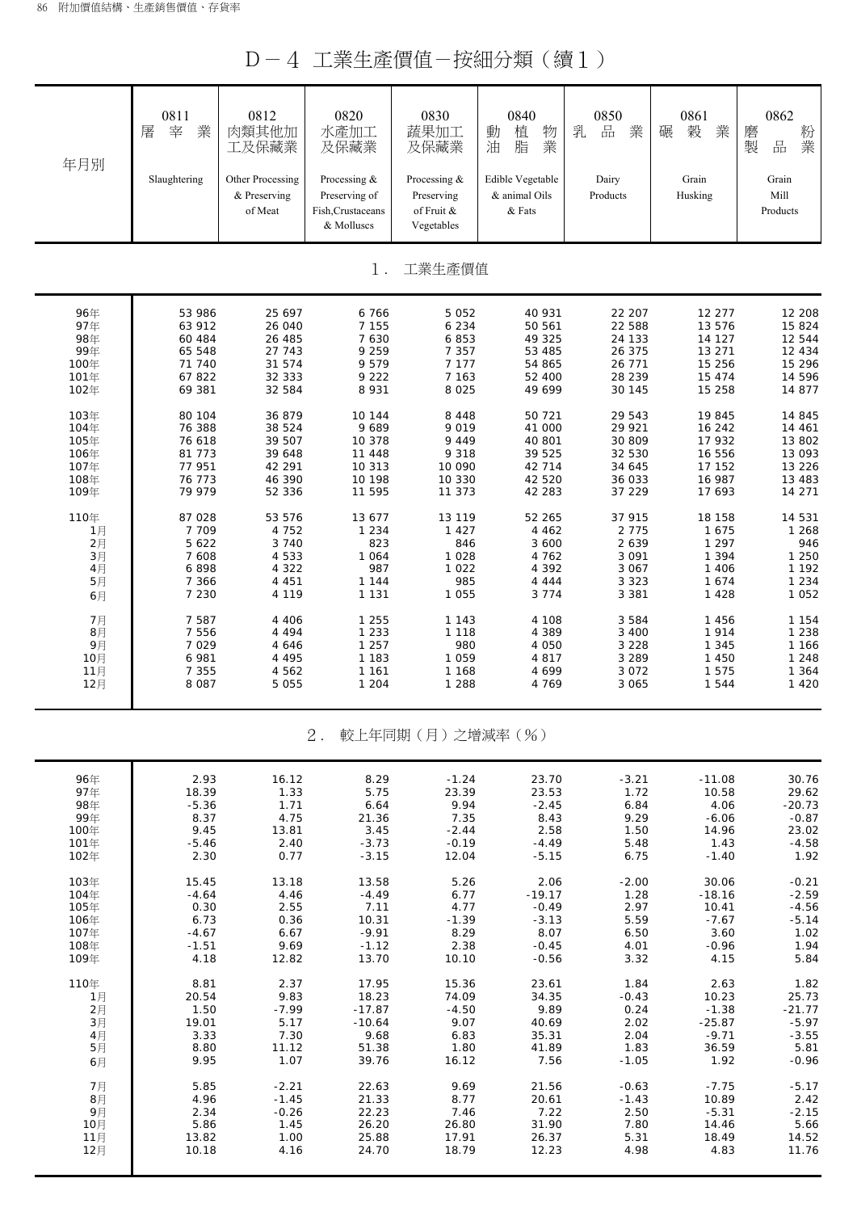# D－4 工業生產價值－按細分類（續1）

| 年月別 | 0811 屠宰業 Slaughtering | 0812 肉類其他加工及保藏業 Other Processing & Preserving of Meat | 0820 水產加工及保藏業 Processing & Preserving of Fish,Crustaceans & Molluscs | 0830 蔬果加工及保藏業 Processing & Preserving of Fruit & Vegetables | 0840 動植物油脂業 Edible Vegetable & animal Oils & Fats | 0850 乳品業 Dairy Products | 0861 碾穀業 Grain Husking | 0862 磨粉製品業 Grain Mill Products |
|---|---|---|---|---|---|---|---|---|
| **1. 工業生產價值** | | | | | | | | |
| 96年 | 53 986 | 25 697 | 6 766 | 5 052 | 40 931 | 22 207 | 12 277 | 12 208 |
| 97年 | 63 912 | 26 040 | 7 155 | 6 234 | 50 561 | 22 588 | 13 576 | 15 824 |
| 98年 | 60 484 | 26 485 | 7 630 | 6 853 | 49 325 | 24 133 | 14 127 | 12 544 |
| 99年 | 65 548 | 27 743 | 9 259 | 7 357 | 53 485 | 26 375 | 13 271 | 12 434 |
| 100年 | 71 740 | 31 574 | 9 579 | 7 177 | 54 865 | 26 771 | 15 256 | 15 296 |
| 101年 | 67 822 | 32 333 | 9 222 | 7 163 | 52 400 | 28 239 | 15 474 | 14 596 |
| 102年 | 69 381 | 32 584 | 8 931 | 8 025 | 49 699 | 30 145 | 15 258 | 14 877 |
| 103年 | 80 104 | 36 879 | 10 144 | 8 448 | 50 721 | 29 543 | 19 845 | 14 845 |
| 104年 | 76 388 | 38 524 | 9 689 | 9 019 | 41 000 | 29 921 | 16 242 | 14 461 |
| 105年 | 76 618 | 39 507 | 10 378 | 9 449 | 40 801 | 30 809 | 17 932 | 13 802 |
| 106年 | 81 773 | 39 648 | 11 448 | 9 318 | 39 525 | 32 530 | 16 556 | 13 093 |
| 107年 | 77 951 | 42 291 | 10 313 | 10 090 | 42 714 | 34 645 | 17 152 | 13 226 |
| 108年 | 76 773 | 46 390 | 10 198 | 10 330 | 42 520 | 36 033 | 16 987 | 13 483 |
| 109年 | 79 979 | 52 336 | 11 595 | 11 373 | 42 283 | 37 229 | 17 693 | 14 271 |
| 110年 | 87 028 | 53 576 | 13 677 | 13 119 | 52 265 | 37 915 | 18 158 | 14 531 |
| 1月 | 7 709 | 4 752 | 1 234 | 1 427 | 4 462 | 2 775 | 1 675 | 1 268 |
| 2月 | 5 622 | 3 740 | 823 | 846 | 3 600 | 2 639 | 1 297 | 946 |
| 3月 | 7 608 | 4 533 | 1 064 | 1 028 | 4 762 | 3 091 | 1 394 | 1 250 |
| 4月 | 6 898 | 4 322 | 987 | 1 022 | 4 392 | 3 067 | 1 406 | 1 192 |
| 5月 | 7 366 | 4 451 | 1 144 | 985 | 4 444 | 3 323 | 1 674 | 1 234 |
| 6月 | 7 230 | 4 119 | 1 131 | 1 055 | 3 774 | 3 381 | 1 428 | 1 052 |
| 7月 | 7 587 | 4 406 | 1 255 | 1 143 | 4 108 | 3 584 | 1 456 | 1 154 |
| 8月 | 7 556 | 4 494 | 1 233 | 1 118 | 4 389 | 3 400 | 1 914 | 1 238 |
| 9月 | 7 029 | 4 646 | 1 257 | 980 | 4 050 | 3 228 | 1 345 | 1 166 |
| 10月 | 6 981 | 4 495 | 1 183 | 1 059 | 4 817 | 3 289 | 1 450 | 1 248 |
| 11月 | 7 355 | 4 562 | 1 161 | 1 168 | 4 699 | 3 072 | 1 575 | 1 364 |
| 12月 | 8 087 | 5 055 | 1 204 | 1 288 | 4 769 | 3 065 | 1 544 | 1 420 |
| **2. 較上年同期（月）之增減率（%）** | | | | | | | | |
| 96年 | 2.93 | 16.12 | 8.29 | -1.24 | 23.70 | -3.21 | -11.08 | 30.76 |
| 97年 | 18.39 | 1.33 | 5.75 | 23.39 | 23.53 | 1.72 | 10.58 | 29.62 |
| 98年 | -5.36 | 1.71 | 6.64 | 9.94 | -2.45 | 6.84 | 4.06 | -20.73 |
| 99年 | 8.37 | 4.75 | 21.36 | 7.35 | 8.43 | 9.29 | -6.06 | -0.87 |
| 100年 | 9.45 | 13.81 | 3.45 | -2.44 | 2.58 | 1.50 | 14.96 | 23.02 |
| 101年 | -5.46 | 2.40 | -3.73 | -0.19 | -4.49 | 5.48 | 1.43 | -4.58 |
| 102年 | 2.30 | 0.77 | -3.15 | 12.04 | -5.15 | 6.75 | -1.40 | 1.92 |
| 103年 | 15.45 | 13.18 | 13.58 | 5.26 | 2.06 | -2.00 | 30.06 | -0.21 |
| 104年 | -4.64 | 4.46 | -4.49 | 6.77 | -19.17 | 1.28 | -18.16 | -2.59 |
| 105年 | 0.30 | 2.55 | 7.11 | 4.77 | -0.49 | 2.97 | 10.41 | -4.56 |
| 106年 | 6.73 | 0.36 | 10.31 | -1.39 | -3.13 | 5.59 | -7.67 | -5.14 |
| 107年 | -4.67 | 6.67 | -9.91 | 8.29 | 8.07 | 6.50 | 3.60 | 1.02 |
| 108年 | -1.51 | 9.69 | -1.12 | 2.38 | -0.45 | 4.01 | -0.96 | 1.94 |
| 109年 | 4.18 | 12.82 | 13.70 | 10.10 | -0.56 | 3.32 | 4.15 | 5.84 |
| 110年 | 8.81 | 2.37 | 17.95 | 15.36 | 23.61 | 1.84 | 2.63 | 1.82 |
| 1月 | 20.54 | 9.83 | 18.23 | 74.09 | 34.35 | -0.43 | 10.23 | 25.73 |
| 2月 | 1.50 | -7.99 | -17.87 | -4.50 | 9.89 | 0.24 | -1.38 | -21.77 |
| 3月 | 19.01 | 5.17 | -10.64 | 9.07 | 40.69 | 2.02 | -25.87 | -5.97 |
| 4月 | 3.33 | 7.30 | 9.68 | 6.83 | 35.31 | 2.04 | -9.71 | -3.55 |
| 5月 | 8.80 | 11.12 | 51.38 | 1.80 | 41.89 | 1.83 | 36.59 | 5.81 |
| 6月 | 9.95 | 1.07 | 39.76 | 16.12 | 7.56 | -1.05 | 1.92 | -0.96 |
| 7月 | 5.85 | -2.21 | 22.63 | 9.69 | 21.56 | -0.63 | -7.75 | -5.17 |
| 8月 | 4.96 | -1.45 | 21.33 | 8.77 | 20.61 | -1.43 | 10.89 | 2.42 |
| 9月 | 2.34 | -0.26 | 22.23 | 7.46 | 7.22 | 2.50 | -5.31 | -2.15 |
| 10月 | 5.86 | 1.45 | 26.20 | 26.80 | 31.90 | 7.80 | 14.46 | 5.66 |
| 11月 | 13.82 | 1.00 | 25.88 | 17.91 | 26.37 | 5.31 | 18.49 | 14.52 |
| 12月 | 10.18 | 4.16 | 24.70 | 18.79 | 12.23 | 4.98 | 4.83 | 11.76 |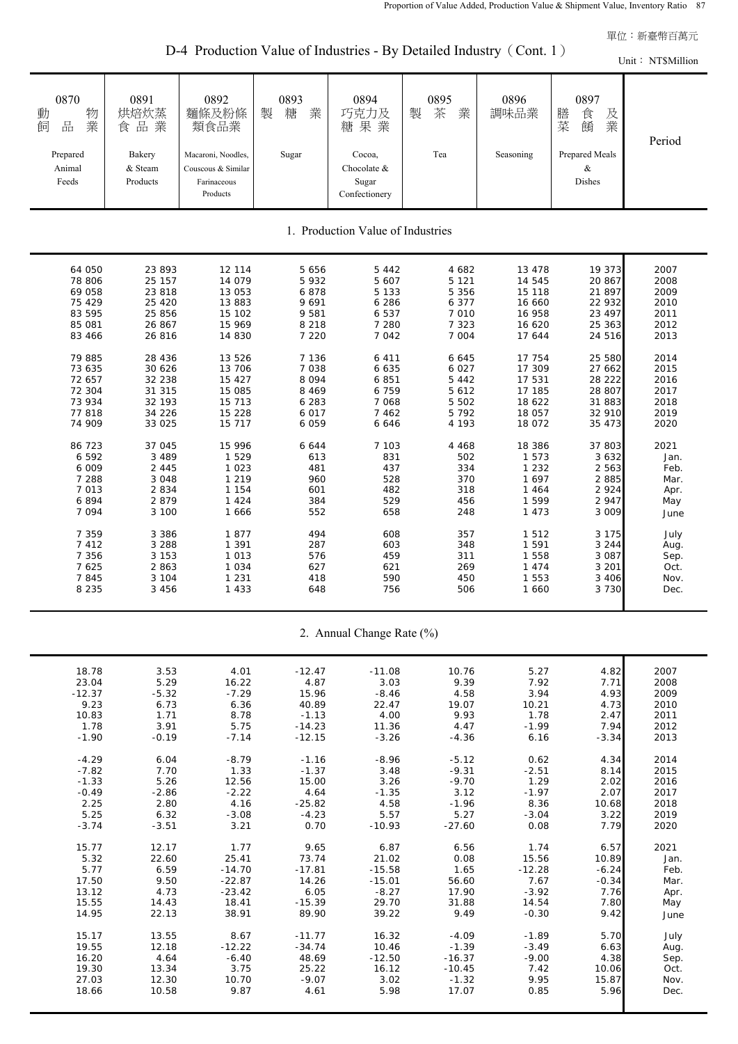單位：新臺幣百萬元

## D-4 Production Value of Industries - By Detailed Industry（Cont. 1）

Unit： NT$Million

| 0870 動物飼品業 Prepared Animal Feeds | 0891 烘焙炊蒸食品業 Bakery & Steam Products | 0892 麵條及粉條類食品業 Macaroni, Noodles, Couscous & Similar Farinaceous Products | 0893 製糖業 Sugar | 0894 巧克力及糖果業 Cocoa, Chocolate & Sugar Confectionery | 0895 製茶業 Tea | 0896 調味品業 Seasoning | 0897 膳食及菜餚業 Prepared Meals & Dishes | Period |
|---|---|---|---|---|---|---|---|---|
| 1. Production Value of Industries | | | | | | | | |
| 64 050 | 23 893 | 12 114 | 5 656 | 5 442 | 4 682 | 13 478 | 19 373 | 2007 |
| 78 806 | 25 157 | 14 079 | 5 932 | 5 607 | 5 121 | 14 545 | 20 867 | 2008 |
| 69 058 | 23 818 | 13 053 | 6 878 | 5 133 | 5 356 | 15 118 | 21 897 | 2009 |
| 75 429 | 25 420 | 13 883 | 9 691 | 6 286 | 6 377 | 16 660 | 22 932 | 2010 |
| 83 595 | 25 856 | 15 102 | 9 581 | 6 537 | 7 010 | 16 958 | 23 497 | 2011 |
| 85 081 | 26 867 | 15 969 | 8 218 | 7 280 | 7 323 | 16 620 | 25 363 | 2012 |
| 83 466 | 26 816 | 14 830 | 7 220 | 7 042 | 7 004 | 17 644 | 24 516 | 2013 |
| 79 885 | 28 436 | 13 526 | 7 136 | 6 411 | 6 645 | 17 754 | 25 580 | 2014 |
| 73 635 | 30 626 | 13 706 | 7 038 | 6 635 | 6 027 | 17 309 | 27 662 | 2015 |
| 72 657 | 32 238 | 15 427 | 8 094 | 6 851 | 5 442 | 17 531 | 28 222 | 2016 |
| 72 304 | 31 315 | 15 085 | 8 469 | 6 759 | 5 612 | 17 185 | 28 807 | 2017 |
| 73 934 | 32 193 | 15 713 | 6 283 | 7 068 | 5 502 | 18 622 | 31 883 | 2018 |
| 77 818 | 34 226 | 15 228 | 6 017 | 7 462 | 5 792 | 18 057 | 32 910 | 2019 |
| 74 909 | 33 025 | 15 717 | 6 059 | 6 646 | 4 193 | 18 072 | 35 473 | 2020 |
| 86 723 | 37 045 | 15 996 | 6 644 | 7 103 | 4 468 | 18 386 | 37 803 | 2021 |
| 6 592 | 3 489 | 1 529 | 613 | 831 | 502 | 1 573 | 3 632 | Jan. |
| 6 009 | 2 445 | 1 023 | 481 | 437 | 334 | 1 232 | 2 563 | Feb. |
| 7 288 | 3 048 | 1 219 | 960 | 528 | 370 | 1 697 | 2 885 | Mar. |
| 7 013 | 2 834 | 1 154 | 601 | 482 | 318 | 1 464 | 2 924 | Apr. |
| 6 894 | 2 879 | 1 424 | 384 | 529 | 456 | 1 599 | 2 947 | May |
| 7 094 | 3 100 | 1 666 | 552 | 658 | 248 | 1 473 | 3 009 | June |
| 7 359 | 3 386 | 1 877 | 494 | 608 | 357 | 1 512 | 3 175 | July |
| 7 412 | 3 288 | 1 391 | 287 | 603 | 348 | 1 591 | 3 244 | Aug. |
| 7 356 | 3 153 | 1 013 | 576 | 459 | 311 | 1 558 | 3 087 | Sep. |
| 7 625 | 2 863 | 1 034 | 627 | 621 | 269 | 1 474 | 3 201 | Oct. |
| 7 845 | 3 104 | 1 231 | 418 | 590 | 450 | 1 553 | 3 406 | Nov. |
| 8 235 | 3 456 | 1 433 | 648 | 756 | 506 | 1 660 | 3 730 | Dec. |
| 2. Annual Change Rate (%) | | | | | | | | |
| 18.78 | 3.53 | 4.01 | -12.47 | -11.08 | 10.76 | 5.27 | 4.82 | 2007 |
| 23.04 | 5.29 | 16.22 | 4.87 | 3.03 | 9.39 | 7.92 | 7.71 | 2008 |
| -12.37 | -5.32 | -7.29 | 15.96 | -8.46 | 4.58 | 3.94 | 4.93 | 2009 |
| 9.23 | 6.73 | 6.36 | 40.89 | 22.47 | 19.07 | 10.21 | 4.73 | 2010 |
| 10.83 | 1.71 | 8.78 | -1.13 | 4.00 | 9.93 | 1.78 | 2.47 | 2011 |
| 1.78 | 3.91 | 5.75 | -14.23 | 11.36 | 4.47 | -1.99 | 7.94 | 2012 |
| -1.90 | -0.19 | -7.14 | -12.15 | -3.26 | -4.36 | 6.16 | -3.34 | 2013 |
| -4.29 | 6.04 | -8.79 | -1.16 | -8.96 | -5.12 | 0.62 | 4.34 | 2014 |
| -7.82 | 7.70 | 1.33 | -1.37 | 3.48 | -9.31 | -2.51 | 8.14 | 2015 |
| -1.33 | 5.26 | 12.56 | 15.00 | 3.26 | -9.70 | 1.29 | 2.02 | 2016 |
| -0.49 | -2.86 | -2.22 | 4.64 | -1.35 | 3.12 | -1.97 | 2.07 | 2017 |
| 2.25 | 2.80 | 4.16 | -25.82 | 4.58 | -1.96 | 8.36 | 10.68 | 2018 |
| 5.25 | 6.32 | -3.08 | -4.23 | 5.57 | 5.27 | -3.04 | 3.22 | 2019 |
| -3.74 | -3.51 | 3.21 | 0.70 | -10.93 | -27.60 | 0.08 | 7.79 | 2020 |
| 15.77 | 12.17 | 1.77 | 9.65 | 6.87 | 6.56 | 1.74 | 6.57 | 2021 |
| 5.32 | 22.60 | 25.41 | 73.74 | 21.02 | 0.08 | 15.56 | 10.89 | Jan. |
| 5.77 | 6.59 | -14.70 | -17.81 | -15.58 | 1.65 | -12.28 | -6.24 | Feb. |
| 17.50 | 9.50 | -22.87 | 14.26 | -15.01 | 56.60 | 7.67 | -0.34 | Mar. |
| 13.12 | 4.73 | -23.42 | 6.05 | -8.27 | 17.90 | -3.92 | 7.76 | Apr. |
| 15.55 | 14.43 | 18.41 | -15.39 | 29.70 | 31.88 | 14.54 | 7.80 | May |
| 14.95 | 22.13 | 38.91 | 89.90 | 39.22 | 9.49 | -0.30 | 9.42 | June |
| 15.17 | 13.55 | 8.67 | -11.77 | 16.32 | -4.09 | -1.89 | 5.70 | July |
| 19.55 | 12.18 | -12.22 | -34.74 | 10.46 | -1.39 | -3.49 | 6.63 | Aug. |
| 16.20 | 4.64 | -6.40 | 48.69 | -12.50 | -16.37 | -9.00 | 4.38 | Sep. |
| 19.30 | 13.34 | 3.75 | 25.22 | 16.12 | -10.45 | 7.42 | 10.06 | Oct. |
| 27.03 | 12.30 | 10.70 | -9.07 | 3.02 | -1.32 | 9.95 | 15.87 | Nov. |
| 18.66 | 10.58 | 9.87 | 4.61 | 5.98 | 17.07 | 0.85 | 5.96 | Dec. |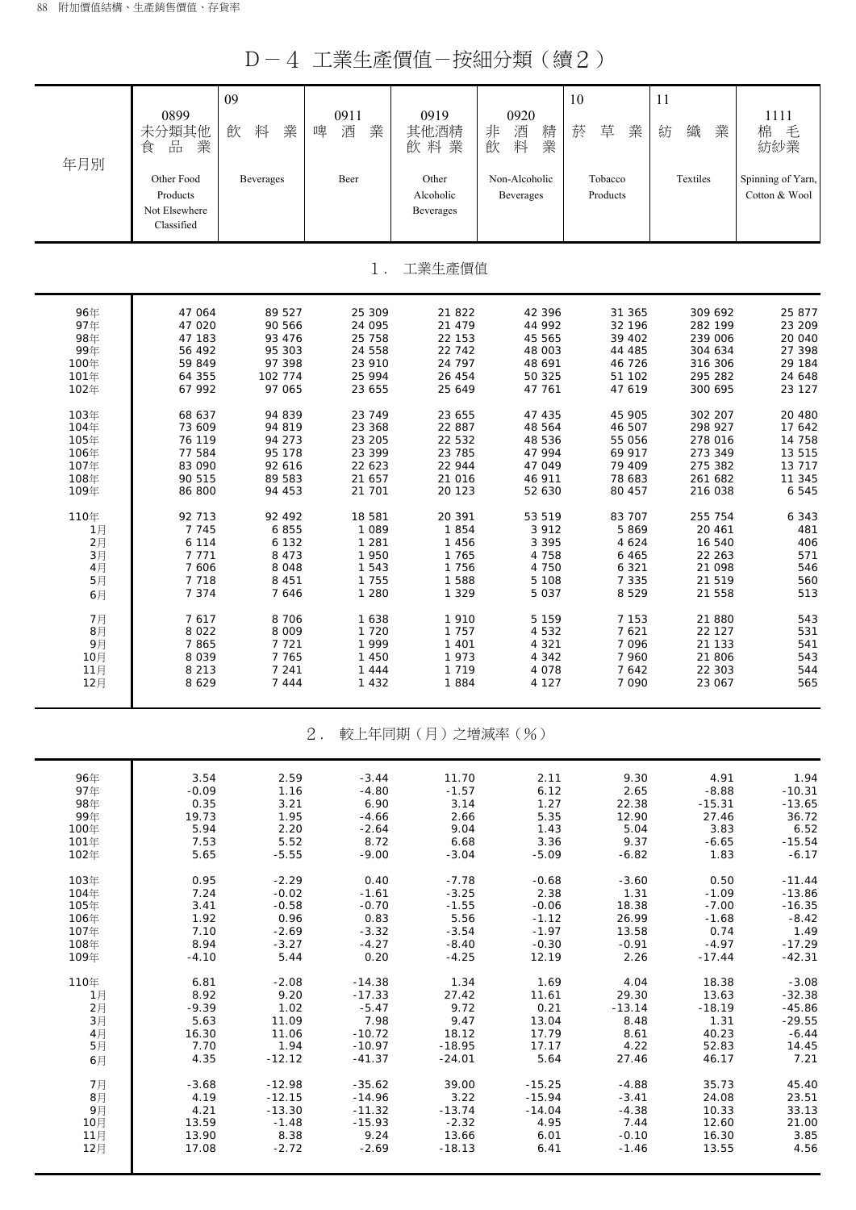# D－4 工業生產價值－按細分類（續2）

| 年月別 | 0899 未分類其他食品業 Other Food Products Not Elsewhere Classified | 09 飲料業 Beverages | 0911 啤酒業 Beer | 0919 其他酒精飲料業 Other Alcoholic Beverages | 0920 非酒精飲料業 Non-Alcoholic Beverages | 10 菸草業 Tobacco Products | 11 紡織業 Textiles | 1111 棉毛紡紗業 Spinning of Yarn, Cotton & Wool |
|---|---|---|---|---|---|---|---|---|
| **1．工業生產價值** | | | | | | | | |
| 96年 | 47 064 | 89 527 | 25 309 | 21 822 | 42 396 | 31 365 | 309 692 | 25 877 |
| 97年 | 47 020 | 90 566 | 24 095 | 21 479 | 44 992 | 32 196 | 282 199 | 23 209 |
| 98年 | 47 183 | 93 476 | 25 758 | 22 153 | 45 565 | 39 402 | 239 006 | 20 040 |
| 99年 | 56 492 | 95 303 | 24 558 | 22 742 | 48 003 | 44 485 | 304 634 | 27 398 |
| 100年 | 59 849 | 97 398 | 23 910 | 24 797 | 48 691 | 46 726 | 316 306 | 29 184 |
| 101年 | 64 355 | 102 774 | 25 994 | 26 454 | 50 325 | 51 102 | 295 282 | 24 648 |
| 102年 | 67 992 | 97 065 | 23 655 | 25 649 | 47 761 | 47 619 | 300 695 | 23 127 |
| 103年 | 68 637 | 94 839 | 23 749 | 23 655 | 47 435 | 45 905 | 302 207 | 20 480 |
| 104年 | 73 609 | 94 819 | 23 368 | 22 887 | 48 564 | 46 507 | 298 927 | 17 642 |
| 105年 | 76 119 | 94 273 | 23 205 | 22 532 | 48 536 | 55 056 | 278 016 | 14 758 |
| 106年 | 77 584 | 95 178 | 23 399 | 23 785 | 47 994 | 69 917 | 273 349 | 13 515 |
| 107年 | 83 090 | 92 616 | 22 623 | 22 944 | 47 049 | 79 409 | 275 382 | 13 717 |
| 108年 | 90 515 | 89 583 | 21 657 | 21 016 | 46 911 | 78 683 | 261 682 | 11 345 |
| 109年 | 86 800 | 94 453 | 21 701 | 20 123 | 52 630 | 80 457 | 216 038 | 6 545 |
| 110年 | 92 713 | 92 492 | 18 581 | 20 391 | 53 519 | 83 707 | 255 754 | 6 343 |
| 1月 | 7 745 | 6 855 | 1 089 | 1 854 | 3 912 | 5 869 | 20 461 | 481 |
| 2月 | 6 114 | 6 132 | 1 281 | 1 456 | 3 395 | 4 624 | 16 540 | 406 |
| 3月 | 7 771 | 8 473 | 1 950 | 1 765 | 4 758 | 6 465 | 22 263 | 571 |
| 4月 | 7 606 | 8 048 | 1 543 | 1 756 | 4 750 | 6 321 | 21 098 | 546 |
| 5月 | 7 718 | 8 451 | 1 755 | 1 588 | 5 108 | 7 335 | 21 519 | 560 |
| 6月 | 7 374 | 7 646 | 1 280 | 1 329 | 5 037 | 8 529 | 21 558 | 513 |
| 7月 | 7 617 | 8 706 | 1 638 | 1 910 | 5 159 | 7 153 | 21 880 | 543 |
| 8月 | 8 022 | 8 009 | 1 720 | 1 757 | 4 532 | 7 621 | 22 127 | 531 |
| 9月 | 7 865 | 7 721 | 1 999 | 1 401 | 4 321 | 7 096 | 21 133 | 541 |
| 10月 | 8 039 | 7 765 | 1 450 | 1 973 | 4 342 | 7 960 | 21 806 | 543 |
| 11月 | 8 213 | 7 241 | 1 444 | 1 719 | 4 078 | 7 642 | 22 303 | 544 |
| 12月 | 8 629 | 7 444 | 1 432 | 1 884 | 4 127 | 7 090 | 23 067 | 565 |
| **2．較上年同期（月）之增減率（%）** | | | | | | | | |
| 96年 | 3.54 | 2.59 | -3.44 | 11.70 | 2.11 | 9.30 | 4.91 | 1.94 |
| 97年 | -0.09 | 1.16 | -4.80 | -1.57 | 6.12 | 2.65 | -8.88 | -10.31 |
| 98年 | 0.35 | 3.21 | 6.90 | 3.14 | 1.27 | 22.38 | -15.31 | -13.65 |
| 99年 | 19.73 | 1.95 | -4.66 | 2.66 | 5.35 | 12.90 | 27.46 | 36.72 |
| 100年 | 5.94 | 2.20 | -2.64 | 9.04 | 1.43 | 5.04 | 3.83 | 6.52 |
| 101年 | 7.53 | 5.52 | 8.72 | 6.68 | 3.36 | 9.37 | -6.65 | -15.54 |
| 102年 | 5.65 | -5.55 | -9.00 | -3.04 | -5.09 | -6.82 | 1.83 | -6.17 |
| 103年 | 0.95 | -2.29 | 0.40 | -7.78 | -0.68 | -3.60 | 0.50 | -11.44 |
| 104年 | 7.24 | -0.02 | -1.61 | -3.25 | 2.38 | 1.31 | -1.09 | -13.86 |
| 105年 | 3.41 | -0.58 | -0.70 | -1.55 | -0.06 | 18.38 | -7.00 | -16.35 |
| 106年 | 1.92 | 0.96 | 0.83 | 5.56 | -1.12 | 26.99 | -1.68 | -8.42 |
| 107年 | 7.10 | -2.69 | -3.32 | -3.54 | -1.97 | 13.58 | 0.74 | 1.49 |
| 108年 | 8.94 | -3.27 | -4.27 | -8.40 | -0.30 | -0.91 | -4.97 | -17.29 |
| 109年 | -4.10 | 5.44 | 0.20 | -4.25 | 12.19 | 2.26 | -17.44 | -42.31 |
| 110年 | 6.81 | -2.08 | -14.38 | 1.34 | 1.69 | 4.04 | 18.38 | -3.08 |
| 1月 | 8.92 | 9.20 | -17.33 | 27.42 | 11.61 | 29.30 | 13.63 | -32.38 |
| 2月 | -9.39 | 1.02 | -5.47 | 9.72 | 0.21 | -13.14 | -18.19 | -45.86 |
| 3月 | 5.63 | 11.09 | 7.98 | 9.47 | 13.04 | 8.48 | 1.31 | -29.55 |
| 4月 | 16.30 | 11.06 | -10.72 | 18.12 | 17.79 | 8.61 | 40.23 | -6.44 |
| 5月 | 7.70 | 1.94 | -10.97 | -18.95 | 17.17 | 4.22 | 52.83 | 14.45 |
| 6月 | 4.35 | -12.12 | -41.37 | -24.01 | 5.64 | 27.46 | 46.17 | 7.21 |
| 7月 | -3.68 | -12.98 | -35.62 | 39.00 | -15.25 | -4.88 | 35.73 | 45.40 |
| 8月 | 4.19 | -12.15 | -14.96 | 3.22 | -15.94 | -3.41 | 24.08 | 23.51 |
| 9月 | 4.21 | -13.30 | -11.32 | -13.74 | -14.04 | -4.38 | 10.33 | 33.13 |
| 10月 | 13.59 | -1.48 | -15.93 | -2.32 | 4.95 | 7.44 | 12.60 | 21.00 |
| 11月 | 13.90 | 8.38 | 9.24 | 13.66 | 6.01 | -0.10 | 16.30 | 3.85 |
| 12月 | 17.08 | -2.72 | -2.69 | -18.13 | 6.41 | -1.46 | 13.55 | 4.56 |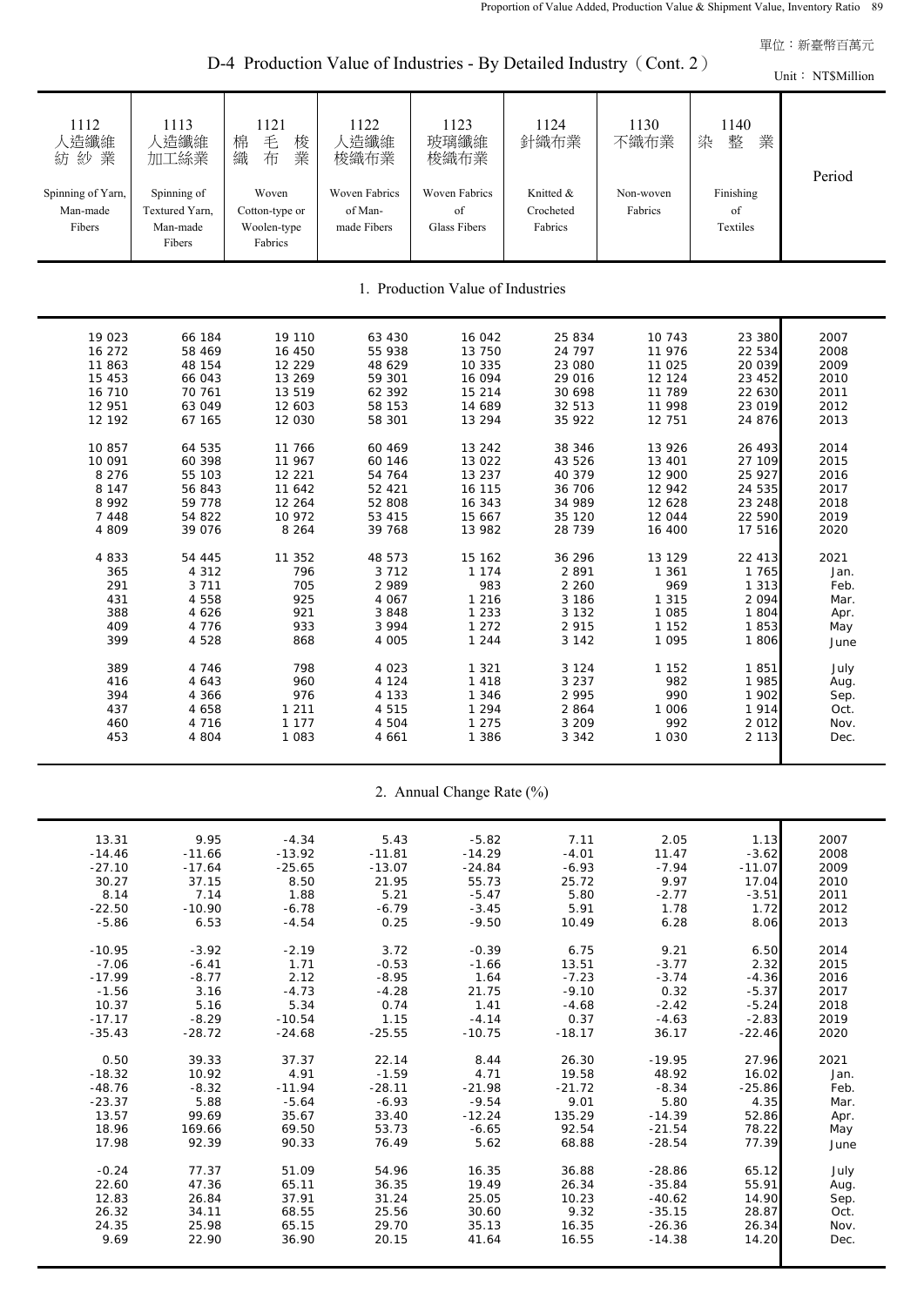單位：新臺幣百萬元

# D-4 Production Value of Industries - By Detailed Industry（Cont. 2）

Unit：NT$Million

| 1112 人造纖維紡紗業 Spinning of Yarn, Man-made Fibers | 1113 人造纖維加工絲業 Spinning of Textured Yarn, Man-made Fibers | 1121 棉毛梭織布業 Woven Cotton-type or Woolen-type Fabrics | 1122 人造纖維梭織布業 Woven Fabrics of Man-made Fibers | 1123 玻璃纖維梭織布業 Woven Fabrics of Glass Fibers | 1124 針織布業 Knitted & Crocheted Fabrics | 1130 不織布業 Non-woven Fabrics | 1140 染整業 Finishing of Textiles | Period |
|---|---|---|---|---|---|---|---|---|
| **1. Production Value of Industries** | | | | | | | | |
| 19 023 | 66 184 | 19 110 | 63 430 | 16 042 | 25 834 | 10 743 | 23 380 | 2007 |
| 16 272 | 58 469 | 16 450 | 55 938 | 13 750 | 24 797 | 11 976 | 22 534 | 2008 |
| 11 863 | 48 154 | 12 229 | 48 629 | 10 335 | 23 080 | 11 025 | 20 039 | 2009 |
| 15 453 | 66 043 | 13 269 | 59 301 | 16 094 | 29 016 | 12 124 | 23 452 | 2010 |
| 16 710 | 70 761 | 13 519 | 62 392 | 15 214 | 30 698 | 11 789 | 22 630 | 2011 |
| 12 951 | 63 049 | 12 603 | 58 153 | 14 689 | 32 513 | 11 998 | 23 019 | 2012 |
| 12 192 | 67 165 | 12 030 | 58 301 | 13 294 | 35 922 | 12 751 | 24 876 | 2013 |
| 10 857 | 64 535 | 11 766 | 60 469 | 13 242 | 38 346 | 13 926 | 26 493 | 2014 |
| 10 091 | 60 398 | 11 967 | 60 146 | 13 022 | 43 526 | 13 401 | 27 109 | 2015 |
| 8 276 | 55 103 | 12 221 | 54 764 | 13 237 | 40 379 | 12 900 | 25 927 | 2016 |
| 8 147 | 56 843 | 11 642 | 52 421 | 16 115 | 36 706 | 12 942 | 24 535 | 2017 |
| 8 992 | 59 778 | 12 264 | 52 808 | 16 343 | 34 989 | 12 628 | 23 248 | 2018 |
| 7 448 | 54 822 | 10 972 | 53 415 | 15 667 | 35 120 | 12 044 | 22 590 | 2019 |
| 4 809 | 39 076 | 8 264 | 39 768 | 13 982 | 28 739 | 16 400 | 17 516 | 2020 |
| 4 833 | 54 445 | 11 352 | 48 573 | 15 162 | 36 296 | 13 129 | 22 413 | 2021 |
| 365 | 4 312 | 796 | 3 712 | 1 174 | 2 891 | 1 361 | 1 765 | Jan. |
| 291 | 3 711 | 705 | 2 989 | 983 | 2 260 | 969 | 1 313 | Feb. |
| 431 | 4 558 | 925 | 4 067 | 1 216 | 3 186 | 1 315 | 2 094 | Mar. |
| 388 | 4 626 | 921 | 3 848 | 1 233 | 3 132 | 1 085 | 1 804 | Apr. |
| 409 | 4 776 | 933 | 3 994 | 1 272 | 2 915 | 1 152 | 1 853 | May |
| 399 | 4 528 | 868 | 4 005 | 1 244 | 3 142 | 1 095 | 1 806 | June |
| 389 | 4 746 | 798 | 4 023 | 1 321 | 3 124 | 1 152 | 1 851 | July |
| 416 | 4 643 | 960 | 4 124 | 1 418 | 3 237 | 982 | 1 985 | Aug. |
| 394 | 4 366 | 976 | 4 133 | 1 346 | 2 995 | 990 | 1 902 | Sep. |
| 437 | 4 658 | 1 211 | 4 515 | 1 294 | 2 864 | 1 006 | 1 914 | Oct. |
| 460 | 4 716 | 1 177 | 4 504 | 1 275 | 3 209 | 992 | 2 012 | Nov. |
| 453 | 4 804 | 1 083 | 4 661 | 1 386 | 3 342 | 1 030 | 2 113 | Dec. |
| **2. Annual Change Rate (%)** | | | | | | | | |
| 13.31 | 9.95 | -4.34 | 5.43 | -5.82 | 7.11 | 2.05 | 1.13 | 2007 |
| -14.46 | -11.66 | -13.92 | -11.81 | -14.29 | -4.01 | 11.47 | -3.62 | 2008 |
| -27.10 | -17.64 | -25.65 | -13.07 | -24.84 | -6.93 | -7.94 | -11.07 | 2009 |
| 30.27 | 37.15 | 8.50 | 21.95 | 55.73 | 25.72 | 9.97 | 17.04 | 2010 |
| 8.14 | 7.14 | 1.88 | 5.21 | -5.47 | 5.80 | -2.77 | -3.51 | 2011 |
| -22.50 | -10.90 | -6.78 | -6.79 | -3.45 | 5.91 | 1.78 | 1.72 | 2012 |
| -5.86 | 6.53 | -4.54 | 0.25 | -9.50 | 10.49 | 6.28 | 8.06 | 2013 |
| -10.95 | -3.92 | -2.19 | 3.72 | -0.39 | 6.75 | 9.21 | 6.50 | 2014 |
| -7.06 | -6.41 | 1.71 | -0.53 | -1.66 | 13.51 | -3.77 | 2.32 | 2015 |
| -17.99 | -8.77 | 2.12 | -8.95 | 1.64 | -7.23 | -3.74 | -4.36 | 2016 |
| -1.56 | 3.16 | -4.73 | -4.28 | 21.75 | -9.10 | 0.32 | -5.37 | 2017 |
| 10.37 | 5.16 | 5.34 | 0.74 | 1.41 | -4.68 | -2.42 | -5.24 | 2018 |
| -17.17 | -8.29 | -10.54 | 1.15 | -4.14 | 0.37 | -4.63 | -2.83 | 2019 |
| -35.43 | -28.72 | -24.68 | -25.55 | -10.75 | -18.17 | 36.17 | -22.46 | 2020 |
| 0.50 | 39.33 | 37.37 | 22.14 | 8.44 | 26.30 | -19.95 | 27.96 | 2021 |
| -18.32 | 10.92 | 4.91 | -1.59 | 4.71 | 19.58 | 48.92 | 16.02 | Jan. |
| -48.76 | -8.32 | -11.94 | -28.11 | -21.98 | -21.72 | -8.34 | -25.86 | Feb. |
| -23.37 | 5.88 | -5.64 | -6.93 | -9.54 | 9.01 | 5.80 | 4.35 | Mar. |
| 13.57 | 99.69 | 35.67 | 33.40 | -12.24 | 135.29 | -14.39 | 52.86 | Apr. |
| 18.96 | 169.66 | 69.50 | 53.73 | -6.65 | 92.54 | -21.54 | 78.22 | May |
| 17.98 | 92.39 | 90.33 | 76.49 | 5.62 | 68.88 | -28.54 | 77.39 | June |
| -0.24 | 77.37 | 51.09 | 54.96 | 16.35 | 36.88 | -28.86 | 65.12 | July |
| 22.60 | 47.36 | 65.11 | 36.35 | 19.49 | 26.34 | -35.84 | 55.91 | Aug. |
| 12.83 | 26.84 | 37.91 | 31.24 | 25.05 | 10.23 | -40.62 | 14.90 | Sep. |
| 26.32 | 34.11 | 68.55 | 25.56 | 30.60 | 9.32 | -35.15 | 28.87 | Oct. |
| 24.35 | 25.98 | 65.15 | 29.70 | 35.13 | 16.35 | -26.36 | 26.34 | Nov. |
| 9.69 | 22.90 | 36.90 | 20.15 | 41.64 | 16.55 | -14.38 | 14.20 | Dec. |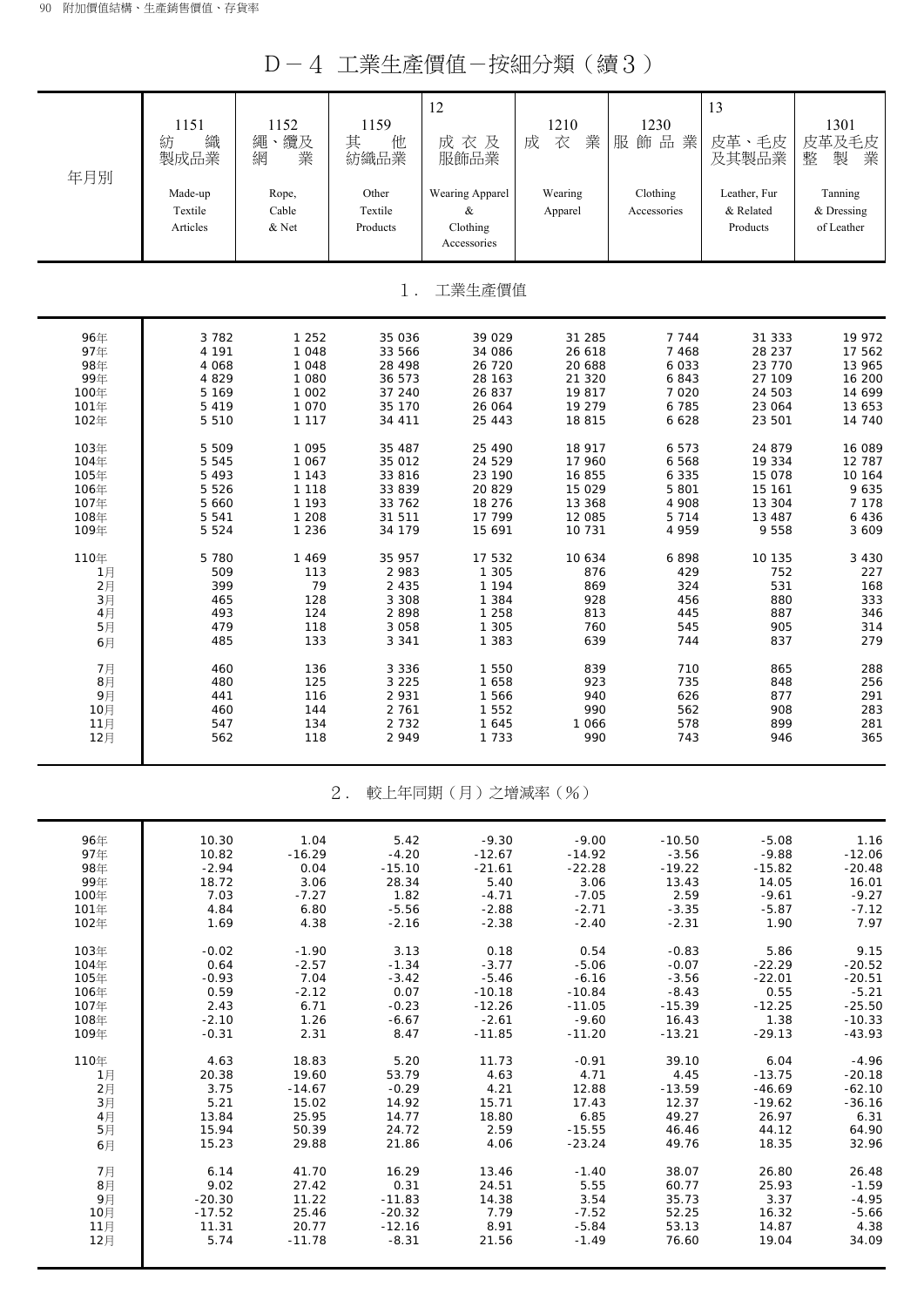# D－4 工業生產價值－按細分類（續3）

| 年月別 | 1151 紡織製成品業 Made-up Textile Articles | 1152 繩、纜及網業 Rope, Cable & Net | 1159 其他紡織品業 Other Textile Products | 12 成衣及服飾品業 Wearing Apparel & Clothing Accessories | 1210 成衣業 Wearing Apparel | 1230 服飾品業 Clothing Accessories | 13 皮革、毛皮及其製品業 Leather, Fur & Related Products | 1301 皮革及毛皮整製業 Tanning & Dressing of Leather |
|---|---|---|---|---|---|---|---|---|
| **1．工業生產價值** | | | | | | | | |
| 96年 | 3 782 | 1 252 | 35 036 | 39 029 | 31 285 | 7 744 | 31 333 | 19 972 |
| 97年 | 4 191 | 1 048 | 33 566 | 34 086 | 26 618 | 7 468 | 28 237 | 17 562 |
| 98年 | 4 068 | 1 048 | 28 498 | 26 720 | 20 688 | 6 033 | 23 770 | 13 965 |
| 99年 | 4 829 | 1 080 | 36 573 | 28 163 | 21 320 | 6 843 | 27 109 | 16 200 |
| 100年 | 5 169 | 1 002 | 37 240 | 26 837 | 19 817 | 7 020 | 24 503 | 14 699 |
| 101年 | 5 419 | 1 070 | 35 170 | 26 064 | 19 279 | 6 785 | 23 064 | 13 653 |
| 102年 | 5 510 | 1 117 | 34 411 | 25 443 | 18 815 | 6 628 | 23 501 | 14 740 |
| 103年 | 5 509 | 1 095 | 35 487 | 25 490 | 18 917 | 6 573 | 24 879 | 16 089 |
| 104年 | 5 545 | 1 067 | 35 012 | 24 529 | 17 960 | 6 568 | 19 334 | 12 787 |
| 105年 | 5 493 | 1 143 | 33 816 | 23 190 | 16 855 | 6 335 | 15 078 | 10 164 |
| 106年 | 5 526 | 1 118 | 33 839 | 20 829 | 15 029 | 5 801 | 15 161 | 9 635 |
| 107年 | 5 660 | 1 193 | 33 762 | 18 276 | 13 368 | 4 908 | 13 304 | 7 178 |
| 108年 | 5 541 | 1 208 | 31 511 | 17 799 | 12 085 | 5 714 | 13 487 | 6 436 |
| 109年 | 5 524 | 1 236 | 34 179 | 15 691 | 10 731 | 4 959 | 9 558 | 3 609 |
| 110年 | 5 780 | 1 469 | 35 957 | 17 532 | 10 634 | 6 898 | 10 135 | 3 430 |
| 1月 | 509 | 113 | 2 983 | 1 305 | 876 | 429 | 752 | 227 |
| 2月 | 399 | 79 | 2 435 | 1 194 | 869 | 324 | 531 | 168 |
| 3月 | 465 | 128 | 3 308 | 1 384 | 928 | 456 | 880 | 333 |
| 4月 | 493 | 124 | 2 898 | 1 258 | 813 | 445 | 887 | 346 |
| 5月 | 479 | 118 | 3 058 | 1 305 | 760 | 545 | 905 | 314 |
| 6月 | 485 | 133 | 3 341 | 1 383 | 639 | 744 | 837 | 279 |
| 7月 | 460 | 136 | 3 336 | 1 550 | 839 | 710 | 865 | 288 |
| 8月 | 480 | 125 | 3 225 | 1 658 | 923 | 735 | 848 | 256 |
| 9月 | 441 | 116 | 2 931 | 1 566 | 940 | 626 | 877 | 291 |
| 10月 | 460 | 144 | 2 761 | 1 552 | 990 | 562 | 908 | 283 |
| 11月 | 547 | 134 | 2 732 | 1 645 | 1 066 | 578 | 899 | 281 |
| 12月 | 562 | 118 | 2 949 | 1 733 | 990 | 743 | 946 | 365 |
| **2．較上年同期（月）之增減率（%）** | | | | | | | | |
| 96年 | 10.30 | 1.04 | 5.42 | -9.30 | -9.00 | -10.50 | -5.08 | 1.16 |
| 97年 | 10.82 | -16.29 | -4.20 | -12.67 | -14.92 | -3.56 | -9.88 | -12.06 |
| 98年 | -2.94 | 0.04 | -15.10 | -21.61 | -22.28 | -19.22 | -15.82 | -20.48 |
| 99年 | 18.72 | 3.06 | 28.34 | 5.40 | 3.06 | 13.43 | 14.05 | 16.01 |
| 100年 | 7.03 | -7.27 | 1.82 | -4.71 | -7.05 | 2.59 | -9.61 | -9.27 |
| 101年 | 4.84 | 6.80 | -5.56 | -2.88 | -2.71 | -3.35 | -5.87 | -7.12 |
| 102年 | 1.69 | 4.38 | -2.16 | -2.38 | -2.40 | -2.31 | 1.90 | 7.97 |
| 103年 | -0.02 | -1.90 | 3.13 | 0.18 | 0.54 | -0.83 | 5.86 | 9.15 |
| 104年 | 0.64 | -2.57 | -1.34 | -3.77 | -5.06 | -0.07 | -22.29 | -20.52 |
| 105年 | -0.93 | 7.04 | -3.42 | -5.46 | -6.16 | -3.56 | -22.01 | -20.51 |
| 106年 | 0.59 | -2.12 | 0.07 | -10.18 | -10.84 | -8.43 | 0.55 | -5.21 |
| 107年 | 2.43 | 6.71 | -0.23 | -12.26 | -11.05 | -15.39 | -12.25 | -25.50 |
| 108年 | -2.10 | 1.26 | -6.67 | -2.61 | -9.60 | 16.43 | 1.38 | -10.33 |
| 109年 | -0.31 | 2.31 | 8.47 | -11.85 | -11.20 | -13.21 | -29.13 | -43.93 |
| 110年 | 4.63 | 18.83 | 5.20 | 11.73 | -0.91 | 39.10 | 6.04 | -4.96 |
| 1月 | 20.38 | 19.60 | 53.79 | 4.63 | 4.71 | 4.45 | -13.75 | -20.18 |
| 2月 | 3.75 | -14.67 | -0.29 | 4.21 | 12.88 | -13.59 | -46.69 | -62.10 |
| 3月 | 5.21 | 15.02 | 14.92 | 15.71 | 17.43 | 12.37 | -19.62 | -36.16 |
| 4月 | 13.84 | 25.95 | 14.77 | 18.80 | 6.85 | 49.27 | 26.97 | 6.31 |
| 5月 | 15.94 | 50.39 | 24.72 | 2.59 | -15.55 | 46.46 | 44.12 | 64.90 |
| 6月 | 15.23 | 29.88 | 21.86 | 4.06 | -23.24 | 49.76 | 18.35 | 32.96 |
| 7月 | 6.14 | 41.70 | 16.29 | 13.46 | -1.40 | 38.07 | 26.80 | 26.48 |
| 8月 | 9.02 | 27.42 | 0.31 | 24.51 | 5.55 | 60.77 | 25.93 | -1.59 |
| 9月 | -20.30 | 11.22 | -11.83 | 14.38 | 3.54 | 35.73 | 3.37 | -4.95 |
| 10月 | -17.52 | 25.46 | -20.32 | 7.79 | -7.52 | 52.25 | 16.32 | -5.66 |
| 11月 | 11.31 | 20.77 | -12.16 | 8.91 | -5.84 | 53.13 | 14.87 | 4.38 |
| 12月 | 5.74 | -11.78 | -8.31 | 21.56 | -1.49 | 76.60 | 19.04 | 34.09 |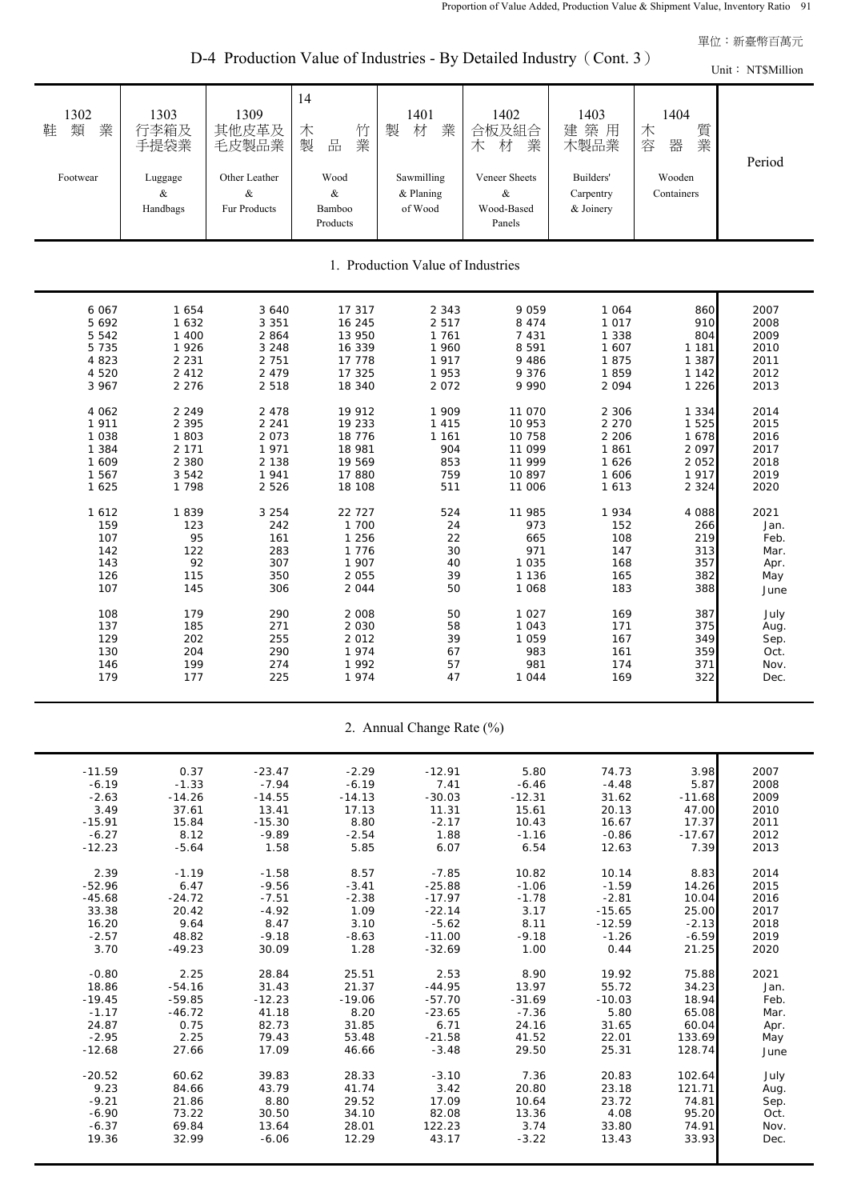單位：新臺幣百萬元

# D-4 Production Value of Industries - By Detailed Industry（Cont. 3）

Unit： NT$Million

| 1302 鞋類業 Footwear | 1303 行李箱及手提袋業 Luggage & Handbags | 1309 其他皮革及毛皮製品業 Other Leather & Fur Products | 14 木竹製品業 Wood & Bamboo Products | 1401 製材業 Sawmilling & Planing of Wood | 1402 合板及組合木材業 Veneer Sheets & Wood-Based Panels | 1403 建築用木製品業 Builders' Carpentry & Joinery | 1404 木質容器業 Wooden Containers | Period |
|---|---|---|---|---|---|---|---|---|
| **1. Production Value of Industries** | | | | | | | | |
| 6 067 | 1 654 | 3 640 | 17 317 | 2 343 | 9 059 | 1 064 | 860 | 2007 |
| 5 692 | 1 632 | 3 351 | 16 245 | 2 517 | 8 474 | 1 017 | 910 | 2008 |
| 5 542 | 1 400 | 2 864 | 13 950 | 1 761 | 7 431 | 1 338 | 804 | 2009 |
| 5 735 | 1 926 | 3 248 | 16 339 | 1 960 | 8 591 | 1 607 | 1 181 | 2010 |
| 4 823 | 2 231 | 2 751 | 17 778 | 1 917 | 9 486 | 1 875 | 1 387 | 2011 |
| 4 520 | 2 412 | 2 479 | 17 325 | 1 953 | 9 376 | 1 859 | 1 142 | 2012 |
| 3 967 | 2 276 | 2 518 | 18 340 | 2 072 | 9 990 | 2 094 | 1 226 | 2013 |
| 4 062 | 2 249 | 2 478 | 19 912 | 1 909 | 11 070 | 2 306 | 1 334 | 2014 |
| 1 911 | 2 395 | 2 241 | 19 233 | 1 415 | 10 953 | 2 270 | 1 525 | 2015 |
| 1 038 | 1 803 | 2 073 | 18 776 | 1 161 | 10 758 | 2 206 | 1 678 | 2016 |
| 1 384 | 2 171 | 1 971 | 18 981 | 904 | 11 099 | 1 861 | 2 097 | 2017 |
| 1 609 | 2 380 | 2 138 | 19 569 | 853 | 11 999 | 1 626 | 2 052 | 2018 |
| 1 567 | 3 542 | 1 941 | 17 880 | 759 | 10 897 | 1 606 | 1 917 | 2019 |
| 1 625 | 1 798 | 2 526 | 18 108 | 511 | 11 006 | 1 613 | 2 324 | 2020 |
| 1 612 | 1 839 | 3 254 | 22 727 | 524 | 11 985 | 1 934 | 4 088 | 2021 |
| 159 | 123 | 242 | 1 700 | 24 | 973 | 152 | 266 | Jan. |
| 107 | 95 | 161 | 1 256 | 22 | 665 | 108 | 219 | Feb. |
| 142 | 122 | 283 | 1 776 | 30 | 971 | 147 | 313 | Mar. |
| 143 | 92 | 307 | 1 907 | 40 | 1 035 | 168 | 357 | Apr. |
| 126 | 115 | 350 | 2 055 | 39 | 1 136 | 165 | 382 | May |
| 107 | 145 | 306 | 2 044 | 50 | 1 068 | 183 | 388 | June |
| 108 | 179 | 290 | 2 008 | 50 | 1 027 | 169 | 387 | July |
| 137 | 185 | 271 | 2 030 | 58 | 1 043 | 171 | 375 | Aug. |
| 129 | 202 | 255 | 2 012 | 39 | 1 059 | 167 | 349 | Sep. |
| 130 | 204 | 290 | 1 974 | 67 | 983 | 161 | 359 | Oct. |
| 146 | 199 | 274 | 1 992 | 57 | 981 | 174 | 371 | Nov. |
| 179 | 177 | 225 | 1 974 | 47 | 1 044 | 169 | 322 | Dec. |
| **2. Annual Change Rate (%)** | | | | | | | | |
| -11.59 | 0.37 | -23.47 | -2.29 | -12.91 | 5.80 | 74.73 | 3.98 | 2007 |
| -6.19 | -1.33 | -7.94 | -6.19 | 7.41 | -6.46 | -4.48 | 5.87 | 2008 |
| -2.63 | -14.26 | -14.55 | -14.13 | -30.03 | -12.31 | 31.62 | -11.68 | 2009 |
| 3.49 | 37.61 | 13.41 | 17.13 | 11.31 | 15.61 | 20.13 | 47.00 | 2010 |
| -15.91 | 15.84 | -15.30 | 8.80 | -2.17 | 10.43 | 16.67 | 17.37 | 2011 |
| -6.27 | 8.12 | -9.89 | -2.54 | 1.88 | -1.16 | -0.86 | -17.67 | 2012 |
| -12.23 | -5.64 | 1.58 | 5.85 | 6.07 | 6.54 | 12.63 | 7.39 | 2013 |
| 2.39 | -1.19 | -1.58 | 8.57 | -7.85 | 10.82 | 10.14 | 8.83 | 2014 |
| -52.96 | 6.47 | -9.56 | -3.41 | -25.88 | -1.06 | -1.59 | 14.26 | 2015 |
| -45.68 | -24.72 | -7.51 | -2.38 | -17.97 | -1.78 | -2.81 | 10.04 | 2016 |
| 33.38 | 20.42 | -4.92 | 1.09 | -22.14 | 3.17 | -15.65 | 25.00 | 2017 |
| 16.20 | 9.64 | 8.47 | 3.10 | -5.62 | 8.11 | -12.59 | -2.13 | 2018 |
| -2.57 | 48.82 | -9.18 | -8.63 | -11.00 | -9.18 | -1.26 | -6.59 | 2019 |
| 3.70 | -49.23 | 30.09 | 1.28 | -32.69 | 1.00 | 0.44 | 21.25 | 2020 |
| -0.80 | 2.25 | 28.84 | 25.51 | 2.53 | 8.90 | 19.92 | 75.88 | 2021 |
| 18.86 | -54.16 | 31.43 | 21.37 | -44.95 | 13.97 | 55.72 | 34.23 | Jan. |
| -19.45 | -59.85 | -12.23 | -19.06 | -57.70 | -31.69 | -10.03 | 18.94 | Feb. |
| -1.17 | -46.72 | 41.18 | 8.20 | -23.65 | -7.36 | 5.80 | 65.08 | Mar. |
| 24.87 | 0.75 | 82.73 | 31.85 | 6.71 | 24.16 | 31.65 | 60.04 | Apr. |
| -2.95 | 2.25 | 79.43 | 53.48 | -21.58 | 41.52 | 22.01 | 133.69 | May |
| -12.68 | 27.66 | 17.09 | 46.66 | -3.48 | 29.50 | 25.31 | 128.74 | June |
| -20.52 | 60.62 | 39.83 | 28.33 | -3.10 | 7.36 | 20.83 | 102.64 | July |
| 9.23 | 84.66 | 43.79 | 41.74 | 3.42 | 20.80 | 23.18 | 121.71 | Aug. |
| -9.21 | 21.86 | 8.80 | 29.52 | 17.09 | 10.64 | 23.72 | 74.81 | Sep. |
| -6.90 | 73.22 | 30.50 | 34.10 | 82.08 | 13.36 | 4.08 | 95.20 | Oct. |
| -6.37 | 69.84 | 13.64 | 28.01 | 122.23 | 3.74 | 33.80 | 74.91 | Nov. |
| 19.36 | 32.99 | -6.06 | 12.29 | 43.17 | -3.22 | 13.43 | 33.93 | Dec. |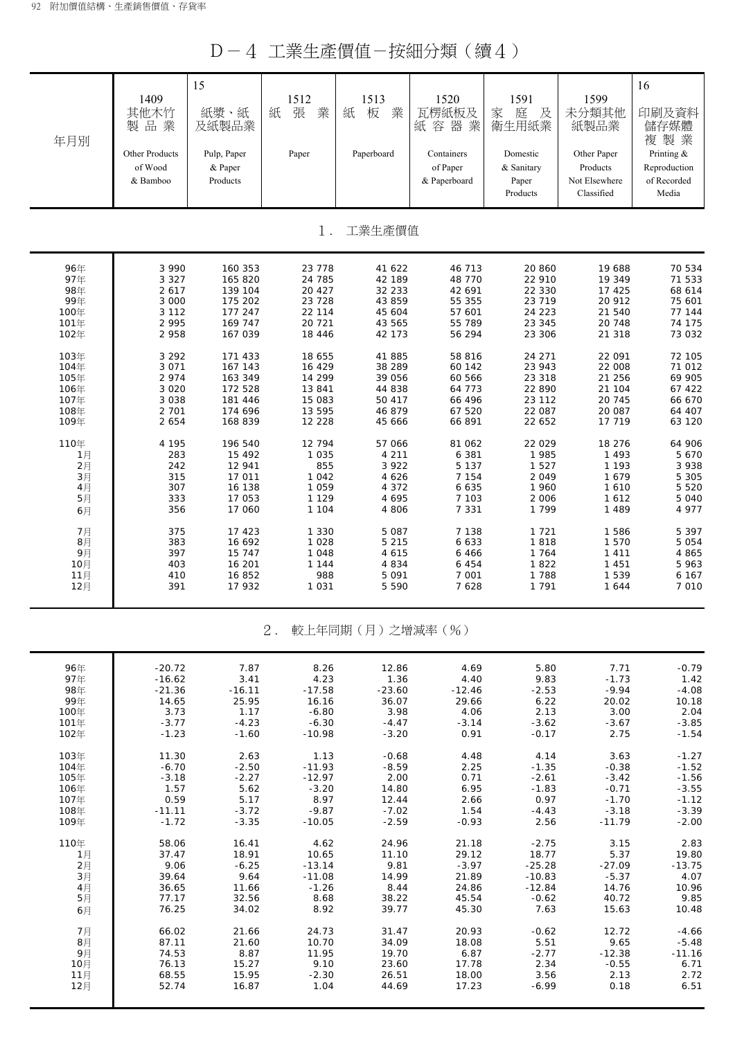# D－4 工業生產價值－按細分類（續4）

| 年月別 | 1409 其他木竹製品業 Other Products of Wood & Bamboo | 15 紙漿、紙及紙製品業 Pulp, Paper & Paper Products | 1512 紙張業 Paper | 1513 紙板業 Paperboard | 1520 瓦楞紙板及紙容器業 Containers of Paper & Paperboard | 1591 家庭及衛生用紙業 Domestic & Sanitary Paper Products | 1599 未分類其他紙製品業 Other Paper Products Not Elsewhere Classified | 16 印刷及資料儲存媒體複製業 Printing & Reproduction of Recorded Media |
|---|---|---|---|---|---|---|---|---|
| **1. 工業生產價值** | | | | | | | | |
| 96年 | 3 990 | 160 353 | 23 778 | 41 622 | 46 713 | 20 860 | 19 688 | 70 534 |
| 97年 | 3 327 | 165 820 | 24 785 | 42 189 | 48 770 | 22 910 | 19 349 | 71 533 |
| 98年 | 2 617 | 139 104 | 20 427 | 32 233 | 42 691 | 22 330 | 17 425 | 68 614 |
| 99年 | 3 000 | 175 202 | 23 728 | 43 859 | 55 355 | 23 719 | 20 912 | 75 601 |
| 100年 | 3 112 | 177 247 | 22 114 | 45 604 | 57 601 | 24 223 | 21 540 | 77 144 |
| 101年 | 2 995 | 169 747 | 20 721 | 43 565 | 55 789 | 23 345 | 20 748 | 74 175 |
| 102年 | 2 958 | 167 039 | 18 446 | 42 173 | 56 294 | 23 306 | 21 318 | 73 032 |
| 103年 | 3 292 | 171 433 | 18 655 | 41 885 | 58 816 | 24 271 | 22 091 | 72 105 |
| 104年 | 3 071 | 167 143 | 16 429 | 38 289 | 60 142 | 23 943 | 22 008 | 71 012 |
| 105年 | 2 974 | 163 349 | 14 299 | 39 056 | 60 566 | 23 318 | 21 256 | 69 905 |
| 106年 | 3 020 | 172 528 | 13 841 | 44 838 | 64 773 | 22 890 | 21 104 | 67 422 |
| 107年 | 3 038 | 181 446 | 15 083 | 50 417 | 66 496 | 23 112 | 20 745 | 66 670 |
| 108年 | 2 701 | 174 696 | 13 595 | 46 879 | 67 520 | 22 087 | 20 087 | 64 407 |
| 109年 | 2 654 | 168 839 | 12 228 | 45 666 | 66 891 | 22 652 | 17 719 | 63 120 |
| 110年 | 4 195 | 196 540 | 12 794 | 57 066 | 81 062 | 22 029 | 18 276 | 64 906 |
| 1月 | 283 | 15 492 | 1 035 | 4 211 | 6 381 | 1 985 | 1 493 | 5 670 |
| 2月 | 242 | 12 941 | 855 | 3 922 | 5 137 | 1 527 | 1 193 | 3 938 |
| 3月 | 315 | 17 011 | 1 042 | 4 626 | 7 154 | 2 049 | 1 679 | 5 305 |
| 4月 | 307 | 16 138 | 1 059 | 4 372 | 6 635 | 1 960 | 1 610 | 5 520 |
| 5月 | 333 | 17 053 | 1 129 | 4 695 | 7 103 | 2 006 | 1 612 | 5 040 |
| 6月 | 356 | 17 060 | 1 104 | 4 806 | 7 331 | 1 799 | 1 489 | 4 977 |
| 7月 | 375 | 17 423 | 1 330 | 5 087 | 7 138 | 1 721 | 1 586 | 5 397 |
| 8月 | 383 | 16 692 | 1 028 | 5 215 | 6 633 | 1 818 | 1 570 | 5 054 |
| 9月 | 397 | 15 747 | 1 048 | 4 615 | 6 466 | 1 764 | 1 411 | 4 865 |
| 10月 | 403 | 16 201 | 1 144 | 4 834 | 6 454 | 1 822 | 1 451 | 5 963 |
| 11月 | 410 | 16 852 | 988 | 5 091 | 7 001 | 1 788 | 1 539 | 6 167 |
| 12月 | 391 | 17 932 | 1 031 | 5 590 | 7 628 | 1 791 | 1 644 | 7 010 |
| **2. 較上年同期（月）之增減率（%）** | | | | | | | | |
| 96年 | -20.72 | 7.87 | 8.26 | 12.86 | 4.69 | 5.80 | 7.71 | -0.79 |
| 97年 | -16.62 | 3.41 | 4.23 | 1.36 | 4.40 | 9.83 | -1.73 | 1.42 |
| 98年 | -21.36 | -16.11 | -17.58 | -23.60 | -12.46 | -2.53 | -9.94 | -4.08 |
| 99年 | 14.65 | 25.95 | 16.16 | 36.07 | 29.66 | 6.22 | 20.02 | 10.18 |
| 100年 | 3.73 | 1.17 | -6.80 | 3.98 | 4.06 | 2.13 | 3.00 | 2.04 |
| 101年 | -3.77 | -4.23 | -6.30 | -4.47 | -3.14 | -3.62 | -3.67 | -3.85 |
| 102年 | -1.23 | -1.60 | -10.98 | -3.20 | 0.91 | -0.17 | 2.75 | -1.54 |
| 103年 | 11.30 | 2.63 | 1.13 | -0.68 | 4.48 | 4.14 | 3.63 | -1.27 |
| 104年 | -6.70 | -2.50 | -11.93 | -8.59 | 2.25 | -1.35 | -0.38 | -1.52 |
| 105年 | -3.18 | -2.27 | -12.97 | 2.00 | 0.71 | -2.61 | -3.42 | -1.56 |
| 106年 | 1.57 | 5.62 | -3.20 | 14.80 | 6.95 | -1.83 | -0.71 | -3.55 |
| 107年 | 0.59 | 5.17 | 8.97 | 12.44 | 2.66 | 0.97 | -1.70 | -1.12 |
| 108年 | -11.11 | -3.72 | -9.87 | -7.02 | 1.54 | -4.43 | -3.18 | -3.39 |
| 109年 | -1.72 | -3.35 | -10.05 | -2.59 | -0.93 | 2.56 | -11.79 | -2.00 |
| 110年 | 58.06 | 16.41 | 4.62 | 24.96 | 21.18 | -2.75 | 3.15 | 2.83 |
| 1月 | 37.47 | 18.91 | 10.65 | 11.10 | 29.12 | 18.77 | 5.37 | 19.80 |
| 2月 | 9.06 | -6.25 | -13.14 | 9.81 | -3.97 | -25.28 | -27.09 | -13.75 |
| 3月 | 39.64 | 9.64 | -11.08 | 14.99 | 21.89 | -10.83 | -5.37 | 4.07 |
| 4月 | 36.65 | 11.66 | -1.26 | 8.44 | 24.86 | -12.84 | 14.76 | 10.96 |
| 5月 | 77.17 | 32.56 | 8.68 | 38.22 | 45.54 | -0.62 | 40.72 | 9.85 |
| 6月 | 76.25 | 34.02 | 8.92 | 39.77 | 45.30 | 7.63 | 15.63 | 10.48 |
| 7月 | 66.02 | 21.66 | 24.73 | 31.47 | 20.93 | -0.62 | 12.72 | -4.66 |
| 8月 | 87.11 | 21.60 | 10.70 | 34.09 | 18.08 | 5.51 | 9.65 | -5.48 |
| 9月 | 74.53 | 8.87 | 11.95 | 19.70 | 6.87 | -2.77 | -12.38 | -11.16 |
| 10月 | 76.13 | 15.27 | 9.10 | 23.60 | 17.78 | 2.34 | -0.55 | 6.71 |
| 11月 | 68.55 | 15.95 | -2.30 | 26.51 | 18.00 | 3.56 | 2.13 | 2.72 |
| 12月 | 52.74 | 16.87 | 1.04 | 44.69 | 17.23 | -6.99 | 0.18 | 6.51 |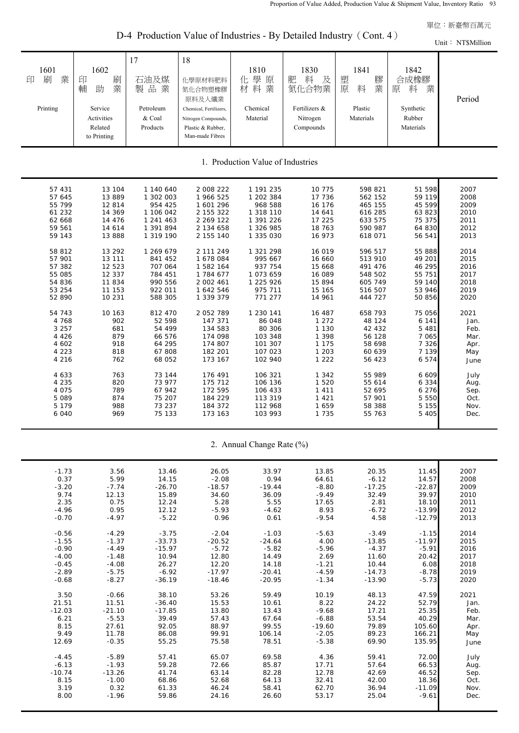單位：新臺幣百萬元

# D-4 Production Value of Industries - By Detailed Industry（Cont. 4）

Unit： NT$Million

| 1601 印刷業 Printing | 1602 印刷輔助業 Service Activities Related to Printing | 17 石油及煤製品業 Petroleum & Coal Products | 18 化學原材料肥料氮化合物塑橡膠原料及人纖業 Chemical, Fertilizers, Nitrogen Compounds, Plastic & Rubber, Man-made Fibres | 1810 化學原材料業 Chemical Material | 1830 肥料及氮化合物業 Fertilizers & Nitrogen Compounds | 1841 塑膠原料業 Plastic Materials | 1842 合成橡膠原料業 Synthetic Rubber Materials | Period |
|---|---|---|---|---|---|---|---|---|
| **1. Production Value of Industries** | | | | | | | | |
| 57 431 | 13 104 | 1 140 640 | 2 008 222 | 1 191 235 | 10 775 | 598 821 | 51 598 | 2007 |
| 57 645 | 13 889 | 1 302 003 | 1 966 525 | 1 202 384 | 17 736 | 562 152 | 59 119 | 2008 |
| 55 799 | 12 814 | 954 425 | 1 601 296 | 968 588 | 16 176 | 465 155 | 45 599 | 2009 |
| 61 232 | 14 369 | 1 106 042 | 2 155 322 | 1 318 110 | 14 641 | 616 285 | 63 823 | 2010 |
| 62 668 | 14 476 | 1 241 463 | 2 269 122 | 1 391 226 | 17 225 | 633 575 | 75 375 | 2011 |
| 59 561 | 14 614 | 1 391 894 | 2 134 658 | 1 326 985 | 18 763 | 590 987 | 64 830 | 2012 |
| 59 143 | 13 888 | 1 319 190 | 2 155 140 | 1 335 030 | 16 973 | 618 071 | 56 541 | 2013 |
| 58 812 | 13 292 | 1 269 679 | 2 111 249 | 1 321 298 | 16 019 | 596 517 | 55 888 | 2014 |
| 57 901 | 13 111 | 841 452 | 1 678 084 | 995 667 | 16 660 | 513 910 | 49 201 | 2015 |
| 57 382 | 12 523 | 707 064 | 1 582 164 | 937 754 | 15 668 | 491 476 | 46 295 | 2016 |
| 55 085 | 12 337 | 784 451 | 1 784 677 | 1 073 659 | 16 089 | 548 502 | 55 751 | 2017 |
| 54 836 | 11 834 | 990 556 | 2 002 461 | 1 225 926 | 15 894 | 605 749 | 59 140 | 2018 |
| 53 254 | 11 153 | 922 011 | 1 642 546 | 975 711 | 15 165 | 516 507 | 53 946 | 2019 |
| 52 890 | 10 231 | 588 305 | 1 339 379 | 771 277 | 14 961 | 444 727 | 50 856 | 2020 |
| 54 743 | 10 163 | 812 470 | 2 052 789 | 1 230 141 | 16 487 | 658 793 | 75 056 | 2021 |
| 4 768 | 902 | 52 598 | 147 371 | 86 048 | 1 272 | 48 124 | 6 141 | Jan. |
| 3 257 | 681 | 54 499 | 134 583 | 80 306 | 1 130 | 42 432 | 5 481 | Feb. |
| 4 426 | 879 | 66 576 | 174 098 | 103 348 | 1 398 | 56 128 | 7 065 | Mar. |
| 4 602 | 918 | 64 295 | 174 807 | 101 307 | 1 175 | 58 698 | 7 326 | Apr. |
| 4 223 | 818 | 67 808 | 182 201 | 107 023 | 1 203 | 60 639 | 7 139 | May |
| 4 216 | 762 | 68 052 | 173 167 | 102 940 | 1 222 | 56 423 | 6 574 | June |
| 4 633 | 763 | 73 144 | 176 491 | 106 321 | 1 342 | 55 989 | 6 609 | July |
| 4 235 | 820 | 73 977 | 175 712 | 106 136 | 1 520 | 55 614 | 6 334 | Aug. |
| 4 075 | 789 | 67 942 | 172 595 | 106 433 | 1 411 | 52 695 | 6 276 | Sep. |
| 5 089 | 874 | 75 207 | 184 229 | 113 319 | 1 421 | 57 901 | 5 550 | Oct. |
| 5 179 | 988 | 73 237 | 184 372 | 112 968 | 1 659 | 58 388 | 5 155 | Nov. |
| 6 040 | 969 | 75 133 | 173 163 | 103 993 | 1 735 | 55 763 | 5 405 | Dec. |
| **2. Annual Change Rate (%)** | | | | | | | | |
| -1.73 | 3.56 | 13.46 | 26.05 | 33.97 | 13.85 | 20.35 | 11.45 | 2007 |
| 0.37 | 5.99 | 14.15 | -2.08 | 0.94 | 64.61 | -6.12 | 14.57 | 2008 |
| -3.20 | -7.74 | -26.70 | -18.57 | -19.44 | -8.80 | -17.25 | -22.87 | 2009 |
| 9.74 | 12.13 | 15.89 | 34.60 | 36.09 | -9.49 | 32.49 | 39.97 | 2010 |
| 2.35 | 0.75 | 12.24 | 5.28 | 5.55 | 17.65 | 2.81 | 18.10 | 2011 |
| -4.96 | 0.95 | 12.12 | -5.93 | -4.62 | 8.93 | -6.72 | -13.99 | 2012 |
| -0.70 | -4.97 | -5.22 | 0.96 | 0.61 | -9.54 | 4.58 | -12.79 | 2013 |
| -0.56 | -4.29 | -3.75 | -2.04 | -1.03 | -5.63 | -3.49 | -1.15 | 2014 |
| -1.55 | -1.37 | -33.73 | -20.52 | -24.64 | 4.00 | -13.85 | -11.97 | 2015 |
| -0.90 | -4.49 | -15.97 | -5.72 | -5.82 | -5.96 | -4.37 | -5.91 | 2016 |
| -4.00 | -1.48 | 10.94 | 12.80 | 14.49 | 2.69 | 11.60 | 20.42 | 2017 |
| -0.45 | -4.08 | 26.27 | 12.20 | 14.18 | -1.21 | 10.44 | 6.08 | 2018 |
| -2.89 | -5.75 | -6.92 | -17.97 | -20.41 | -4.59 | -14.73 | -8.78 | 2019 |
| -0.68 | -8.27 | -36.19 | -18.46 | -20.95 | -1.34 | -13.90 | -5.73 | 2020 |
| 3.50 | -0.66 | 38.10 | 53.26 | 59.49 | 10.19 | 48.13 | 47.59 | 2021 |
| 21.51 | 11.51 | -36.40 | 15.53 | 10.61 | 8.22 | 24.22 | 52.79 | Jan. |
| -12.03 | -21.10 | -17.85 | 13.80 | 13.43 | -9.68 | 17.21 | 25.35 | Feb. |
| 6.21 | -5.53 | 39.49 | 57.43 | 67.64 | -6.88 | 53.54 | 40.29 | Mar. |
| 8.15 | 27.61 | 92.05 | 88.97 | 99.55 | -19.60 | 79.89 | 105.60 | Apr. |
| 9.49 | 11.78 | 86.08 | 99.91 | 106.14 | -2.05 | 89.23 | 166.21 | May |
| 12.69 | -0.35 | 55.25 | 75.58 | 78.51 | -5.38 | 69.90 | 135.95 | June |
| -4.45 | -5.89 | 57.41 | 65.07 | 69.58 | 4.36 | 59.41 | 72.00 | July |
| -6.13 | -1.93 | 59.28 | 72.66 | 85.87 | 17.71 | 57.64 | 66.53 | Aug. |
| -10.74 | -13.26 | 41.74 | 63.14 | 82.28 | 12.78 | 42.69 | 46.52 | Sep. |
| 8.15 | -1.00 | 68.86 | 52.68 | 64.13 | 32.41 | 42.00 | 18.36 | Oct. |
| 3.19 | 0.32 | 61.33 | 46.24 | 58.41 | 62.70 | 36.94 | -11.09 | Nov. |
| 8.00 | -1.96 | 59.86 | 24.16 | 26.60 | 53.17 | 25.04 | -9.61 | Dec. |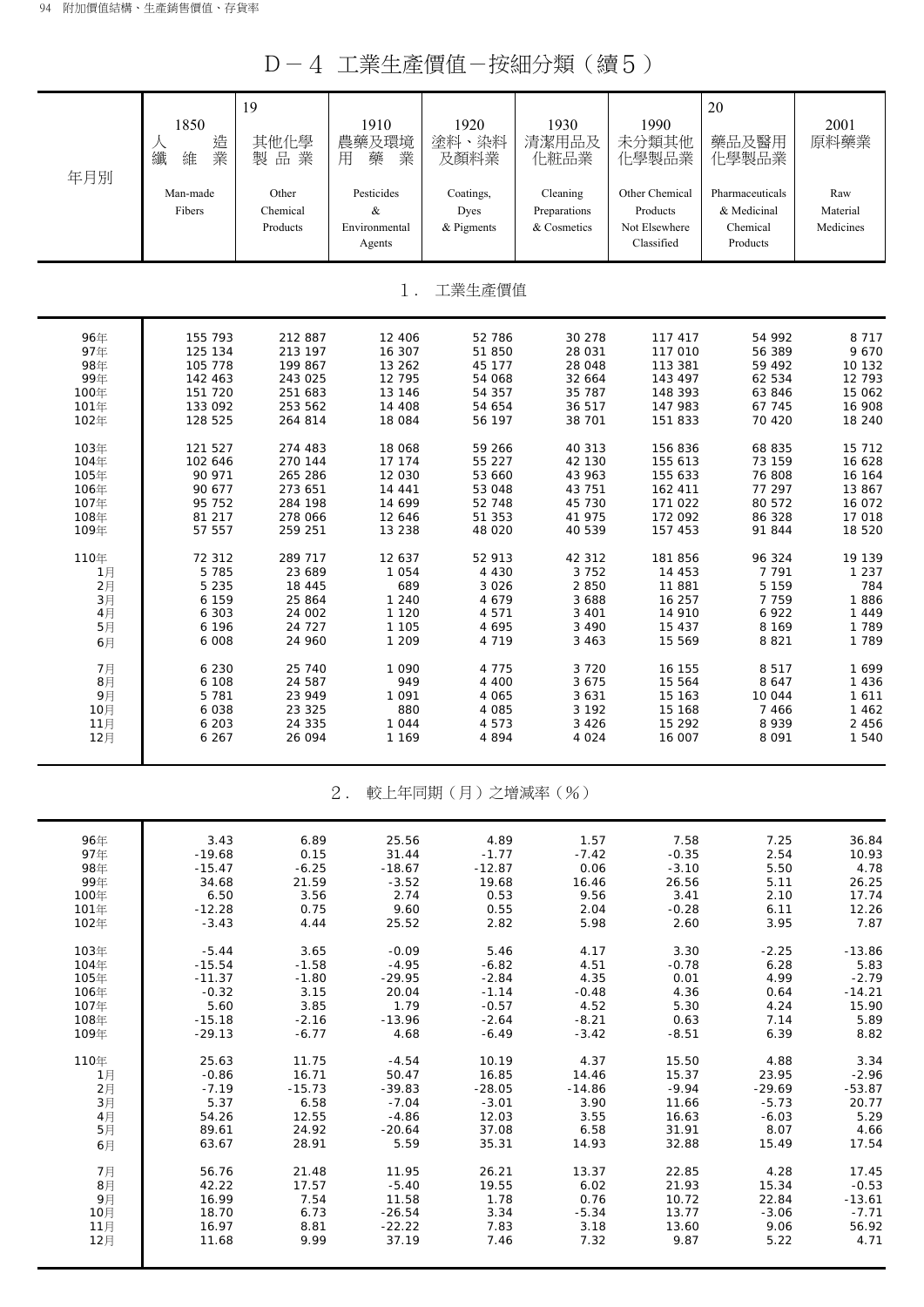# D－4 工業生產價值－按細分類（續5）

| 年月別 | 1850 人造纖維業 Man-made Fibers | 19 其他化學製品業 Other Chemical Products | 1910 農藥及環境用藥業 Pesticides & Environmental Agents | 1920 塗料、染料及顏料業 Coatings, Dyes & Pigments | 1930 清潔用品及化粧品業 Cleaning Preparations & Cosmetics | 1990 未分類其他化學製品業 Other Chemical Products Not Elsewhere Classified | 20 藥品及醫用化學製品業 Pharmaceuticals & Medicinal Chemical Products | 2001 原料藥業 Raw Material Medicines |
|---|---|---|---|---|---|---|---|---|
| **1．工業生產價值** | | | | | | | | |
| 96年 | 155 793 | 212 887 | 12 406 | 52 786 | 30 278 | 117 417 | 54 992 | 8 717 |
| 97年 | 125 134 | 213 197 | 16 307 | 51 850 | 28 031 | 117 010 | 56 389 | 9 670 |
| 98年 | 105 778 | 199 867 | 13 262 | 45 177 | 28 048 | 113 381 | 59 492 | 10 132 |
| 99年 | 142 463 | 243 025 | 12 795 | 54 068 | 32 664 | 143 497 | 62 534 | 12 793 |
| 100年 | 151 720 | 251 683 | 13 146 | 54 357 | 35 787 | 148 393 | 63 846 | 15 062 |
| 101年 | 133 092 | 253 562 | 14 408 | 54 654 | 36 517 | 147 983 | 67 745 | 16 908 |
| 102年 | 128 525 | 264 814 | 18 084 | 56 197 | 38 701 | 151 833 | 70 420 | 18 240 |
| 103年 | 121 527 | 274 483 | 18 068 | 59 266 | 40 313 | 156 836 | 68 835 | 15 712 |
| 104年 | 102 646 | 270 144 | 17 174 | 55 227 | 42 130 | 155 613 | 73 159 | 16 628 |
| 105年 | 90 971 | 265 286 | 12 030 | 53 660 | 43 963 | 155 633 | 76 808 | 16 164 |
| 106年 | 90 677 | 273 651 | 14 441 | 53 048 | 43 751 | 162 411 | 77 297 | 13 867 |
| 107年 | 95 752 | 284 198 | 14 699 | 52 748 | 45 730 | 171 022 | 80 572 | 16 072 |
| 108年 | 81 217 | 278 066 | 12 646 | 51 353 | 41 975 | 172 092 | 86 328 | 17 018 |
| 109年 | 57 557 | 259 251 | 13 238 | 48 020 | 40 539 | 157 453 | 91 844 | 18 520 |
| 110年 | 72 312 | 289 717 | 12 637 | 52 913 | 42 312 | 181 856 | 96 324 | 19 139 |
| 1月 | 5 785 | 23 689 | 1 054 | 4 430 | 3 752 | 14 453 | 7 791 | 1 237 |
| 2月 | 5 235 | 18 445 | 689 | 3 026 | 2 850 | 11 881 | 5 159 | 784 |
| 3月 | 6 159 | 25 864 | 1 240 | 4 679 | 3 688 | 16 257 | 7 759 | 1 886 |
| 4月 | 6 303 | 24 002 | 1 120 | 4 571 | 3 401 | 14 910 | 6 922 | 1 449 |
| 5月 | 6 196 | 24 727 | 1 105 | 4 695 | 3 490 | 15 437 | 8 169 | 1 789 |
| 6月 | 6 008 | 24 960 | 1 209 | 4 719 | 3 463 | 15 569 | 8 821 | 1 789 |
| 7月 | 6 230 | 25 740 | 1 090 | 4 775 | 3 720 | 16 155 | 8 517 | 1 699 |
| 8月 | 6 108 | 24 587 | 949 | 4 400 | 3 675 | 15 564 | 8 647 | 1 436 |
| 9月 | 5 781 | 23 949 | 1 091 | 4 065 | 3 631 | 15 163 | 10 044 | 1 611 |
| 10月 | 6 038 | 23 325 | 880 | 4 085 | 3 192 | 15 168 | 7 466 | 1 462 |
| 11月 | 6 203 | 24 335 | 1 044 | 4 573 | 3 426 | 15 292 | 8 939 | 2 456 |
| 12月 | 6 267 | 26 094 | 1 169 | 4 894 | 4 024 | 16 007 | 8 091 | 1 540 |
| **2．較上年同期（月）之增減率（%）** | | | | | | | | |
| 96年 | 3.43 | 6.89 | 25.56 | 4.89 | 1.57 | 7.58 | 7.25 | 36.84 |
| 97年 | -19.68 | 0.15 | 31.44 | -1.77 | -7.42 | -0.35 | 2.54 | 10.93 |
| 98年 | -15.47 | -6.25 | -18.67 | -12.87 | 0.06 | -3.10 | 5.50 | 4.78 |
| 99年 | 34.68 | 21.59 | -3.52 | 19.68 | 16.46 | 26.56 | 5.11 | 26.25 |
| 100年 | 6.50 | 3.56 | 2.74 | 0.53 | 9.56 | 3.41 | 2.10 | 17.74 |
| 101年 | -12.28 | 0.75 | 9.60 | 0.55 | 2.04 | -0.28 | 6.11 | 12.26 |
| 102年 | -3.43 | 4.44 | 25.52 | 2.82 | 5.98 | 2.60 | 3.95 | 7.87 |
| 103年 | -5.44 | 3.65 | -0.09 | 5.46 | 4.17 | 3.30 | -2.25 | -13.86 |
| 104年 | -15.54 | -1.58 | -4.95 | -6.82 | 4.51 | -0.78 | 6.28 | 5.83 |
| 105年 | -11.37 | -1.80 | -29.95 | -2.84 | 4.35 | 0.01 | 4.99 | -2.79 |
| 106年 | -0.32 | 3.15 | 20.04 | -1.14 | -0.48 | 4.36 | 0.64 | -14.21 |
| 107年 | 5.60 | 3.85 | 1.79 | -0.57 | 4.52 | 5.30 | 4.24 | 15.90 |
| 108年 | -15.18 | -2.16 | -13.96 | -2.64 | -8.21 | 0.63 | 7.14 | 5.89 |
| 109年 | -29.13 | -6.77 | 4.68 | -6.49 | -3.42 | -8.51 | 6.39 | 8.82 |
| 110年 | 25.63 | 11.75 | -4.54 | 10.19 | 4.37 | 15.50 | 4.88 | 3.34 |
| 1月 | -0.86 | 16.71 | 50.47 | 16.85 | 14.46 | 15.37 | 23.95 | -2.96 |
| 2月 | -7.19 | -15.73 | -39.83 | -28.05 | -14.86 | -9.94 | -29.69 | -53.87 |
| 3月 | 5.37 | 6.58 | -7.04 | -3.01 | 3.90 | 11.66 | -5.73 | 20.77 |
| 4月 | 54.26 | 12.55 | -4.86 | 12.03 | 3.55 | 16.63 | -6.03 | 5.29 |
| 5月 | 89.61 | 24.92 | -20.64 | 37.08 | 6.58 | 31.91 | 8.07 | 4.66 |
| 6月 | 63.67 | 28.91 | 5.59 | 35.31 | 14.93 | 32.88 | 15.49 | 17.54 |
| 7月 | 56.76 | 21.48 | 11.95 | 26.21 | 13.37 | 22.85 | 4.28 | 17.45 |
| 8月 | 42.22 | 17.57 | -5.40 | 19.55 | 6.02 | 21.93 | 15.34 | -0.53 |
| 9月 | 16.99 | 7.54 | 11.58 | 1.78 | 0.76 | 10.72 | 22.84 | -13.61 |
| 10月 | 18.70 | 6.73 | -26.54 | 3.34 | -5.34 | 13.77 | -3.06 | -7.71 |
| 11月 | 16.97 | 8.81 | -22.22 | 7.83 | 3.18 | 13.60 | 9.06 | 56.92 |
| 12月 | 11.68 | 9.99 | 37.19 | 7.46 | 7.32 | 9.87 | 5.22 | 4.71 |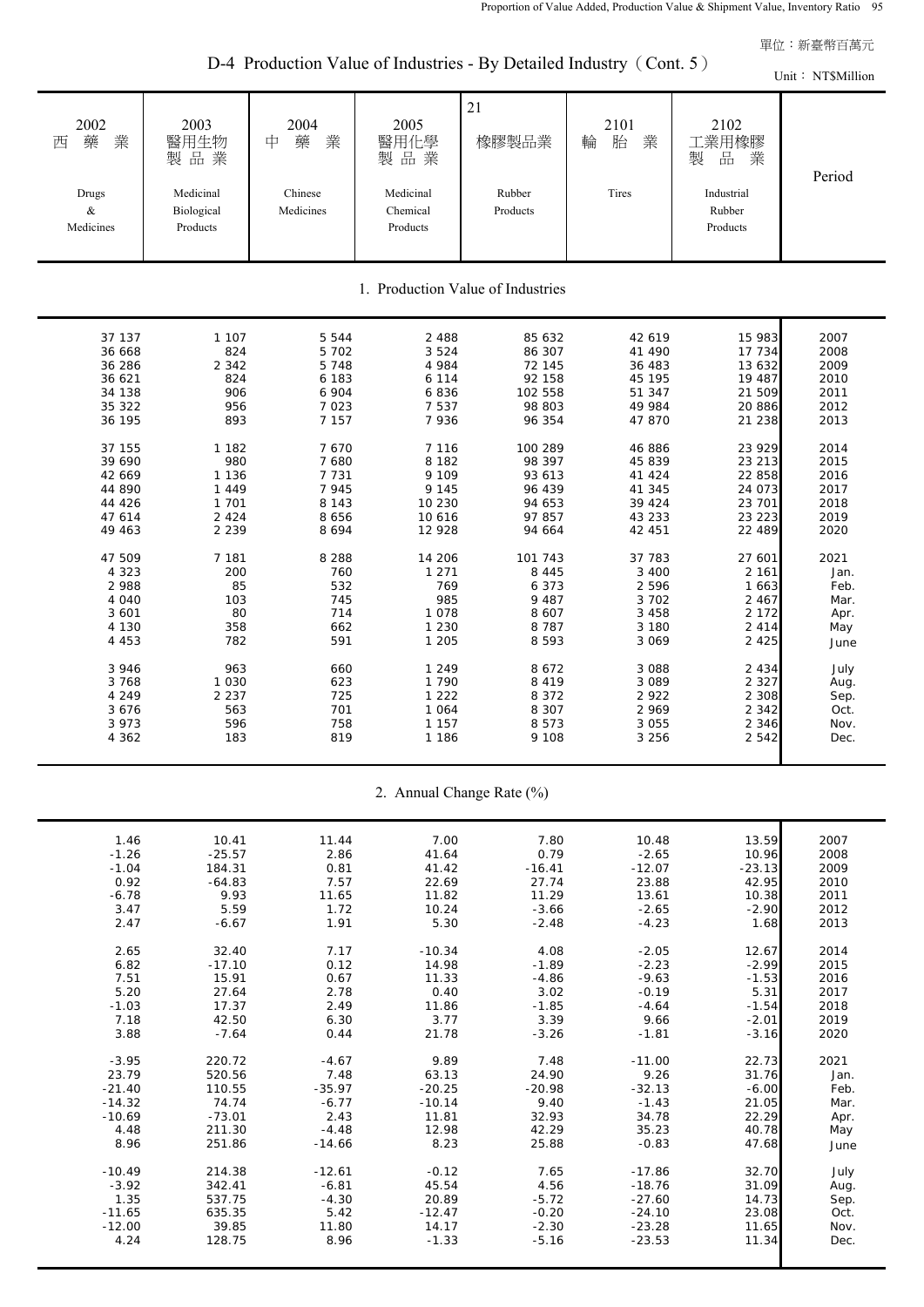單位：新臺幣百萬元

# D-4 Production Value of Industries - By Detailed Industry（Cont. 5）

Unit： NT$Million

| 2002 西藥業 Drugs & Medicines | 2003 醫用生物製品業 Medicinal Biological Products | 2004 中藥業 Chinese Medicines | 2005 醫用化學製品業 Medicinal Chemical Products | 21 橡膠製品業 Rubber Products | 2101 輪胎業 Tires | 2102 工業用橡膠製品業 Industrial Rubber Products | Period |
|---|---|---|---|---|---|---|---|
| **1. Production Value of Industries** | | | | | | | |
| 37 137 | 1 107 | 5 544 | 2 488 | 85 632 | 42 619 | 15 983 | 2007 |
| 36 668 | 824 | 5 702 | 3 524 | 86 307 | 41 490 | 17 734 | 2008 |
| 36 286 | 2 342 | 5 748 | 4 984 | 72 145 | 36 483 | 13 632 | 2009 |
| 36 621 | 824 | 6 183 | 6 114 | 92 158 | 45 195 | 19 487 | 2010 |
| 34 138 | 906 | 6 904 | 6 836 | 102 558 | 51 347 | 21 509 | 2011 |
| 35 322 | 956 | 7 023 | 7 537 | 98 803 | 49 984 | 20 886 | 2012 |
| 36 195 | 893 | 7 157 | 7 936 | 96 354 | 47 870 | 21 238 | 2013 |
| 37 155 | 1 182 | 7 670 | 7 116 | 100 289 | 46 886 | 23 929 | 2014 |
| 39 690 | 980 | 7 680 | 8 182 | 98 397 | 45 839 | 23 213 | 2015 |
| 42 669 | 1 136 | 7 731 | 9 109 | 93 613 | 41 424 | 22 858 | 2016 |
| 44 890 | 1 449 | 7 945 | 9 145 | 96 439 | 41 345 | 24 073 | 2017 |
| 44 426 | 1 701 | 8 143 | 10 230 | 94 653 | 39 424 | 23 701 | 2018 |
| 47 614 | 2 424 | 8 656 | 10 616 | 97 857 | 43 233 | 23 223 | 2019 |
| 49 463 | 2 239 | 8 694 | 12 928 | 94 664 | 42 451 | 22 489 | 2020 |
| 47 509 | 7 181 | 8 288 | 14 206 | 101 743 | 37 783 | 27 601 | 2021 |
| 4 323 | 200 | 760 | 1 271 | 8 445 | 3 400 | 2 161 | Jan. |
| 2 988 | 85 | 532 | 769 | 6 373 | 2 596 | 1 663 | Feb. |
| 4 040 | 103 | 745 | 985 | 9 487 | 3 702 | 2 467 | Mar. |
| 3 601 | 80 | 714 | 1 078 | 8 607 | 3 458 | 2 172 | Apr. |
| 4 130 | 358 | 662 | 1 230 | 8 787 | 3 180 | 2 414 | May |
| 4 453 | 782 | 591 | 1 205 | 8 593 | 3 069 | 2 425 | June |
| 3 946 | 963 | 660 | 1 249 | 8 672 | 3 088 | 2 434 | July |
| 3 768 | 1 030 | 623 | 1 790 | 8 419 | 3 089 | 2 327 | Aug. |
| 4 249 | 2 237 | 725 | 1 222 | 8 372 | 2 922 | 2 308 | Sep. |
| 3 676 | 563 | 701 | 1 064 | 8 307 | 2 969 | 2 342 | Oct. |
| 3 973 | 596 | 758 | 1 157 | 8 573 | 3 055 | 2 346 | Nov. |
| 4 362 | 183 | 819 | 1 186 | 9 108 | 3 256 | 2 542 | Dec. |
| **2. Annual Change Rate (%)** | | | | | | | |
| 1.46 | 10.41 | 11.44 | 7.00 | 7.80 | 10.48 | 13.59 | 2007 |
| -1.26 | -25.57 | 2.86 | 41.64 | 0.79 | -2.65 | 10.96 | 2008 |
| -1.04 | 184.31 | 0.81 | 41.42 | -16.41 | -12.07 | -23.13 | 2009 |
| 0.92 | -64.83 | 7.57 | 22.69 | 27.74 | 23.88 | 42.95 | 2010 |
| -6.78 | 9.93 | 11.65 | 11.82 | 11.29 | 13.61 | 10.38 | 2011 |
| 3.47 | 5.59 | 1.72 | 10.24 | -3.66 | -2.65 | -2.90 | 2012 |
| 2.47 | -6.67 | 1.91 | 5.30 | -2.48 | -4.23 | 1.68 | 2013 |
| 2.65 | 32.40 | 7.17 | -10.34 | 4.08 | -2.05 | 12.67 | 2014 |
| 6.82 | -17.10 | 0.12 | 14.98 | -1.89 | -2.23 | -2.99 | 2015 |
| 7.51 | 15.91 | 0.67 | 11.33 | -4.86 | -9.63 | -1.53 | 2016 |
| 5.20 | 27.64 | 2.78 | 0.40 | 3.02 | -0.19 | 5.31 | 2017 |
| -1.03 | 17.37 | 2.49 | 11.86 | -1.85 | -4.64 | -1.54 | 2018 |
| 7.18 | 42.50 | 6.30 | 3.77 | 3.39 | 9.66 | -2.01 | 2019 |
| 3.88 | -7.64 | 0.44 | 21.78 | -3.26 | -1.81 | -3.16 | 2020 |
| -3.95 | 220.72 | -4.67 | 9.89 | 7.48 | -11.00 | 22.73 | 2021 |
| 23.79 | 520.56 | 7.48 | 63.13 | 24.90 | 9.26 | 31.76 | Jan. |
| -21.40 | 110.55 | -35.97 | -20.25 | -20.98 | -32.13 | -6.00 | Feb. |
| -14.32 | 74.74 | -6.77 | -10.14 | 9.40 | -1.43 | 21.05 | Mar. |
| -10.69 | -73.01 | 2.43 | 11.81 | 32.93 | 34.78 | 22.29 | Apr. |
| 4.48 | 211.30 | -4.48 | 12.98 | 42.29 | 35.23 | 40.78 | May |
| 8.96 | 251.86 | -14.66 | 8.23 | 25.88 | -0.83 | 47.68 | June |
| -10.49 | 214.38 | -12.61 | -0.12 | 7.65 | -17.86 | 32.70 | July |
| -3.92 | 342.41 | -6.81 | 45.54 | 4.56 | -18.76 | 31.09 | Aug. |
| 1.35 | 537.75 | -4.30 | 20.89 | -5.72 | -27.60 | 14.73 | Sep. |
| -11.65 | 635.35 | 5.42 | -12.47 | -0.20 | -24.10 | 23.08 | Oct. |
| -12.00 | 39.85 | 11.80 | 14.17 | -2.30 | -23.28 | 11.65 | Nov. |
| 4.24 | 128.75 | 8.96 | -1.33 | -5.16 | -23.53 | 11.34 | Dec. |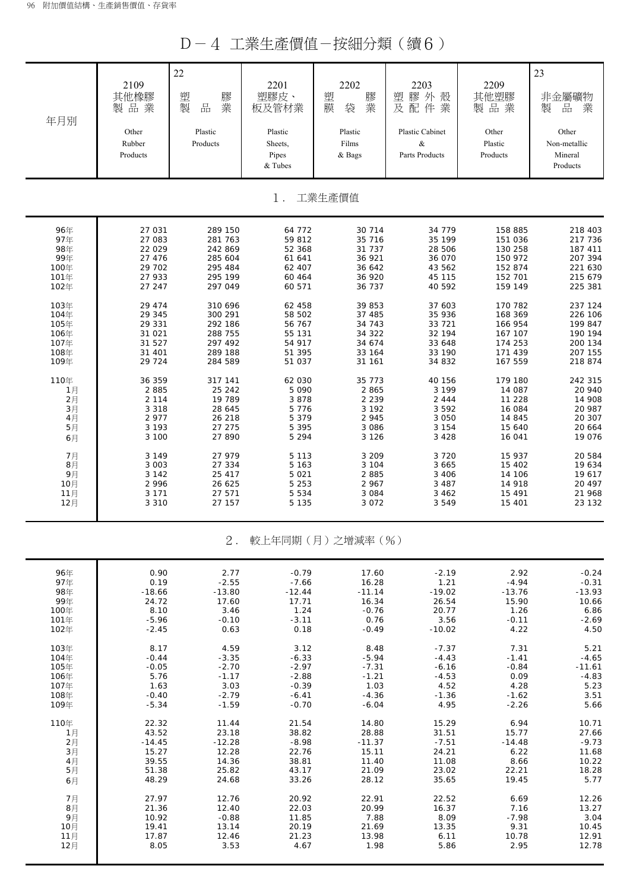# D－4 工業生產價值－按細分類（續6）

| 年月別 | 2109 其他橡膠製品業 Other Rubber Products | 22 塑膠製品業 Plastic Products | 2201 塑膠皮、板及管材業 Plastic Sheets, Pipes & Tubes | 2202 塑膠膜袋業 Plastic Films & Bags | 2203 塑膠外殼及配件業 Plastic Cabinet & Parts Products | 2209 其他塑膠製品業 Other Plastic Products | 23 非金屬礦物製品業 Other Non-metallic Mineral Products |
|---|---|---|---|---|---|---|---|
| **1. 工業生產價值** | | | | | | | |
| 96年 | 27 031 | 289 150 | 64 772 | 30 714 | 34 779 | 158 885 | 218 403 |
| 97年 | 27 083 | 281 763 | 59 812 | 35 716 | 35 199 | 151 036 | 217 736 |
| 98年 | 22 029 | 242 869 | 52 368 | 31 737 | 28 506 | 130 258 | 187 411 |
| 99年 | 27 476 | 285 604 | 61 641 | 36 921 | 36 070 | 150 972 | 207 394 |
| 100年 | 29 702 | 295 484 | 62 407 | 36 642 | 43 562 | 152 874 | 221 630 |
| 101年 | 27 933 | 295 199 | 60 464 | 36 920 | 45 115 | 152 701 | 215 679 |
| 102年 | 27 247 | 297 049 | 60 571 | 36 737 | 40 592 | 159 149 | 225 381 |
| 103年 | 29 474 | 310 696 | 62 458 | 39 853 | 37 603 | 170 782 | 237 124 |
| 104年 | 29 345 | 300 291 | 58 502 | 37 485 | 35 936 | 168 369 | 226 106 |
| 105年 | 29 331 | 292 186 | 56 767 | 34 743 | 33 721 | 166 954 | 199 847 |
| 106年 | 31 021 | 288 755 | 55 131 | 34 322 | 32 194 | 167 107 | 190 194 |
| 107年 | 31 527 | 297 492 | 54 917 | 34 674 | 33 648 | 174 253 | 200 134 |
| 108年 | 31 401 | 289 188 | 51 395 | 33 164 | 33 190 | 171 439 | 207 155 |
| 109年 | 29 724 | 284 589 | 51 037 | 31 161 | 34 832 | 167 559 | 218 874 |
| 110年 | 36 359 | 317 141 | 62 030 | 35 773 | 40 156 | 179 180 | 242 315 |
| 1月 | 2 885 | 25 242 | 5 090 | 2 865 | 3 199 | 14 087 | 20 940 |
| 2月 | 2 114 | 19 789 | 3 878 | 2 239 | 2 444 | 11 228 | 14 908 |
| 3月 | 3 318 | 28 645 | 5 776 | 3 192 | 3 592 | 16 084 | 20 987 |
| 4月 | 2 977 | 26 218 | 5 379 | 2 945 | 3 050 | 14 845 | 20 307 |
| 5月 | 3 193 | 27 275 | 5 395 | 3 086 | 3 154 | 15 640 | 20 664 |
| 6月 | 3 100 | 27 890 | 5 294 | 3 126 | 3 428 | 16 041 | 19 076 |
| 7月 | 3 149 | 27 979 | 5 113 | 3 209 | 3 720 | 15 937 | 20 584 |
| 8月 | 3 003 | 27 334 | 5 163 | 3 104 | 3 665 | 15 402 | 19 634 |
| 9月 | 3 142 | 25 417 | 5 021 | 2 885 | 3 406 | 14 106 | 19 617 |
| 10月 | 2 996 | 26 625 | 5 253 | 2 967 | 3 487 | 14 918 | 20 497 |
| 11月 | 3 171 | 27 571 | 5 534 | 3 084 | 3 462 | 15 491 | 21 968 |
| 12月 | 3 310 | 27 157 | 5 135 | 3 072 | 3 549 | 15 401 | 23 132 |
| **2. 較上年同期（月）之增減率（%）** | | | | | | | |
| 96年 | 0.90 | 2.77 | -0.79 | 17.60 | -2.19 | 2.92 | -0.24 |
| 97年 | 0.19 | -2.55 | -7.66 | 16.28 | 1.21 | -4.94 | -0.31 |
| 98年 | -18.66 | -13.80 | -12.44 | -11.14 | -19.02 | -13.76 | -13.93 |
| 99年 | 24.72 | 17.60 | 17.71 | 16.34 | 26.54 | 15.90 | 10.66 |
| 100年 | 8.10 | 3.46 | 1.24 | -0.76 | 20.77 | 1.26 | 6.86 |
| 101年 | -5.96 | -0.10 | -3.11 | 0.76 | 3.56 | -0.11 | -2.69 |
| 102年 | -2.45 | 0.63 | 0.18 | -0.49 | -10.02 | 4.22 | 4.50 |
| 103年 | 8.17 | 4.59 | 3.12 | 8.48 | -7.37 | 7.31 | 5.21 |
| 104年 | -0.44 | -3.35 | -6.33 | -5.94 | -4.43 | -1.41 | -4.65 |
| 105年 | -0.05 | -2.70 | -2.97 | -7.31 | -6.16 | -0.84 | -11.61 |
| 106年 | 5.76 | -1.17 | -2.88 | -1.21 | -4.53 | 0.09 | -4.83 |
| 107年 | 1.63 | 3.03 | -0.39 | 1.03 | 4.52 | 4.28 | 5.23 |
| 108年 | -0.40 | -2.79 | -6.41 | -4.36 | -1.36 | -1.62 | 3.51 |
| 109年 | -5.34 | -1.59 | -0.70 | -6.04 | 4.95 | -2.26 | 5.66 |
| 110年 | 22.32 | 11.44 | 21.54 | 14.80 | 15.29 | 6.94 | 10.71 |
| 1月 | 43.52 | 23.18 | 38.82 | 28.88 | 31.51 | 15.77 | 27.66 |
| 2月 | -14.45 | -12.28 | -8.98 | -11.37 | -7.51 | -14.48 | -9.73 |
| 3月 | 15.27 | 12.28 | 22.76 | 15.11 | 24.21 | 6.22 | 11.68 |
| 4月 | 39.55 | 14.36 | 38.81 | 11.40 | 11.08 | 8.66 | 10.22 |
| 5月 | 51.38 | 25.82 | 43.17 | 21.09 | 23.02 | 22.21 | 18.28 |
| 6月 | 48.29 | 24.68 | 33.26 | 28.12 | 35.65 | 19.45 | 5.77 |
| 7月 | 27.97 | 12.76 | 20.92 | 22.91 | 22.52 | 6.69 | 12.26 |
| 8月 | 21.36 | 12.40 | 22.03 | 20.99 | 16.37 | 7.16 | 13.27 |
| 9月 | 10.92 | -0.88 | 11.85 | 7.88 | 8.09 | -7.98 | 3.04 |
| 10月 | 19.41 | 13.14 | 20.19 | 21.69 | 13.35 | 9.31 | 10.45 |
| 11月 | 17.87 | 12.46 | 21.23 | 13.98 | 6.11 | 10.78 | 12.91 |
| 12月 | 8.05 | 3.53 | 4.67 | 1.98 | 5.86 | 2.95 | 12.78 |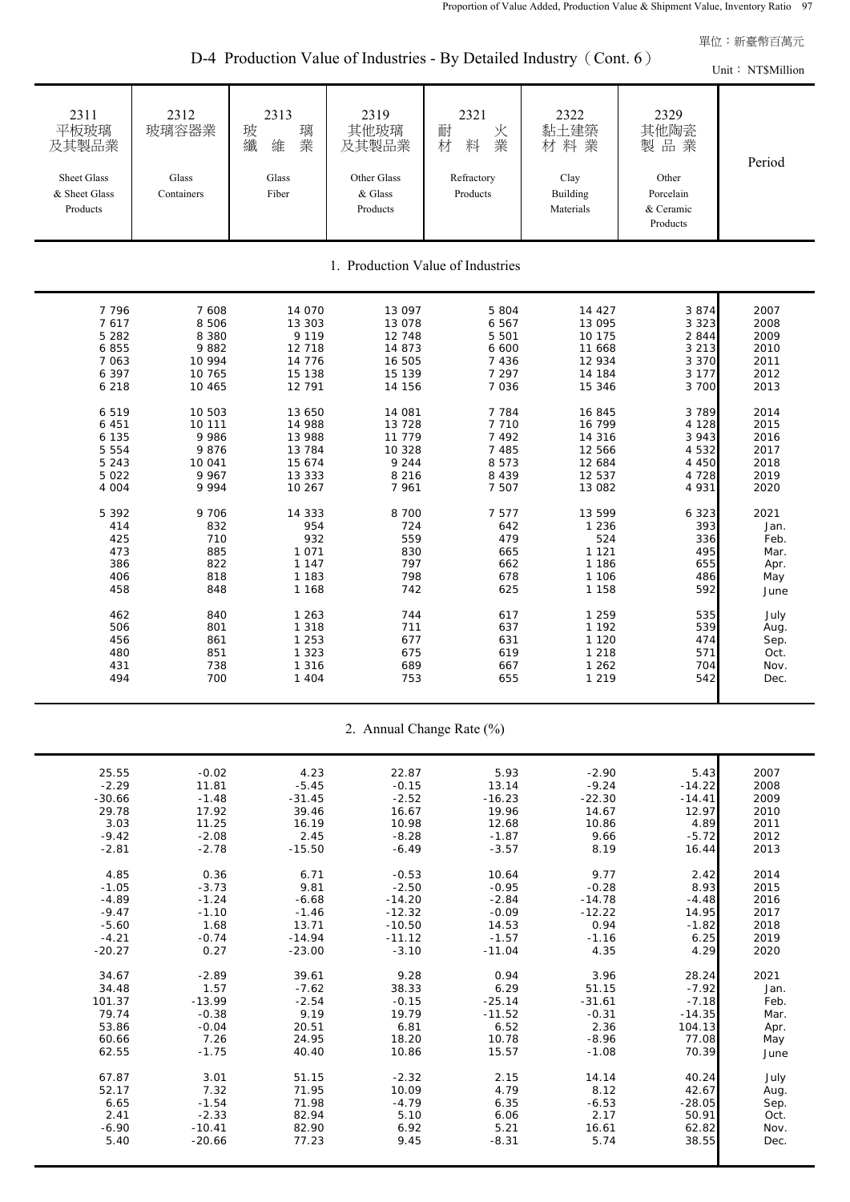單位：新臺幣百萬元

# D-4 Production Value of Industries - By Detailed Industry（Cont. 6）

Unit： NT$Million

| 2311 平板玻璃及其製品業 Sheet Glass & Sheet Glass Products | 2312 玻璃容器業 Glass Containers | 2313 玻璃纖維業 Glass Fiber | 2319 其他玻璃及其製品業 Other Glass & Glass Products | 2321 耐火材料業 Refractory Products | 2322 黏土建築材料業 Clay Building Materials | 2329 其他陶瓷製品業 Other Porcelain & Ceramic Products | Period |
|---|---|---|---|---|---|---|---|
| **1. Production Value of Industries** | | | | | | | |
| 7 796 | 7 608 | 14 070 | 13 097 | 5 804 | 14 427 | 3 874 | 2007 |
| 7 617 | 8 506 | 13 303 | 13 078 | 6 567 | 13 095 | 3 323 | 2008 |
| 5 282 | 8 380 | 9 119 | 12 748 | 5 501 | 10 175 | 2 844 | 2009 |
| 6 855 | 9 882 | 12 718 | 14 873 | 6 600 | 11 668 | 3 213 | 2010 |
| 7 063 | 10 994 | 14 776 | 16 505 | 7 436 | 12 934 | 3 370 | 2011 |
| 6 397 | 10 765 | 15 138 | 15 139 | 7 297 | 14 184 | 3 177 | 2012 |
| 6 218 | 10 465 | 12 791 | 14 156 | 7 036 | 15 346 | 3 700 | 2013 |
| 6 519 | 10 503 | 13 650 | 14 081 | 7 784 | 16 845 | 3 789 | 2014 |
| 6 451 | 10 111 | 14 988 | 13 728 | 7 710 | 16 799 | 4 128 | 2015 |
| 6 135 | 9 986 | 13 988 | 11 779 | 7 492 | 14 316 | 3 943 | 2016 |
| 5 554 | 9 876 | 13 784 | 10 328 | 7 485 | 12 566 | 4 532 | 2017 |
| 5 243 | 10 041 | 15 674 | 9 244 | 8 573 | 12 684 | 4 450 | 2018 |
| 5 022 | 9 967 | 13 333 | 8 216 | 8 439 | 12 537 | 4 728 | 2019 |
| 4 004 | 9 994 | 10 267 | 7 961 | 7 507 | 13 082 | 4 931 | 2020 |
| 5 392 | 9 706 | 14 333 | 8 700 | 7 577 | 13 599 | 6 323 | 2021 |
| 414 | 832 | 954 | 724 | 642 | 1 236 | 393 | Jan. |
| 425 | 710 | 932 | 559 | 479 | 524 | 336 | Feb. |
| 473 | 885 | 1 071 | 830 | 665 | 1 121 | 495 | Mar. |
| 386 | 822 | 1 147 | 797 | 662 | 1 186 | 655 | Apr. |
| 406 | 818 | 1 183 | 798 | 678 | 1 106 | 486 | May |
| 458 | 848 | 1 168 | 742 | 625 | 1 158 | 592 | June |
| 462 | 840 | 1 263 | 744 | 617 | 1 259 | 535 | July |
| 506 | 801 | 1 318 | 711 | 637 | 1 192 | 539 | Aug. |
| 456 | 861 | 1 253 | 677 | 631 | 1 120 | 474 | Sep. |
| 480 | 851 | 1 323 | 675 | 619 | 1 218 | 571 | Oct. |
| 431 | 738 | 1 316 | 689 | 667 | 1 262 | 704 | Nov. |
| 494 | 700 | 1 404 | 753 | 655 | 1 219 | 542 | Dec. |
| **2. Annual Change Rate (%)** | | | | | | | |
| 25.55 | -0.02 | 4.23 | 22.87 | 5.93 | -2.90 | 5.43 | 2007 |
| -2.29 | 11.81 | -5.45 | -0.15 | 13.14 | -9.24 | -14.22 | 2008 |
| -30.66 | -1.48 | -31.45 | -2.52 | -16.23 | -22.30 | -14.41 | 2009 |
| 29.78 | 17.92 | 39.46 | 16.67 | 19.96 | 14.67 | 12.97 | 2010 |
| 3.03 | 11.25 | 16.19 | 10.98 | 12.68 | 10.86 | 4.89 | 2011 |
| -9.42 | -2.08 | 2.45 | -8.28 | -1.87 | 9.66 | -5.72 | 2012 |
| -2.81 | -2.78 | -15.50 | -6.49 | -3.57 | 8.19 | 16.44 | 2013 |
| 4.85 | 0.36 | 6.71 | -0.53 | 10.64 | 9.77 | 2.42 | 2014 |
| -1.05 | -3.73 | 9.81 | -2.50 | -0.95 | -0.28 | 8.93 | 2015 |
| -4.89 | -1.24 | -6.68 | -14.20 | -2.84 | -14.78 | -4.48 | 2016 |
| -9.47 | -1.10 | -1.46 | -12.32 | -0.09 | -12.22 | 14.95 | 2017 |
| -5.60 | 1.68 | 13.71 | -10.50 | 14.53 | 0.94 | -1.82 | 2018 |
| -4.21 | -0.74 | -14.94 | -11.12 | -1.57 | -1.16 | 6.25 | 2019 |
| -20.27 | 0.27 | -23.00 | -3.10 | -11.04 | 4.35 | 4.29 | 2020 |
| 34.67 | -2.89 | 39.61 | 9.28 | 0.94 | 3.96 | 28.24 | 2021 |
| 34.48 | 1.57 | -7.62 | 38.33 | 6.29 | 51.15 | -7.92 | Jan. |
| 101.37 | -13.99 | -2.54 | -0.15 | -25.14 | -31.61 | -7.18 | Feb. |
| 79.74 | -0.38 | 9.19 | 19.79 | -11.52 | -0.31 | -14.35 | Mar. |
| 53.86 | -0.04 | 20.51 | 6.81 | 6.52 | 2.36 | 104.13 | Apr. |
| 60.66 | 7.26 | 24.95 | 18.20 | 10.78 | -8.96 | 77.08 | May |
| 62.55 | -1.75 | 40.40 | 10.86 | 15.57 | -1.08 | 70.39 | June |
| 67.87 | 3.01 | 51.15 | -2.32 | 2.15 | 14.14 | 40.24 | July |
| 52.17 | 7.32 | 71.95 | 10.09 | 4.79 | 8.12 | 42.67 | Aug. |
| 6.65 | -1.54 | 71.98 | -4.79 | 6.35 | -6.53 | -28.05 | Sep. |
| 2.41 | -2.33 | 82.94 | 5.10 | 6.06 | 2.17 | 50.91 | Oct. |
| -6.90 | -10.41 | 82.90 | 6.92 | 5.21 | 16.61 | 62.82 | Nov. |
| 5.40 | -20.66 | 77.23 | 9.45 | -8.31 | 5.74 | 38.55 | Dec. |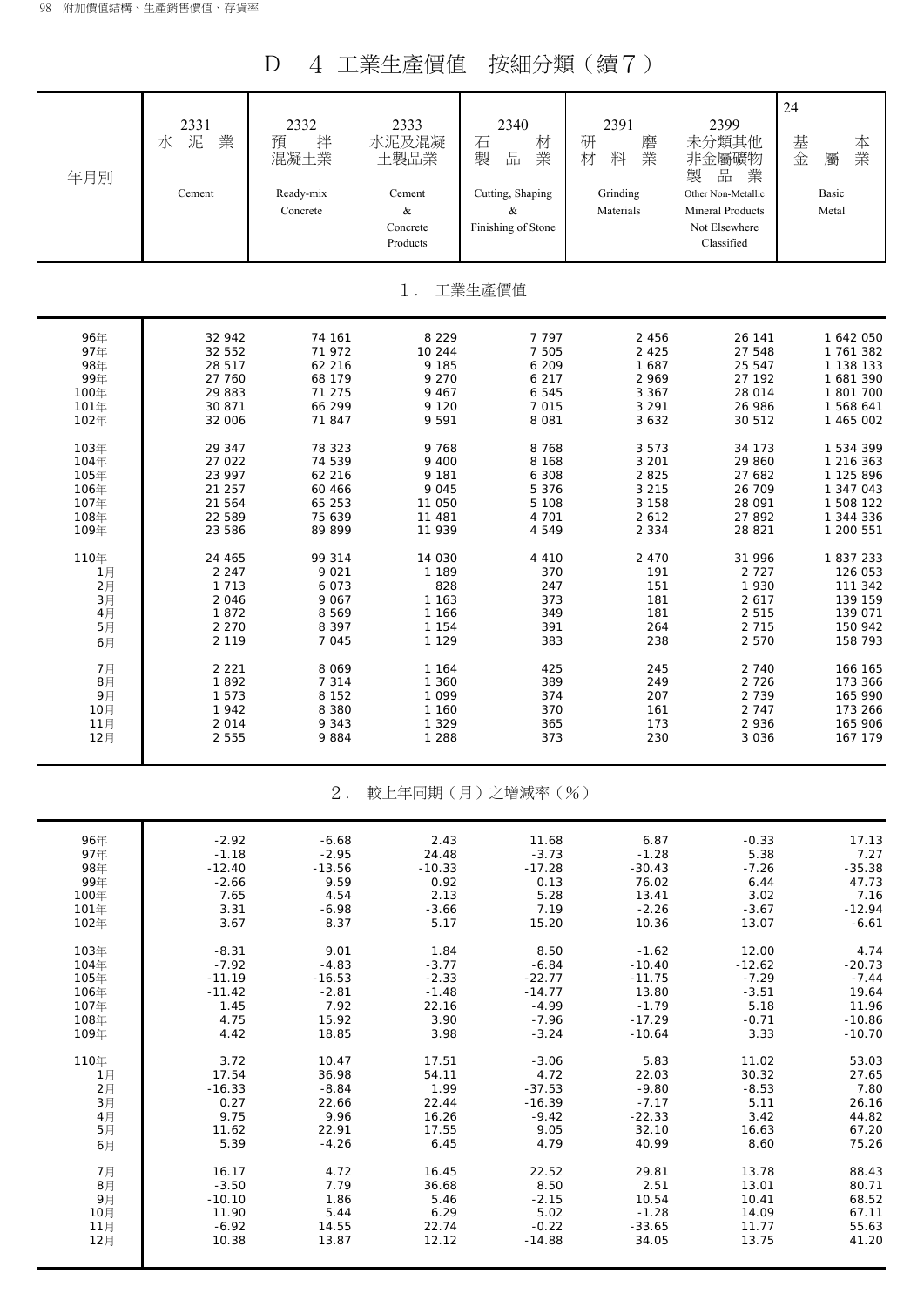# D－4 工業生產價值－按細分類（續7）

| 年月別 | 2331 水泥業 Cement | 2332 預拌混凝土業 Ready-mix Concrete | 2333 水泥及混凝土製品業 Cement & Concrete Products | 2340 石材製品業 Cutting, Shaping & Finishing of Stone | 2391 研磨材料業 Grinding Materials | 2399 未分類其他非金屬礦物製品業 Other Non-Metallic Mineral Products Not Elsewhere Classified | 24 基本金屬業 Basic Metal |
|---|---|---|---|---|---|---|---|
| **1. 工業生產價值** | | | | | | | |
| 96年 | 32 942 | 74 161 | 8 229 | 7 797 | 2 456 | 26 141 | 1 642 050 |
| 97年 | 32 552 | 71 972 | 10 244 | 7 505 | 2 425 | 27 548 | 1 761 382 |
| 98年 | 28 517 | 62 216 | 9 185 | 6 209 | 1 687 | 25 547 | 1 138 133 |
| 99年 | 27 760 | 68 179 | 9 270 | 6 217 | 2 969 | 27 192 | 1 681 390 |
| 100年 | 29 883 | 71 275 | 9 467 | 6 545 | 3 367 | 28 014 | 1 801 700 |
| 101年 | 30 871 | 66 299 | 9 120 | 7 015 | 3 291 | 26 986 | 1 568 641 |
| 102年 | 32 006 | 71 847 | 9 591 | 8 081 | 3 632 | 30 512 | 1 465 002 |
| 103年 | 29 347 | 78 323 | 9 768 | 8 768 | 3 573 | 34 173 | 1 534 399 |
| 104年 | 27 022 | 74 539 | 9 400 | 8 168 | 3 201 | 29 860 | 1 216 363 |
| 105年 | 23 997 | 62 216 | 9 181 | 6 308 | 2 825 | 27 682 | 1 125 896 |
| 106年 | 21 257 | 60 466 | 9 045 | 5 376 | 3 215 | 26 709 | 1 347 043 |
| 107年 | 21 564 | 65 253 | 11 050 | 5 108 | 3 158 | 28 091 | 1 508 122 |
| 108年 | 22 589 | 75 639 | 11 481 | 4 701 | 2 612 | 27 892 | 1 344 336 |
| 109年 | 23 586 | 89 899 | 11 939 | 4 549 | 2 334 | 28 821 | 1 200 551 |
| 110年 | 24 465 | 99 314 | 14 030 | 4 410 | 2 470 | 31 996 | 1 837 233 |
| 1月 | 2 247 | 9 021 | 1 189 | 370 | 191 | 2 727 | 126 053 |
| 2月 | 1 713 | 6 073 | 828 | 247 | 151 | 1 930 | 111 342 |
| 3月 | 2 046 | 9 067 | 1 163 | 373 | 181 | 2 617 | 139 159 |
| 4月 | 1 872 | 8 569 | 1 166 | 349 | 181 | 2 515 | 139 071 |
| 5月 | 2 270 | 8 397 | 1 154 | 391 | 264 | 2 715 | 150 942 |
| 6月 | 2 119 | 7 045 | 1 129 | 383 | 238 | 2 570 | 158 793 |
| 7月 | 2 221 | 8 069 | 1 164 | 425 | 245 | 2 740 | 166 165 |
| 8月 | 1 892 | 7 314 | 1 360 | 389 | 249 | 2 726 | 173 366 |
| 9月 | 1 573 | 8 152 | 1 099 | 374 | 207 | 2 739 | 165 990 |
| 10月 | 1 942 | 8 380 | 1 160 | 370 | 161 | 2 747 | 173 266 |
| 11月 | 2 014 | 9 343 | 1 329 | 365 | 173 | 2 936 | 165 906 |
| 12月 | 2 555 | 9 884 | 1 288 | 373 | 230 | 3 036 | 167 179 |
| **2. 較上年同期（月）之增減率（%）** | | | | | | | |
| 96年 | -2.92 | -6.68 | 2.43 | 11.68 | 6.87 | -0.33 | 17.13 |
| 97年 | -1.18 | -2.95 | 24.48 | -3.73 | -1.28 | 5.38 | 7.27 |
| 98年 | -12.40 | -13.56 | -10.33 | -17.28 | -30.43 | -7.26 | -35.38 |
| 99年 | -2.66 | 9.59 | 0.92 | 0.13 | 76.02 | 6.44 | 47.73 |
| 100年 | 7.65 | 4.54 | 2.13 | 5.28 | 13.41 | 3.02 | 7.16 |
| 101年 | 3.31 | -6.98 | -3.66 | 7.19 | -2.26 | -3.67 | -12.94 |
| 102年 | 3.67 | 8.37 | 5.17 | 15.20 | 10.36 | 13.07 | -6.61 |
| 103年 | -8.31 | 9.01 | 1.84 | 8.50 | -1.62 | 12.00 | 4.74 |
| 104年 | -7.92 | -4.83 | -3.77 | -6.84 | -10.40 | -12.62 | -20.73 |
| 105年 | -11.19 | -16.53 | -2.33 | -22.77 | -11.75 | -7.29 | -7.44 |
| 106年 | -11.42 | -2.81 | -1.48 | -14.77 | 13.80 | -3.51 | 19.64 |
| 107年 | 1.45 | 7.92 | 22.16 | -4.99 | -1.79 | 5.18 | 11.96 |
| 108年 | 4.75 | 15.92 | 3.90 | -7.96 | -17.29 | -0.71 | -10.86 |
| 109年 | 4.42 | 18.85 | 3.98 | -3.24 | -10.64 | 3.33 | -10.70 |
| 110年 | 3.72 | 10.47 | 17.51 | -3.06 | 5.83 | 11.02 | 53.03 |
| 1月 | 17.54 | 36.98 | 54.11 | 4.72 | 22.03 | 30.32 | 27.65 |
| 2月 | -16.33 | -8.84 | 1.99 | -37.53 | -9.80 | -8.53 | 7.80 |
| 3月 | 0.27 | 22.66 | 22.44 | -16.39 | -7.17 | 5.11 | 26.16 |
| 4月 | 9.75 | 9.96 | 16.26 | -9.42 | -22.33 | 3.42 | 44.82 |
| 5月 | 11.62 | 22.91 | 17.55 | 9.05 | 32.10 | 16.63 | 67.20 |
| 6月 | 5.39 | -4.26 | 6.45 | 4.79 | 40.99 | 8.60 | 75.26 |
| 7月 | 16.17 | 4.72 | 16.45 | 22.52 | 29.81 | 13.78 | 88.43 |
| 8月 | -3.50 | 7.79 | 36.68 | 8.50 | 2.51 | 13.01 | 80.71 |
| 9月 | -10.10 | 1.86 | 5.46 | -2.15 | 10.54 | 10.41 | 68.52 |
| 10月 | 11.90 | 5.44 | 6.29 | 5.02 | -1.28 | 14.09 | 67.11 |
| 11月 | -6.92 | 14.55 | 22.74 | -0.22 | -33.65 | 11.77 | 55.63 |
| 12月 | 10.38 | 13.87 | 12.12 | -14.88 | 34.05 | 13.75 | 41.20 |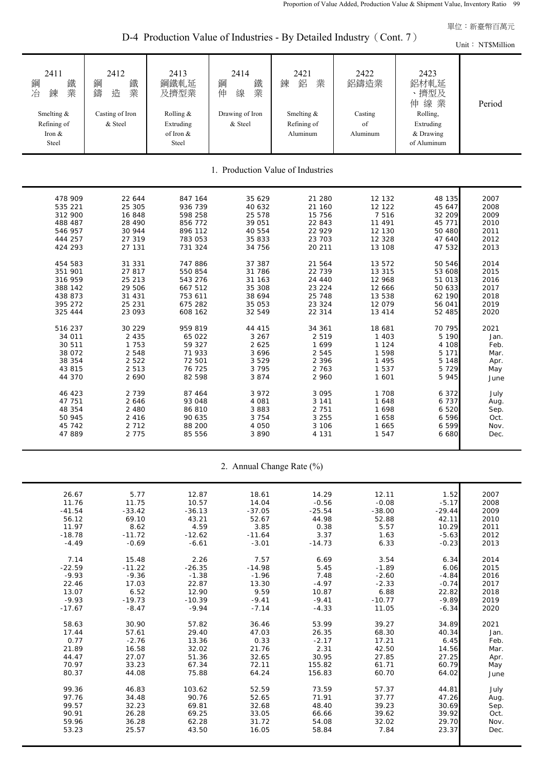單位：新臺幣百萬元

# D-4 Production Value of Industries - By Detailed Industry (Cont. 7)

Unit： NT$Million

| 2411 鋼鐵冶鍊業 Smelting & Refining of Iron & Steel | 2412 鋼鐵鑄造業 Casting of Iron & Steel | 2413 鋼鐵軋延及擠型業 Rolling & Extruding of Iron & Steel | 2414 鋼鐵伸線業 Drawing of Iron & Steel | 2421 鍊鋁業 Smelting & Refining of Aluminum | 2422 鋁鑄造業 Casting of Aluminum | 2423 鋁材軋延、擠型及伸線業 Rolling, Extruding & Drawing of Aluminum | Period |
|---|---|---|---|---|---|---|---|
| **1. Production Value of Industries** | | | | | | | |
| 478 909 | 22 644 | 847 164 | 35 629 | 21 280 | 12 132 | 48 135 | 2007 |
| 535 221 | 25 305 | 936 739 | 40 632 | 21 160 | 12 122 | 45 647 | 2008 |
| 312 900 | 16 848 | 598 258 | 25 578 | 15 756 | 7 516 | 32 209 | 2009 |
| 488 487 | 28 490 | 856 772 | 39 051 | 22 843 | 11 491 | 45 771 | 2010 |
| 546 957 | 30 944 | 896 112 | 40 554 | 22 929 | 12 130 | 50 480 | 2011 |
| 444 257 | 27 319 | 783 053 | 35 833 | 23 703 | 12 328 | 47 640 | 2012 |
| 424 293 | 27 131 | 731 324 | 34 756 | 20 211 | 13 108 | 47 532 | 2013 |
| 454 583 | 31 331 | 747 886 | 37 387 | 21 564 | 13 572 | 50 546 | 2014 |
| 351 901 | 27 817 | 550 854 | 31 786 | 22 739 | 13 315 | 53 608 | 2015 |
| 316 959 | 25 213 | 543 276 | 31 163 | 24 440 | 12 968 | 51 013 | 2016 |
| 388 142 | 29 506 | 667 512 | 35 308 | 23 224 | 12 666 | 50 633 | 2017 |
| 438 873 | 31 431 | 753 611 | 38 694 | 25 748 | 13 538 | 62 190 | 2018 |
| 395 272 | 25 231 | 675 282 | 35 053 | 23 324 | 12 079 | 56 041 | 2019 |
| 325 444 | 23 093 | 608 162 | 32 549 | 22 314 | 13 414 | 52 485 | 2020 |
| 516 237 | 30 229 | 959 819 | 44 415 | 34 361 | 18 681 | 70 795 | 2021 |
| 34 011 | 2 435 | 65 022 | 3 267 | 2 519 | 1 403 | 5 190 | Jan. |
| 30 511 | 1 753 | 59 327 | 2 625 | 1 699 | 1 124 | 4 108 | Feb. |
| 38 072 | 2 548 | 71 933 | 3 696 | 2 545 | 1 598 | 5 171 | Mar. |
| 38 354 | 2 522 | 72 501 | 3 529 | 2 396 | 1 495 | 5 148 | Apr. |
| 43 815 | 2 513 | 76 725 | 3 795 | 2 763 | 1 537 | 5 729 | May |
| 44 370 | 2 690 | 82 598 | 3 874 | 2 960 | 1 601 | 5 945 | June |
| 46 423 | 2 739 | 87 464 | 3 972 | 3 095 | 1 708 | 6 372 | July |
| 47 751 | 2 646 | 93 048 | 4 081 | 3 141 | 1 648 | 6 737 | Aug. |
| 48 354 | 2 480 | 86 810 | 3 883 | 2 751 | 1 698 | 6 520 | Sep. |
| 50 945 | 2 416 | 90 635 | 3 754 | 3 255 | 1 658 | 6 596 | Oct. |
| 45 742 | 2 712 | 88 200 | 4 050 | 3 106 | 1 665 | 6 599 | Nov. |
| 47 889 | 2 775 | 85 556 | 3 890 | 4 131 | 1 547 | 6 680 | Dec. |
| **2. Annual Change Rate (%)** | | | | | | | |
| 26.67 | 5.77 | 12.87 | 18.61 | 14.29 | 12.11 | 1.52 | 2007 |
| 11.76 | 11.75 | 10.57 | 14.04 | -0.56 | -0.08 | -5.17 | 2008 |
| -41.54 | -33.42 | -36.13 | -37.05 | -25.54 | -38.00 | -29.44 | 2009 |
| 56.12 | 69.10 | 43.21 | 52.67 | 44.98 | 52.88 | 42.11 | 2010 |
| 11.97 | 8.62 | 4.59 | 3.85 | 0.38 | 5.57 | 10.29 | 2011 |
| -18.78 | -11.72 | -12.62 | -11.64 | 3.37 | 1.63 | -5.63 | 2012 |
| -4.49 | -0.69 | -6.61 | -3.01 | -14.73 | 6.33 | -0.23 | 2013 |
| 7.14 | 15.48 | 2.26 | 7.57 | 6.69 | 3.54 | 6.34 | 2014 |
| -22.59 | -11.22 | -26.35 | -14.98 | 5.45 | -1.89 | 6.06 | 2015 |
| -9.93 | -9.36 | -1.38 | -1.96 | 7.48 | -2.60 | -4.84 | 2016 |
| 22.46 | 17.03 | 22.87 | 13.30 | -4.97 | -2.33 | -0.74 | 2017 |
| 13.07 | 6.52 | 12.90 | 9.59 | 10.87 | 6.88 | 22.82 | 2018 |
| -9.93 | -19.73 | -10.39 | -9.41 | -9.41 | -10.77 | -9.89 | 2019 |
| -17.67 | -8.47 | -9.94 | -7.14 | -4.33 | 11.05 | -6.34 | 2020 |
| 58.63 | 30.90 | 57.82 | 36.46 | 53.99 | 39.27 | 34.89 | 2021 |
| 17.44 | 57.61 | 29.40 | 47.03 | 26.35 | 68.30 | 40.34 | Jan. |
| 0.77 | -2.76 | 13.36 | 0.33 | -2.17 | 17.21 | 6.45 | Feb. |
| 21.89 | 16.58 | 32.02 | 21.76 | 2.31 | 42.50 | 14.56 | Mar. |
| 44.47 | 27.07 | 51.36 | 32.65 | 30.95 | 27.85 | 27.25 | Apr. |
| 70.97 | 33.23 | 67.34 | 72.11 | 155.82 | 61.71 | 60.79 | May |
| 80.37 | 44.08 | 75.88 | 64.24 | 156.83 | 60.70 | 64.02 | June |
| 99.36 | 46.83 | 103.62 | 52.59 | 73.59 | 57.37 | 44.81 | July |
| 97.76 | 34.48 | 90.76 | 52.65 | 71.91 | 37.77 | 47.26 | Aug. |
| 99.57 | 32.23 | 69.81 | 32.68 | 48.40 | 39.23 | 30.69 | Sep. |
| 90.91 | 26.28 | 69.25 | 33.05 | 66.66 | 39.62 | 39.92 | Oct. |
| 59.96 | 36.28 | 62.28 | 31.72 | 54.08 | 32.02 | 29.70 | Nov. |
| 53.23 | 25.57 | 43.50 | 16.05 | 58.84 | 7.84 | 23.37 | Dec. |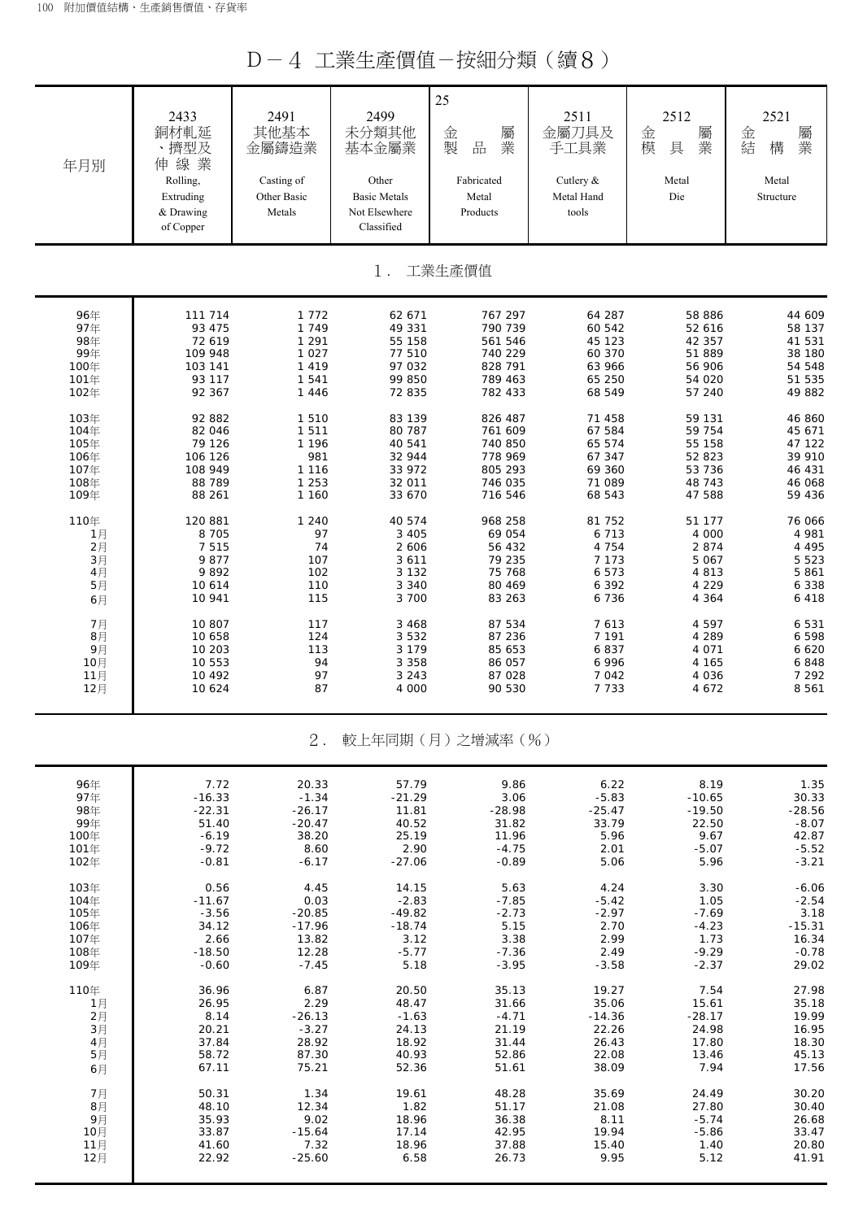# D－4 工業生產價值－按細分類（續8）

| 年月別 | 2433 銅材軋延、擠型及伸線業 Rolling, Extruding & Drawing of Copper | 2491 其他基本金屬鑄造業 Casting of Other Basic Metals | 2499 未分類其他基本金屬業 Other Basic Metals Not Elsewhere Classified | 25 金屬製品業 Fabricated Metal Products | 2511 金屬刀具及手工具業 Cutlery & Metal Hand tools | 2512 金屬模具業 Metal Die | 2521 金屬結構業 Metal Structure |
|---|---|---|---|---|---|---|---|
| **1. 工業生產價值** | | | | | | | |
| 96年 | 111 714 | 1 772 | 62 671 | 767 297 | 64 287 | 58 886 | 44 609 |
| 97年 | 93 475 | 1 749 | 49 331 | 790 739 | 60 542 | 52 616 | 58 137 |
| 98年 | 72 619 | 1 291 | 55 158 | 561 546 | 45 123 | 42 357 | 41 531 |
| 99年 | 109 948 | 1 027 | 77 510 | 740 229 | 60 370 | 51 889 | 38 180 |
| 100年 | 103 141 | 1 419 | 97 032 | 828 791 | 63 966 | 56 906 | 54 548 |
| 101年 | 93 117 | 1 541 | 99 850 | 789 463 | 65 250 | 54 020 | 51 535 |
| 102年 | 92 367 | 1 446 | 72 835 | 782 433 | 68 549 | 57 240 | 49 882 |
| 103年 | 92 882 | 1 510 | 83 139 | 826 487 | 71 458 | 59 131 | 46 860 |
| 104年 | 82 046 | 1 511 | 80 787 | 761 609 | 67 584 | 59 754 | 45 671 |
| 105年 | 79 126 | 1 196 | 40 541 | 740 850 | 65 574 | 55 158 | 47 122 |
| 106年 | 106 126 | 981 | 32 944 | 778 969 | 67 347 | 52 823 | 39 910 |
| 107年 | 108 949 | 1 116 | 33 972 | 805 293 | 69 360 | 53 736 | 46 431 |
| 108年 | 88 789 | 1 253 | 32 011 | 746 035 | 71 089 | 48 743 | 46 068 |
| 109年 | 88 261 | 1 160 | 33 670 | 716 546 | 68 543 | 47 588 | 59 436 |
| 110年 | 120 881 | 1 240 | 40 574 | 968 258 | 81 752 | 51 177 | 76 066 |
| 1月 | 8 705 | 97 | 3 405 | 69 054 | 6 713 | 4 000 | 4 981 |
| 2月 | 7 515 | 74 | 2 606 | 56 432 | 4 754 | 2 874 | 4 495 |
| 3月 | 9 877 | 107 | 3 611 | 79 235 | 7 173 | 5 067 | 5 523 |
| 4月 | 9 892 | 102 | 3 132 | 75 768 | 6 573 | 4 813 | 5 861 |
| 5月 | 10 614 | 110 | 3 340 | 80 469 | 6 392 | 4 229 | 6 338 |
| 6月 | 10 941 | 115 | 3 700 | 83 263 | 6 736 | 4 364 | 6 418 |
| 7月 | 10 807 | 117 | 3 468 | 87 534 | 7 613 | 4 597 | 6 531 |
| 8月 | 10 658 | 124 | 3 532 | 87 236 | 7 191 | 4 289 | 6 598 |
| 9月 | 10 203 | 113 | 3 179 | 85 653 | 6 837 | 4 071 | 6 620 |
| 10月 | 10 553 | 94 | 3 358 | 86 057 | 6 996 | 4 165 | 6 848 |
| 11月 | 10 492 | 97 | 3 243 | 87 028 | 7 042 | 4 036 | 7 292 |
| 12月 | 10 624 | 87 | 4 000 | 90 530 | 7 733 | 4 672 | 8 561 |
| **2. 較上年同期（月）之增減率（%）** | | | | | | | |
| 96年 | 7.72 | 20.33 | 57.79 | 9.86 | 6.22 | 8.19 | 1.35 |
| 97年 | -16.33 | -1.34 | -21.29 | 3.06 | -5.83 | -10.65 | 30.33 |
| 98年 | -22.31 | -26.17 | 11.81 | -28.98 | -25.47 | -19.50 | -28.56 |
| 99年 | 51.40 | -20.47 | 40.52 | 31.82 | 33.79 | 22.50 | -8.07 |
| 100年 | -6.19 | 38.20 | 25.19 | 11.96 | 5.96 | 9.67 | 42.87 |
| 101年 | -9.72 | 8.60 | 2.90 | -4.75 | 2.01 | -5.07 | -5.52 |
| 102年 | -0.81 | -6.17 | -27.06 | -0.89 | 5.06 | 5.96 | -3.21 |
| 103年 | 0.56 | 4.45 | 14.15 | 5.63 | 4.24 | 3.30 | -6.06 |
| 104年 | -11.67 | 0.03 | -2.83 | -7.85 | -5.42 | 1.05 | -2.54 |
| 105年 | -3.56 | -20.85 | -49.82 | -2.73 | -2.97 | -7.69 | 3.18 |
| 106年 | 34.12 | -17.96 | -18.74 | 5.15 | 2.70 | -4.23 | -15.31 |
| 107年 | 2.66 | 13.82 | 3.12 | 3.38 | 2.99 | 1.73 | 16.34 |
| 108年 | -18.50 | 12.28 | -5.77 | -7.36 | 2.49 | -9.29 | -0.78 |
| 109年 | -0.60 | -7.45 | 5.18 | -3.95 | -3.58 | -2.37 | 29.02 |
| 110年 | 36.96 | 6.87 | 20.50 | 35.13 | 19.27 | 7.54 | 27.98 |
| 1月 | 26.95 | 2.29 | 48.47 | 31.66 | 35.06 | 15.61 | 35.18 |
| 2月 | 8.14 | -26.13 | -1.63 | -4.71 | -14.36 | -28.17 | 19.99 |
| 3月 | 20.21 | -3.27 | 24.13 | 21.19 | 22.26 | 24.98 | 16.95 |
| 4月 | 37.84 | 28.92 | 18.92 | 31.44 | 26.43 | 17.80 | 18.30 |
| 5月 | 58.72 | 87.30 | 40.93 | 52.86 | 22.08 | 13.46 | 45.13 |
| 6月 | 67.11 | 75.21 | 52.36 | 51.61 | 38.09 | 7.94 | 17.56 |
| 7月 | 50.31 | 1.34 | 19.61 | 48.28 | 35.69 | 24.49 | 30.20 |
| 8月 | 48.10 | 12.34 | 1.82 | 51.17 | 21.08 | 27.80 | 30.40 |
| 9月 | 35.93 | 9.02 | 18.96 | 36.38 | 8.11 | -5.74 | 26.68 |
| 10月 | 33.87 | -15.64 | 17.14 | 42.95 | 19.94 | -5.86 | 33.47 |
| 11月 | 41.60 | 7.32 | 18.96 | 37.88 | 15.40 | 1.40 | 20.80 |
| 12月 | 22.92 | -25.60 | 6.58 | 26.73 | 9.95 | 5.12 | 41.91 |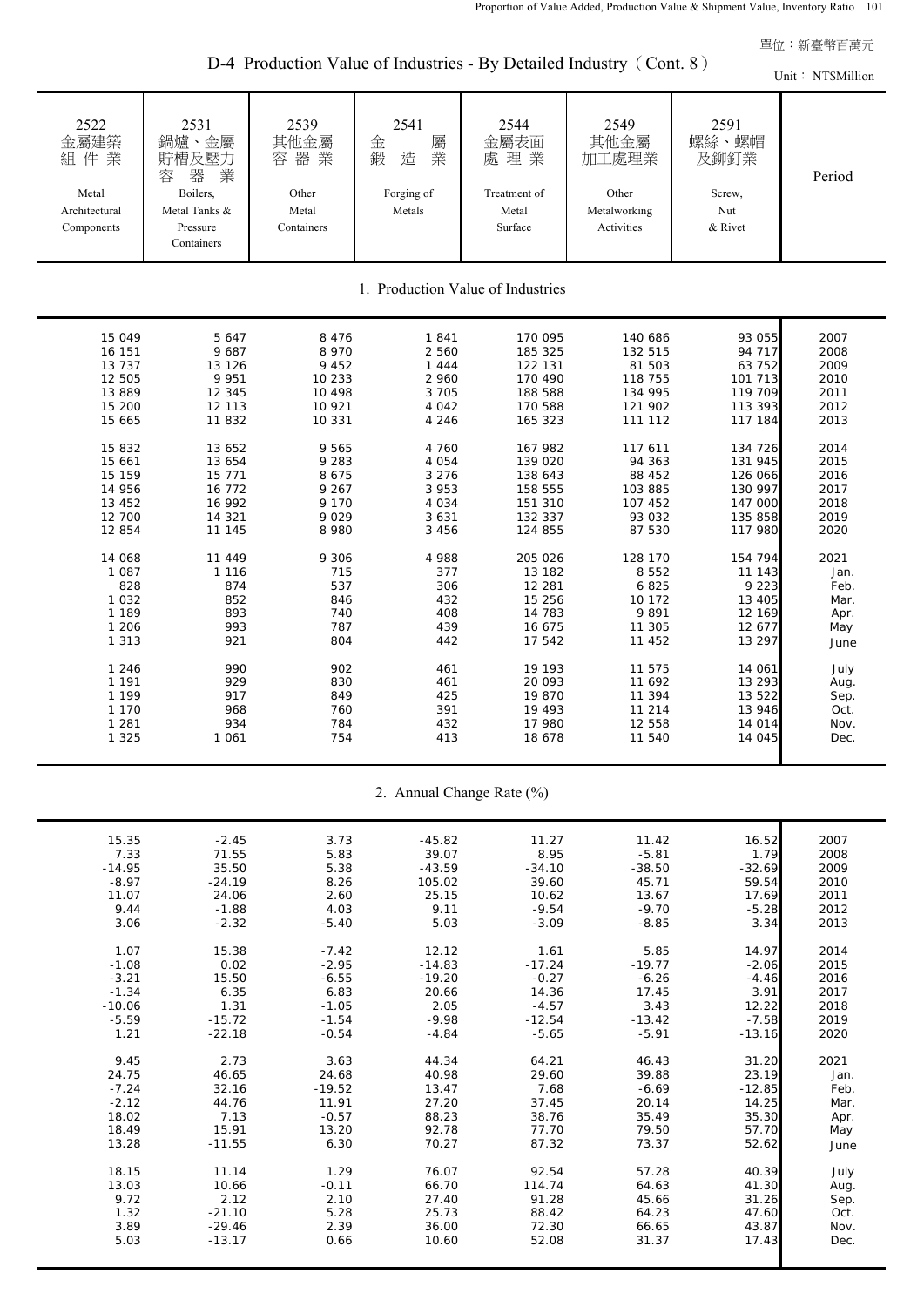單位：新臺幣百萬元

# D-4 Production Value of Industries - By Detailed Industry（Cont. 8）

Unit： NT$Million

| 2522 金屬建築組件業 Metal Architectural Components | 2531 鍋爐、金屬貯槽及壓力容器業 Boilers, Metal Tanks & Pressure Containers | 2539 其他金屬容器業 Other Metal Containers | 2541 金屬鍛造業 Forging of Metals | 2544 金屬表面處理業 Treatment of Metal Surface | 2549 其他金屬加工處理業 Other Metalworking Activities | 2591 螺絲、螺帽及鉚釘業 Screw, Nut & Rivet | Period |
|---|---|---|---|---|---|---|---|
| **1. Production Value of Industries** | | | | | | | |
| 15 049 | 5 647 | 8 476 | 1 841 | 170 095 | 140 686 | 93 055 | 2007 |
| 16 151 | 9 687 | 8 970 | 2 560 | 185 325 | 132 515 | 94 717 | 2008 |
| 13 737 | 13 126 | 9 452 | 1 444 | 122 131 | 81 503 | 63 752 | 2009 |
| 12 505 | 9 951 | 10 233 | 2 960 | 170 490 | 118 755 | 101 713 | 2010 |
| 13 889 | 12 345 | 10 498 | 3 705 | 188 588 | 134 995 | 119 709 | 2011 |
| 15 200 | 12 113 | 10 921 | 4 042 | 170 588 | 121 902 | 113 393 | 2012 |
| 15 665 | 11 832 | 10 331 | 4 246 | 165 323 | 111 112 | 117 184 | 2013 |
| 15 832 | 13 652 | 9 565 | 4 760 | 167 982 | 117 611 | 134 726 | 2014 |
| 15 661 | 13 654 | 9 283 | 4 054 | 139 020 | 94 363 | 131 945 | 2015 |
| 15 159 | 15 771 | 8 675 | 3 276 | 138 643 | 88 452 | 126 066 | 2016 |
| 14 956 | 16 772 | 9 267 | 3 953 | 158 555 | 103 885 | 130 997 | 2017 |
| 13 452 | 16 992 | 9 170 | 4 034 | 151 310 | 107 452 | 147 000 | 2018 |
| 12 700 | 14 321 | 9 029 | 3 631 | 132 337 | 93 032 | 135 858 | 2019 |
| 12 854 | 11 145 | 8 980 | 3 456 | 124 855 | 87 530 | 117 980 | 2020 |
| 14 068 | 11 449 | 9 306 | 4 988 | 205 026 | 128 170 | 154 794 | 2021 |
| 1 087 | 1 116 | 715 | 377 | 13 182 | 8 552 | 11 143 | Jan. |
| 828 | 874 | 537 | 306 | 12 281 | 6 825 | 9 223 | Feb. |
| 1 032 | 852 | 846 | 432 | 15 256 | 10 172 | 13 405 | Mar. |
| 1 189 | 893 | 740 | 408 | 14 783 | 9 891 | 12 169 | Apr. |
| 1 206 | 993 | 787 | 439 | 16 675 | 11 305 | 12 677 | May |
| 1 313 | 921 | 804 | 442 | 17 542 | 11 452 | 13 297 | June |
| 1 246 | 990 | 902 | 461 | 19 193 | 11 575 | 14 061 | July |
| 1 191 | 929 | 830 | 461 | 20 093 | 11 692 | 13 293 | Aug. |
| 1 199 | 917 | 849 | 425 | 19 870 | 11 394 | 13 522 | Sep. |
| 1 170 | 968 | 760 | 391 | 19 493 | 11 214 | 13 946 | Oct. |
| 1 281 | 934 | 784 | 432 | 17 980 | 12 558 | 14 014 | Nov. |
| 1 325 | 1 061 | 754 | 413 | 18 678 | 11 540 | 14 045 | Dec. |
| **2. Annual Change Rate (%)** | | | | | | | |
| 15.35 | -2.45 | 3.73 | -45.82 | 11.27 | 11.42 | 16.52 | 2007 |
| 7.33 | 71.55 | 5.83 | 39.07 | 8.95 | -5.81 | 1.79 | 2008 |
| -14.95 | 35.50 | 5.38 | -43.59 | -34.10 | -38.50 | -32.69 | 2009 |
| -8.97 | -24.19 | 8.26 | 105.02 | 39.60 | 45.71 | 59.54 | 2010 |
| 11.07 | 24.06 | 2.60 | 25.15 | 10.62 | 13.67 | 17.69 | 2011 |
| 9.44 | -1.88 | 4.03 | 9.11 | -9.54 | -9.70 | -5.28 | 2012 |
| 3.06 | -2.32 | -5.40 | 5.03 | -3.09 | -8.85 | 3.34 | 2013 |
| 1.07 | 15.38 | -7.42 | 12.12 | 1.61 | 5.85 | 14.97 | 2014 |
| -1.08 | 0.02 | -2.95 | -14.83 | -17.24 | -19.77 | -2.06 | 2015 |
| -3.21 | 15.50 | -6.55 | -19.20 | -0.27 | -6.26 | -4.46 | 2016 |
| -1.34 | 6.35 | 6.83 | 20.66 | 14.36 | 17.45 | 3.91 | 2017 |
| -10.06 | 1.31 | -1.05 | 2.05 | -4.57 | 3.43 | 12.22 | 2018 |
| -5.59 | -15.72 | -1.54 | -9.98 | -12.54 | -13.42 | -7.58 | 2019 |
| 1.21 | -22.18 | -0.54 | -4.84 | -5.65 | -5.91 | -13.16 | 2020 |
| 9.45 | 2.73 | 3.63 | 44.34 | 64.21 | 46.43 | 31.20 | 2021 |
| 24.75 | 46.65 | 24.68 | 40.98 | 29.60 | 39.88 | 23.19 | Jan. |
| -7.24 | 32.16 | -19.52 | 13.47 | 7.68 | -6.69 | -12.85 | Feb. |
| -2.12 | 44.76 | 11.91 | 27.20 | 37.45 | 20.14 | 14.25 | Mar. |
| 18.02 | 7.13 | -0.57 | 88.23 | 38.76 | 35.49 | 35.30 | Apr. |
| 18.49 | 15.91 | 13.20 | 92.78 | 77.70 | 79.50 | 57.70 | May |
| 13.28 | -11.55 | 6.30 | 70.27 | 87.32 | 73.37 | 52.62 | June |
| 18.15 | 11.14 | 1.29 | 76.07 | 92.54 | 57.28 | 40.39 | July |
| 13.03 | 10.66 | -0.11 | 66.70 | 114.74 | 64.63 | 41.30 | Aug. |
| 9.72 | 2.12 | 2.10 | 27.40 | 91.28 | 45.66 | 31.26 | Sep. |
| 1.32 | -21.10 | 5.28 | 25.73 | 88.42 | 64.23 | 47.60 | Oct. |
| 3.89 | -29.46 | 2.39 | 36.00 | 72.30 | 66.65 | 43.87 | Nov. |
| 5.03 | -13.17 | 0.66 | 10.60 | 52.08 | 31.37 | 17.43 | Dec. |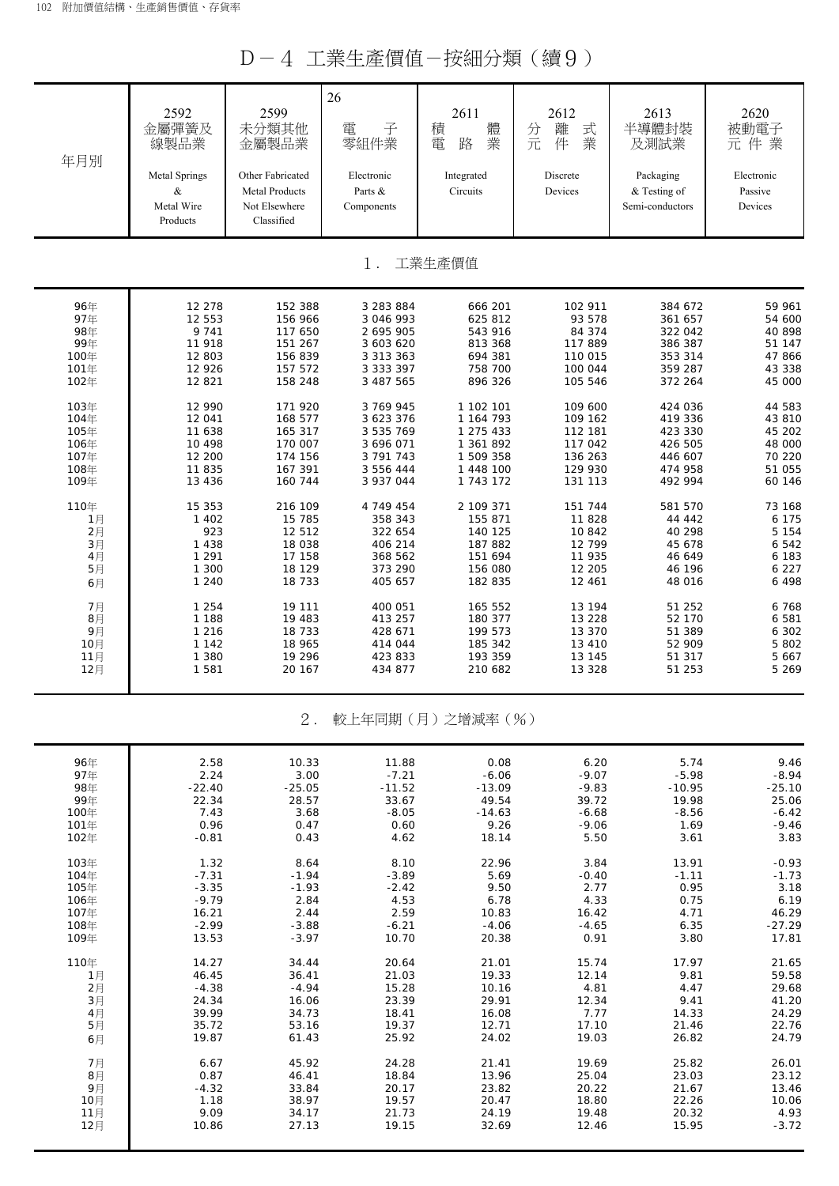# D－4 工業生產價值－按細分類（續9）

| 年月別 | 2592 金屬彈簧及線製品業 Metal Springs & Metal Wire Products | 2599 未分類其他金屬製品業 Other Fabricated Metal Products Not Elsewhere Classified | 26 電子零組件業 Electronic Parts & Components | 2611 積體電路業 Integrated Circuits | 2612 分離式元件業 Discrete Devices | 2613 半導體封裝及測試業 Packaging & Testing of Semi-conductors | 2620 被動電子元件業 Electronic Passive Devices |
|---|---|---|---|---|---|---|---|
| **1. 工業生產價值** | | | | | | | |
| 96年 | 12 278 | 152 388 | 3 283 884 | 666 201 | 102 911 | 384 672 | 59 961 |
| 97年 | 12 553 | 156 966 | 3 046 993 | 625 812 | 93 578 | 361 657 | 54 600 |
| 98年 | 9 741 | 117 650 | 2 695 905 | 543 916 | 84 374 | 322 042 | 40 898 |
| 99年 | 11 918 | 151 267 | 3 603 620 | 813 368 | 117 889 | 386 387 | 51 147 |
| 100年 | 12 803 | 156 839 | 3 313 363 | 694 381 | 110 015 | 353 314 | 47 866 |
| 101年 | 12 926 | 157 572 | 3 333 397 | 758 700 | 100 044 | 359 287 | 43 338 |
| 102年 | 12 821 | 158 248 | 3 487 565 | 896 326 | 105 546 | 372 264 | 45 000 |
| 103年 | 12 990 | 171 920 | 3 769 945 | 1 102 101 | 109 600 | 424 036 | 44 583 |
| 104年 | 12 041 | 168 577 | 3 623 376 | 1 164 793 | 109 162 | 419 336 | 43 810 |
| 105年 | 11 638 | 165 317 | 3 535 769 | 1 275 433 | 112 181 | 423 330 | 45 202 |
| 106年 | 10 498 | 170 007 | 3 696 071 | 1 361 892 | 117 042 | 426 505 | 48 000 |
| 107年 | 12 200 | 174 156 | 3 791 743 | 1 509 358 | 136 263 | 446 607 | 70 220 |
| 108年 | 11 835 | 167 391 | 3 556 444 | 1 448 100 | 129 930 | 474 958 | 51 055 |
| 109年 | 13 436 | 160 744 | 3 937 044 | 1 743 172 | 131 113 | 492 994 | 60 146 |
| 110年 | 15 353 | 216 109 | 4 749 454 | 2 109 371 | 151 744 | 581 570 | 73 168 |
| 1月 | 1 402 | 15 785 | 358 343 | 155 871 | 11 828 | 44 442 | 6 175 |
| 2月 | 923 | 12 512 | 322 654 | 140 125 | 10 842 | 40 298 | 5 154 |
| 3月 | 1 438 | 18 038 | 406 214 | 187 882 | 12 799 | 45 678 | 6 542 |
| 4月 | 1 291 | 17 158 | 368 562 | 151 694 | 11 935 | 46 649 | 6 183 |
| 5月 | 1 300 | 18 129 | 373 290 | 156 080 | 12 205 | 46 196 | 6 227 |
| 6月 | 1 240 | 18 733 | 405 657 | 182 835 | 12 461 | 48 016 | 6 498 |
| 7月 | 1 254 | 19 111 | 400 051 | 165 552 | 13 194 | 51 252 | 6 768 |
| 8月 | 1 188 | 19 483 | 413 257 | 180 377 | 13 228 | 52 170 | 6 581 |
| 9月 | 1 216 | 18 733 | 428 671 | 199 573 | 13 370 | 51 389 | 6 302 |
| 10月 | 1 142 | 18 965 | 414 044 | 185 342 | 13 410 | 52 909 | 5 802 |
| 11月 | 1 380 | 19 296 | 423 833 | 193 359 | 13 145 | 51 317 | 5 667 |
| 12月 | 1 581 | 20 167 | 434 877 | 210 682 | 13 328 | 51 253 | 5 269 |
| **2. 較上年同期（月）之增減率（%）** | | | | | | | |
| 96年 | 2.58 | 10.33 | 11.88 | 0.08 | 6.20 | 5.74 | 9.46 |
| 97年 | 2.24 | 3.00 | -7.21 | -6.06 | -9.07 | -5.98 | -8.94 |
| 98年 | -22.40 | -25.05 | -11.52 | -13.09 | -9.83 | -10.95 | -25.10 |
| 99年 | 22.34 | 28.57 | 33.67 | 49.54 | 39.72 | 19.98 | 25.06 |
| 100年 | 7.43 | 3.68 | -8.05 | -14.63 | -6.68 | -8.56 | -6.42 |
| 101年 | 0.96 | 0.47 | 0.60 | 9.26 | -9.06 | 1.69 | -9.46 |
| 102年 | -0.81 | 0.43 | 4.62 | 18.14 | 5.50 | 3.61 | 3.83 |
| 103年 | 1.32 | 8.64 | 8.10 | 22.96 | 3.84 | 13.91 | -0.93 |
| 104年 | -7.31 | -1.94 | -3.89 | 5.69 | -0.40 | -1.11 | -1.73 |
| 105年 | -3.35 | -1.93 | -2.42 | 9.50 | 2.77 | 0.95 | 3.18 |
| 106年 | -9.79 | 2.84 | 4.53 | 6.78 | 4.33 | 0.75 | 6.19 |
| 107年 | 16.21 | 2.44 | 2.59 | 10.83 | 16.42 | 4.71 | 46.29 |
| 108年 | -2.99 | -3.88 | -6.21 | -4.06 | -4.65 | 6.35 | -27.29 |
| 109年 | 13.53 | -3.97 | 10.70 | 20.38 | 0.91 | 3.80 | 17.81 |
| 110年 | 14.27 | 34.44 | 20.64 | 21.01 | 15.74 | 17.97 | 21.65 |
| 1月 | 46.45 | 36.41 | 21.03 | 19.33 | 12.14 | 9.81 | 59.58 |
| 2月 | -4.38 | -4.94 | 15.28 | 10.16 | 4.81 | 4.47 | 29.68 |
| 3月 | 24.34 | 16.06 | 23.39 | 29.91 | 12.34 | 9.41 | 41.20 |
| 4月 | 39.99 | 34.73 | 18.41 | 16.08 | 7.77 | 14.33 | 24.29 |
| 5月 | 35.72 | 53.16 | 19.37 | 12.71 | 17.10 | 21.46 | 22.76 |
| 6月 | 19.87 | 61.43 | 25.92 | 24.02 | 19.03 | 26.82 | 24.79 |
| 7月 | 6.67 | 45.92 | 24.28 | 21.41 | 19.69 | 25.82 | 26.01 |
| 8月 | 0.87 | 46.41 | 18.84 | 13.96 | 25.04 | 23.03 | 23.12 |
| 9月 | -4.32 | 33.84 | 20.17 | 23.82 | 20.22 | 21.67 | 13.46 |
| 10月 | 1.18 | 38.97 | 19.57 | 20.47 | 18.80 | 22.26 | 10.06 |
| 11月 | 9.09 | 34.17 | 21.73 | 24.19 | 19.48 | 20.32 | 4.93 |
| 12月 | 10.86 | 27.13 | 19.15 | 32.69 | 12.46 | 15.95 | -3.72 |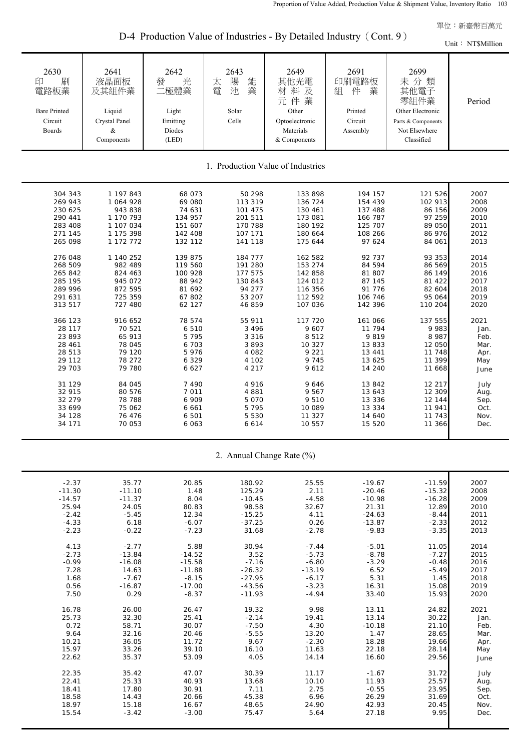單位：新臺幣百萬元

# D-4 Production Value of Industries - By Detailed Industry (Cont. 9)

Unit： NT$Million

| 2630 印刷電路板業 Bare Printed Circuit Boards | 2641 液晶面板及其組件業 Liquid Crystal Panel & Components | 2642 發光二極體業 Light Emitting Diodes (LED) | 2643 太陽能電池業 Solar Cells | 2649 其他光電材料及元件業 Other Optoelectronic Materials & Components | 2691 印刷電路板組件業 Printed Circuit Assembly | 2699 未分類其他電子零組件業 Other Electronic Parts & Components Not Elsewhere Classified | Period |
|---|---|---|---|---|---|---|---|
| **1. Production Value of Industries** | | | | | | | |
| 304 343 | 1 197 843 | 68 073 | 50 298 | 133 898 | 194 157 | 121 526 | 2007 |
| 269 943 | 1 064 928 | 69 080 | 113 319 | 136 724 | 154 439 | 102 913 | 2008 |
| 230 625 | 943 838 | 74 631 | 101 475 | 130 461 | 137 488 | 86 156 | 2009 |
| 290 441 | 1 170 793 | 134 957 | 201 511 | 173 081 | 166 787 | 97 259 | 2010 |
| 283 408 | 1 107 034 | 151 607 | 170 788 | 180 192 | 125 707 | 89 050 | 2011 |
| 271 145 | 1 175 398 | 142 408 | 107 171 | 180 664 | 108 266 | 86 976 | 2012 |
| 265 098 | 1 172 772 | 132 112 | 141 118 | 175 644 | 97 624 | 84 061 | 2013 |
| 276 048 | 1 140 252 | 139 875 | 184 777 | 162 582 | 92 737 | 93 353 | 2014 |
| 268 509 | 982 489 | 119 560 | 191 280 | 153 274 | 84 594 | 86 569 | 2015 |
| 265 842 | 824 463 | 100 928 | 177 575 | 142 858 | 81 807 | 86 149 | 2016 |
| 285 195 | 945 072 | 88 942 | 130 843 | 124 012 | 87 145 | 81 422 | 2017 |
| 289 996 | 872 595 | 81 692 | 94 277 | 116 356 | 91 776 | 82 604 | 2018 |
| 291 631 | 725 359 | 67 802 | 53 207 | 112 592 | 106 746 | 95 064 | 2019 |
| 313 517 | 727 480 | 62 127 | 46 859 | 107 036 | 142 396 | 110 204 | 2020 |
| 366 123 | 916 652 | 78 574 | 55 911 | 117 720 | 161 066 | 137 555 | 2021 |
| 28 117 | 70 521 | 6 510 | 3 496 | 9 607 | 11 794 | 9 983 | Jan. |
| 23 893 | 65 913 | 5 795 | 3 316 | 8 512 | 9 819 | 8 987 | Feb. |
| 28 461 | 78 045 | 6 703 | 3 893 | 10 327 | 13 833 | 12 050 | Mar. |
| 28 513 | 79 120 | 5 976 | 4 082 | 9 221 | 13 441 | 11 748 | Apr. |
| 29 112 | 78 272 | 6 329 | 4 102 | 9 745 | 13 625 | 11 399 | May |
| 29 703 | 79 780 | 6 627 | 4 217 | 9 612 | 14 240 | 11 668 | June |
| 31 129 | 84 045 | 7 490 | 4 916 | 9 646 | 13 842 | 12 217 | July |
| 32 915 | 80 576 | 7 011 | 4 881 | 9 567 | 13 643 | 12 309 | Aug. |
| 32 279 | 78 788 | 6 909 | 5 070 | 9 510 | 13 336 | 12 144 | Sep. |
| 33 699 | 75 062 | 6 661 | 5 795 | 10 089 | 13 334 | 11 941 | Oct. |
| 34 128 | 76 476 | 6 501 | 5 530 | 11 327 | 14 640 | 11 743 | Nov. |
| 34 171 | 70 053 | 6 063 | 6 614 | 10 557 | 15 520 | 11 366 | Dec. |
| **2. Annual Change Rate (%)** | | | | | | | |
| -2.37 | 35.77 | 20.85 | 180.92 | 25.55 | -19.67 | -11.59 | 2007 |
| -11.30 | -11.10 | 1.48 | 125.29 | 2.11 | -20.46 | -15.32 | 2008 |
| -14.57 | -11.37 | 8.04 | -10.45 | -4.58 | -10.98 | -16.28 | 2009 |
| 25.94 | 24.05 | 80.83 | 98.58 | 32.67 | 21.31 | 12.89 | 2010 |
| -2.42 | -5.45 | 12.34 | -15.25 | 4.11 | -24.63 | -8.44 | 2011 |
| -4.33 | 6.18 | -6.07 | -37.25 | 0.26 | -13.87 | -2.33 | 2012 |
| -2.23 | -0.22 | -7.23 | 31.68 | -2.78 | -9.83 | -3.35 | 2013 |
| 4.13 | -2.77 | 5.88 | 30.94 | -7.44 | -5.01 | 11.05 | 2014 |
| -2.73 | -13.84 | -14.52 | 3.52 | -5.73 | -8.78 | -7.27 | 2015 |
| -0.99 | -16.08 | -15.58 | -7.16 | -6.80 | -3.29 | -0.48 | 2016 |
| 7.28 | 14.63 | -11.88 | -26.32 | -13.19 | 6.52 | -5.49 | 2017 |
| 1.68 | -7.67 | -8.15 | -27.95 | -6.17 | 5.31 | 1.45 | 2018 |
| 0.56 | -16.87 | -17.00 | -43.56 | -3.23 | 16.31 | 15.08 | 2019 |
| 7.50 | 0.29 | -8.37 | -11.93 | -4.94 | 33.40 | 15.93 | 2020 |
| 16.78 | 26.00 | 26.47 | 19.32 | 9.98 | 13.11 | 24.82 | 2021 |
| 25.73 | 32.30 | 25.41 | -2.14 | 19.41 | 13.14 | 30.22 | Jan. |
| 0.72 | 58.71 | 30.07 | -7.50 | 4.30 | -10.18 | 21.10 | Feb. |
| 9.64 | 32.16 | 20.46 | -5.55 | 13.20 | 1.47 | 28.65 | Mar. |
| 10.21 | 36.05 | 11.72 | 9.67 | -2.30 | 18.28 | 19.66 | Apr. |
| 15.97 | 33.26 | 39.10 | 16.10 | 11.63 | 22.18 | 28.14 | May |
| 22.62 | 35.37 | 53.09 | 4.05 | 14.14 | 16.60 | 29.56 | June |
| 22.35 | 35.42 | 47.07 | 30.39 | 11.17 | -1.67 | 31.72 | July |
| 22.41 | 25.33 | 40.93 | 13.68 | 10.10 | 11.93 | 25.57 | Aug. |
| 18.41 | 17.80 | 30.91 | 7.11 | 2.75 | -0.55 | 23.95 | Sep. |
| 18.58 | 14.43 | 20.66 | 45.38 | 6.96 | 26.29 | 31.69 | Oct. |
| 18.97 | 15.18 | 16.67 | 48.65 | 24.90 | 42.93 | 20.45 | Nov. |
| 15.54 | -3.42 | -3.00 | 75.47 | 5.64 | 27.18 | 9.95 | Dec. |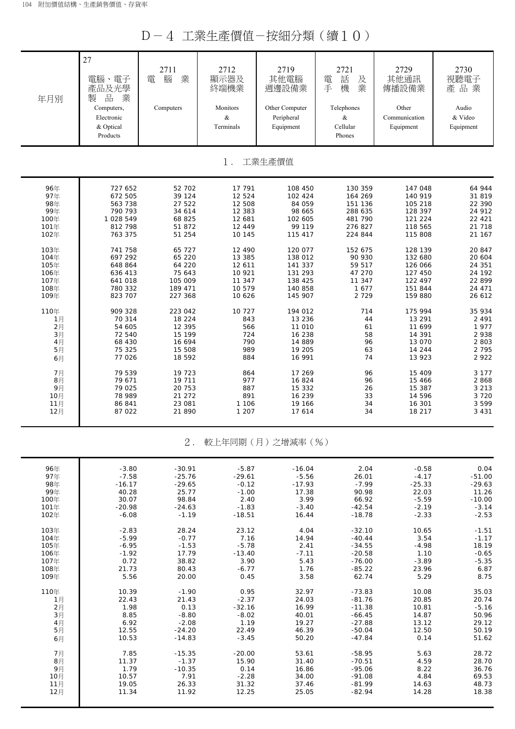# D－4 工業生產價值－按細分類（續１０）

| 年月別 | 27 電腦、電子產品及光學製品業 Computers, Electronic & Optical Products | 2711 電腦業 Computers | 2712 顯示器及終端機業 Monitors & Terminals | 2719 其他電腦週邊設備業 Other Computer Peripheral Equipment | 2721 電話及手機業 Telephones & Cellular Phones | 2729 其他通訊傳播設備業 Other Communication Equipment | 2730 視聽電子產品業 Audio & Video Equipment |
|---|---|---|---|---|---|---|---|
| **１. 工業生產價值** | | | | | | | |
| 96年 | 727 652 | 52 702 | 17 791 | 108 450 | 130 359 | 147 048 | 64 944 |
| 97年 | 672 505 | 39 124 | 12 524 | 102 424 | 164 269 | 140 919 | 31 819 |
| 98年 | 563 738 | 27 522 | 12 508 | 84 059 | 151 136 | 105 218 | 22 390 |
| 99年 | 790 793 | 34 614 | 12 383 | 98 665 | 288 635 | 128 397 | 24 912 |
| 100年 | 1 028 549 | 68 825 | 12 681 | 102 605 | 481 790 | 121 224 | 22 421 |
| 101年 | 812 798 | 51 872 | 12 449 | 99 119 | 276 827 | 118 565 | 21 718 |
| 102年 | 763 375 | 51 254 | 10 145 | 115 417 | 224 844 | 115 808 | 21 167 |
| 103年 | 741 758 | 65 727 | 12 490 | 120 077 | 152 675 | 128 139 | 20 847 |
| 104年 | 697 292 | 65 220 | 13 385 | 138 012 | 90 930 | 132 680 | 20 604 |
| 105年 | 648 864 | 64 220 | 12 611 | 141 337 | 59 517 | 126 066 | 24 351 |
| 106年 | 636 413 | 75 643 | 10 921 | 131 293 | 47 270 | 127 450 | 24 192 |
| 107年 | 641 018 | 105 009 | 11 347 | 138 425 | 11 347 | 122 497 | 22 899 |
| 108年 | 780 332 | 189 471 | 10 579 | 140 858 | 1 677 | 151 844 | 24 471 |
| 109年 | 823 707 | 227 368 | 10 626 | 145 907 | 2 729 | 159 880 | 26 612 |
| 110年 | 909 328 | 223 042 | 10 727 | 194 012 | 714 | 175 994 | 35 934 |
| 1月 | 70 314 | 18 224 | 843 | 13 236 | 44 | 13 291 | 2 491 |
| 2月 | 54 605 | 12 395 | 566 | 11 010 | 61 | 11 699 | 1 977 |
| 3月 | 72 540 | 15 199 | 724 | 16 238 | 58 | 14 391 | 2 938 |
| 4月 | 68 430 | 16 694 | 790 | 14 889 | 96 | 13 070 | 2 803 |
| 5月 | 75 325 | 15 508 | 989 | 19 205 | 63 | 14 244 | 2 795 |
| 6月 | 77 026 | 18 592 | 884 | 16 991 | 74 | 13 923 | 2 922 |
| 7月 | 79 539 | 19 723 | 864 | 17 269 | 96 | 15 409 | 3 177 |
| 8月 | 79 671 | 19 711 | 977 | 16 824 | 96 | 15 466 | 2 868 |
| 9月 | 79 025 | 20 753 | 887 | 15 332 | 26 | 15 387 | 3 213 |
| 10月 | 78 989 | 21 272 | 891 | 16 239 | 33 | 14 596 | 3 720 |
| 11月 | 86 841 | 23 081 | 1 106 | 19 166 | 34 | 16 301 | 3 599 |
| 12月 | 87 022 | 21 890 | 1 207 | 17 614 | 34 | 18 217 | 3 431 |
| **２. 較上年同期（月）之增減率（％）** | | | | | | | |
| 96年 | -3.80 | -30.91 | -5.87 | -16.04 | 2.04 | -0.58 | 0.04 |
| 97年 | -7.58 | -25.76 | -29.61 | -5.56 | 26.01 | -4.17 | -51.00 |
| 98年 | -16.17 | -29.65 | -0.12 | -17.93 | -7.99 | -25.33 | -29.63 |
| 99年 | 40.28 | 25.77 | -1.00 | 17.38 | 90.98 | 22.03 | 11.26 |
| 100年 | 30.07 | 98.84 | 2.40 | 3.99 | 66.92 | -5.59 | -10.00 |
| 101年 | -20.98 | -24.63 | -1.83 | -3.40 | -42.54 | -2.19 | -3.14 |
| 102年 | -6.08 | -1.19 | -18.51 | 16.44 | -18.78 | -2.33 | -2.53 |
| 103年 | -2.83 | 28.24 | 23.12 | 4.04 | -32.10 | 10.65 | -1.51 |
| 104年 | -5.99 | -0.77 | 7.16 | 14.94 | -40.44 | 3.54 | -1.17 |
| 105年 | -6.95 | -1.53 | -5.78 | 2.41 | -34.55 | -4.98 | 18.19 |
| 106年 | -1.92 | 17.79 | -13.40 | -7.11 | -20.58 | 1.10 | -0.65 |
| 107年 | 0.72 | 38.82 | 3.90 | 5.43 | -76.00 | -3.89 | -5.35 |
| 108年 | 21.73 | 80.43 | -6.77 | 1.76 | -85.22 | 23.96 | 6.87 |
| 109年 | 5.56 | 20.00 | 0.45 | 3.58 | 62.74 | 5.29 | 8.75 |
| 110年 | 10.39 | -1.90 | 0.95 | 32.97 | -73.83 | 10.08 | 35.03 |
| 1月 | 22.43 | 21.43 | -2.37 | 24.03 | -81.76 | 20.85 | 20.74 |
| 2月 | 1.98 | 0.13 | -32.16 | 16.99 | -11.38 | 10.81 | -5.16 |
| 3月 | 8.85 | -8.80 | -8.02 | 40.01 | -66.45 | 14.87 | 50.96 |
| 4月 | 6.92 | -2.08 | 1.19 | 19.27 | -27.88 | 13.12 | 29.12 |
| 5月 | 12.55 | -24.20 | 22.49 | 46.39 | -50.04 | 12.50 | 50.19 |
| 6月 | 10.53 | -14.83 | -3.45 | 50.20 | -47.84 | 0.14 | 51.62 |
| 7月 | 7.85 | -15.35 | -20.00 | 53.61 | -58.95 | 5.63 | 28.72 |
| 8月 | 11.37 | -1.37 | 15.90 | 31.40 | -70.51 | 4.59 | 28.70 |
| 9月 | 1.79 | -10.35 | 0.14 | 16.86 | -95.06 | 8.22 | 36.76 |
| 10月 | 10.57 | 7.91 | -2.28 | 34.00 | -91.08 | 4.84 | 69.53 |
| 11月 | 19.05 | 26.33 | 31.32 | 37.46 | -81.99 | 14.63 | 48.73 |
| 12月 | 11.34 | 11.92 | 12.25 | 25.05 | -82.94 | 14.28 | 18.38 |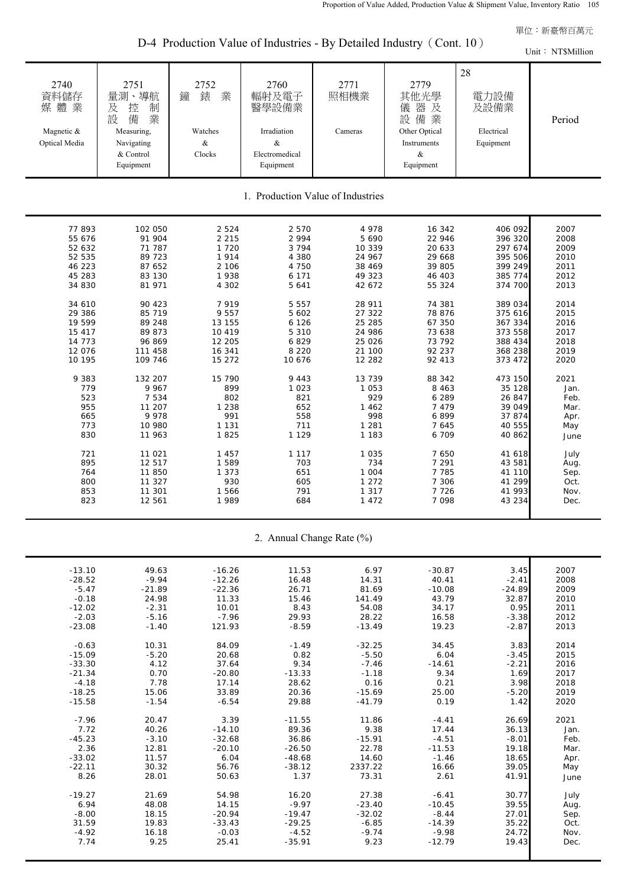單位：新臺幣百萬元

# D-4 Production Value of Industries - By Detailed Industry（Cont. 10）

Unit： NT$Million

| 2740 資料儲存媒體業 Magnetic & Optical Media | 2751 量測、導航及控制設備業 Measuring, Navigating & Control Equipment | 2752 鐘錶業 Watches & Clocks | 2760 輻射及電子醫學設備業 Irradiation & Electromedical Equipment | 2771 照相機業 Cameras | 2779 其他光學儀器及設備業 Other Optical Instruments & Equipment | 28 電力設備及設備業 Electrical Equipment | Period |
|---|---|---|---|---|---|---|---|
| **1. Production Value of Industries** | | | | | | | |
| 77 893 | 102 050 | 2 524 | 2 570 | 4 978 | 16 342 | 406 092 | 2007 |
| 55 676 | 91 904 | 2 215 | 2 994 | 5 690 | 22 946 | 396 320 | 2008 |
| 52 632 | 71 787 | 1 720 | 3 794 | 10 339 | 20 633 | 297 674 | 2009 |
| 52 535 | 89 723 | 1 914 | 4 380 | 24 967 | 29 668 | 395 506 | 2010 |
| 46 223 | 87 652 | 2 106 | 4 750 | 38 469 | 39 805 | 399 249 | 2011 |
| 45 283 | 83 130 | 1 938 | 6 171 | 49 323 | 46 403 | 385 774 | 2012 |
| 34 830 | 81 971 | 4 302 | 5 641 | 42 672 | 55 324 | 374 700 | 2013 |
| 34 610 | 90 423 | 7 919 | 5 557 | 28 911 | 74 381 | 389 034 | 2014 |
| 29 386 | 85 719 | 9 557 | 5 602 | 27 322 | 78 876 | 375 616 | 2015 |
| 19 599 | 89 248 | 13 155 | 6 126 | 25 285 | 67 350 | 367 334 | 2016 |
| 15 417 | 89 873 | 10 419 | 5 310 | 24 986 | 73 638 | 373 558 | 2017 |
| 14 773 | 96 869 | 12 205 | 6 829 | 25 026 | 73 792 | 388 434 | 2018 |
| 12 076 | 111 458 | 16 341 | 8 220 | 21 100 | 92 237 | 368 238 | 2019 |
| 10 195 | 109 746 | 15 272 | 10 676 | 12 282 | 92 413 | 373 472 | 2020 |
| 9 383 | 132 207 | 15 790 | 9 443 | 13 739 | 88 342 | 473 150 | 2021 |
| 779 | 9 967 | 899 | 1 023 | 1 053 | 8 463 | 35 128 | Jan. |
| 523 | 7 534 | 802 | 821 | 929 | 6 289 | 26 847 | Feb. |
| 955 | 11 207 | 1 238 | 652 | 1 462 | 7 479 | 39 049 | Mar. |
| 665 | 9 978 | 991 | 558 | 998 | 6 899 | 37 874 | Apr. |
| 773 | 10 980 | 1 131 | 711 | 1 281 | 7 645 | 40 555 | May |
| 830 | 11 963 | 1 825 | 1 129 | 1 183 | 6 709 | 40 862 | June |
| 721 | 11 021 | 1 457 | 1 117 | 1 035 | 7 650 | 41 618 | July |
| 895 | 12 517 | 1 589 | 703 | 734 | 7 291 | 43 581 | Aug. |
| 764 | 11 850 | 1 373 | 651 | 1 004 | 7 785 | 41 110 | Sep. |
| 800 | 11 327 | 930 | 605 | 1 272 | 7 306 | 41 299 | Oct. |
| 853 | 11 301 | 1 566 | 791 | 1 317 | 7 726 | 41 993 | Nov. |
| 823 | 12 561 | 1 989 | 684 | 1 472 | 7 098 | 43 234 | Dec. |
| **2. Annual Change Rate (%)** | | | | | | | |
| -13.10 | 49.63 | -16.26 | 11.53 | 6.97 | -30.87 | 3.45 | 2007 |
| -28.52 | -9.94 | -12.26 | 16.48 | 14.31 | 40.41 | -2.41 | 2008 |
| -5.47 | -21.89 | -22.36 | 26.71 | 81.69 | -10.08 | -24.89 | 2009 |
| -0.18 | 24.98 | 11.33 | 15.46 | 141.49 | 43.79 | 32.87 | 2010 |
| -12.02 | -2.31 | 10.01 | 8.43 | 54.08 | 34.17 | 0.95 | 2011 |
| -2.03 | -5.16 | -7.96 | 29.93 | 28.22 | 16.58 | -3.38 | 2012 |
| -23.08 | -1.40 | 121.93 | -8.59 | -13.49 | 19.23 | -2.87 | 2013 |
| -0.63 | 10.31 | 84.09 | -1.49 | -32.25 | 34.45 | 3.83 | 2014 |
| -15.09 | -5.20 | 20.68 | 0.82 | -5.50 | 6.04 | -3.45 | 2015 |
| -33.30 | 4.12 | 37.64 | 9.34 | -7.46 | -14.61 | -2.21 | 2016 |
| -21.34 | 0.70 | -20.80 | -13.33 | -1.18 | 9.34 | 1.69 | 2017 |
| -4.18 | 7.78 | 17.14 | 28.62 | 0.16 | 0.21 | 3.98 | 2018 |
| -18.25 | 15.06 | 33.89 | 20.36 | -15.69 | 25.00 | -5.20 | 2019 |
| -15.58 | -1.54 | -6.54 | 29.88 | -41.79 | 0.19 | 1.42 | 2020 |
| -7.96 | 20.47 | 3.39 | -11.55 | 11.86 | -4.41 | 26.69 | 2021 |
| 7.72 | 40.26 | -14.10 | 89.36 | 9.38 | 17.44 | 36.13 | Jan. |
| -45.23 | -3.10 | -32.68 | 36.86 | -15.91 | -4.51 | -8.01 | Feb. |
| 2.36 | 12.81 | -20.10 | -26.50 | 22.78 | -11.53 | 19.18 | Mar. |
| -33.02 | 11.57 | 6.04 | -48.68 | 14.60 | -1.46 | 18.65 | Apr. |
| -22.11 | 30.32 | 56.76 | -38.12 | 2337.22 | 16.66 | 39.05 | May |
| 8.26 | 28.01 | 50.63 | 1.37 | 73.31 | 2.61 | 41.91 | June |
| -19.27 | 21.69 | 54.98 | 16.20 | 27.38 | -6.41 | 30.77 | July |
| 6.94 | 48.08 | 14.15 | -9.97 | -23.40 | -10.45 | 39.55 | Aug. |
| -8.00 | 18.15 | -20.94 | -19.47 | -32.02 | -8.44 | 27.01 | Sep. |
| 31.59 | 19.83 | -33.43 | -29.25 | -6.85 | -14.39 | 35.22 | Oct. |
| -4.92 | 16.18 | -0.03 | -4.52 | -9.74 | -9.98 | 24.72 | Nov. |
| 7.74 | 9.25 | 25.41 | -35.91 | 9.23 | -12.79 | 19.43 | Dec. |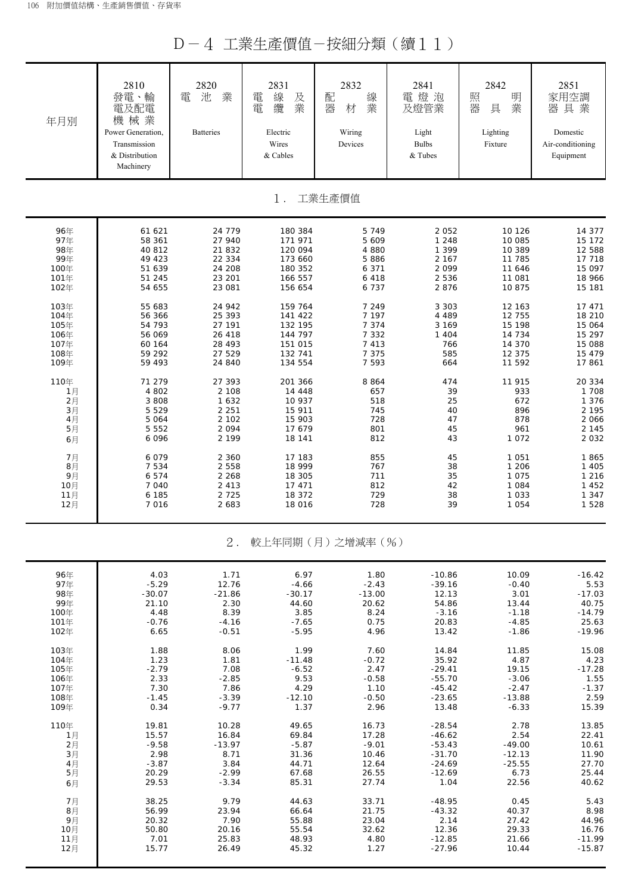# D－4 工業生產價值－按細分類（續１１）

| 年月別 | 2810 發電、輸電及配電機械業 Power Generation, Transmission & Distribution Machinery | 2820 電池業 Batteries | 2831 電線及電纜業 Electric Wires & Cables | 2832 配線器材業 Wiring Devices | 2841 電燈泡及燈管業 Light Bulbs & Tubes | 2842 照明器具業 Lighting Fixture | 2851 家用空調器具業 Domestic Air-conditioning Equipment |
|---|---|---|---|---|---|---|---|
| **1. 工業生產價值** | | | | | | | |
| 96年 | 61 621 | 24 779 | 180 384 | 5 749 | 2 052 | 10 126 | 14 377 |
| 97年 | 58 361 | 27 940 | 171 971 | 5 609 | 1 248 | 10 085 | 15 172 |
| 98年 | 40 812 | 21 832 | 120 094 | 4 880 | 1 399 | 10 389 | 12 588 |
| 99年 | 49 423 | 22 334 | 173 660 | 5 886 | 2 167 | 11 785 | 17 718 |
| 100年 | 51 639 | 24 208 | 180 352 | 6 371 | 2 099 | 11 646 | 15 097 |
| 101年 | 51 245 | 23 201 | 166 557 | 6 418 | 2 536 | 11 081 | 18 966 |
| 102年 | 54 655 | 23 081 | 156 654 | 6 737 | 2 876 | 10 875 | 15 181 |
| 103年 | 55 683 | 24 942 | 159 764 | 7 249 | 3 303 | 12 163 | 17 471 |
| 104年 | 56 366 | 25 393 | 141 422 | 7 197 | 4 489 | 12 755 | 18 210 |
| 105年 | 54 793 | 27 191 | 132 195 | 7 374 | 3 169 | 15 198 | 15 064 |
| 106年 | 56 069 | 26 418 | 144 797 | 7 332 | 1 404 | 14 734 | 15 297 |
| 107年 | 60 164 | 28 493 | 151 015 | 7 413 | 766 | 14 370 | 15 088 |
| 108年 | 59 292 | 27 529 | 132 741 | 7 375 | 585 | 12 375 | 15 479 |
| 109年 | 59 493 | 24 840 | 134 554 | 7 593 | 664 | 11 592 | 17 861 |
| 110年 | 71 279 | 27 393 | 201 366 | 8 864 | 474 | 11 915 | 20 334 |
| 1月 | 4 802 | 2 108 | 14 448 | 657 | 39 | 933 | 1 708 |
| 2月 | 3 808 | 1 632 | 10 937 | 518 | 25 | 672 | 1 376 |
| 3月 | 5 529 | 2 251 | 15 911 | 745 | 40 | 896 | 2 195 |
| 4月 | 5 064 | 2 102 | 15 903 | 728 | 47 | 878 | 2 066 |
| 5月 | 5 552 | 2 094 | 17 679 | 801 | 45 | 961 | 2 145 |
| 6月 | 6 096 | 2 199 | 18 141 | 812 | 43 | 1 072 | 2 032 |
| 7月 | 6 079 | 2 360 | 17 183 | 855 | 45 | 1 051 | 1 865 |
| 8月 | 7 534 | 2 558 | 18 999 | 767 | 38 | 1 206 | 1 405 |
| 9月 | 6 574 | 2 268 | 18 305 | 711 | 35 | 1 075 | 1 216 |
| 10月 | 7 040 | 2 413 | 17 471 | 812 | 42 | 1 084 | 1 452 |
| 11月 | 6 185 | 2 725 | 18 372 | 729 | 38 | 1 033 | 1 347 |
| 12月 | 7 016 | 2 683 | 18 016 | 728 | 39 | 1 054 | 1 528 |
| **2. 較上年同期（月）之增減率（%）** | | | | | | | |
| 96年 | 4.03 | 1.71 | 6.97 | 1.80 | -10.86 | 10.09 | -16.42 |
| 97年 | -5.29 | 12.76 | -4.66 | -2.43 | -39.16 | -0.40 | 5.53 |
| 98年 | -30.07 | -21.86 | -30.17 | -13.00 | 12.13 | 3.01 | -17.03 |
| 99年 | 21.10 | 2.30 | 44.60 | 20.62 | 54.86 | 13.44 | 40.75 |
| 100年 | 4.48 | 8.39 | 3.85 | 8.24 | -3.16 | -1.18 | -14.79 |
| 101年 | -0.76 | -4.16 | -7.65 | 0.75 | 20.83 | -4.85 | 25.63 |
| 102年 | 6.65 | -0.51 | -5.95 | 4.96 | 13.42 | -1.86 | -19.96 |
| 103年 | 1.88 | 8.06 | 1.99 | 7.60 | 14.84 | 11.85 | 15.08 |
| 104年 | 1.23 | 1.81 | -11.48 | -0.72 | 35.92 | 4.87 | 4.23 |
| 105年 | -2.79 | 7.08 | -6.52 | 2.47 | -29.41 | 19.15 | -17.28 |
| 106年 | 2.33 | -2.85 | 9.53 | -0.58 | -55.70 | -3.06 | 1.55 |
| 107年 | 7.30 | 7.86 | 4.29 | 1.10 | -45.42 | -2.47 | -1.37 |
| 108年 | -1.45 | -3.39 | -12.10 | -0.50 | -23.65 | -13.88 | 2.59 |
| 109年 | 0.34 | -9.77 | 1.37 | 2.96 | 13.48 | -6.33 | 15.39 |
| 110年 | 19.81 | 10.28 | 49.65 | 16.73 | -28.54 | 2.78 | 13.85 |
| 1月 | 15.57 | 16.84 | 69.84 | 17.28 | -46.62 | 2.54 | 22.41 |
| 2月 | -9.58 | -13.97 | -5.87 | -9.01 | -53.43 | -49.00 | 10.61 |
| 3月 | 2.98 | 8.71 | 31.36 | 10.46 | -31.70 | -12.13 | 11.90 |
| 4月 | -3.87 | 3.84 | 44.71 | 12.64 | -24.69 | -25.55 | 27.70 |
| 5月 | 20.29 | -2.99 | 67.68 | 26.55 | -12.69 | 6.73 | 25.44 |
| 6月 | 29.53 | -3.34 | 85.31 | 27.74 | 1.04 | 22.56 | 40.62 |
| 7月 | 38.25 | 9.79 | 44.63 | 33.71 | -48.95 | 0.45 | 5.43 |
| 8月 | 56.99 | 23.94 | 66.64 | 21.75 | -43.32 | 40.37 | 8.98 |
| 9月 | 20.32 | 7.90 | 55.88 | 23.04 | 2.14 | 27.42 | 44.96 |
| 10月 | 50.80 | 20.16 | 55.54 | 32.62 | 12.36 | 29.33 | 16.76 |
| 11月 | 7.01 | 25.83 | 48.93 | 4.80 | -12.85 | 21.66 | -11.99 |
| 12月 | 15.77 | 26.49 | 45.32 | 1.27 | -27.96 | 10.44 | -15.87 |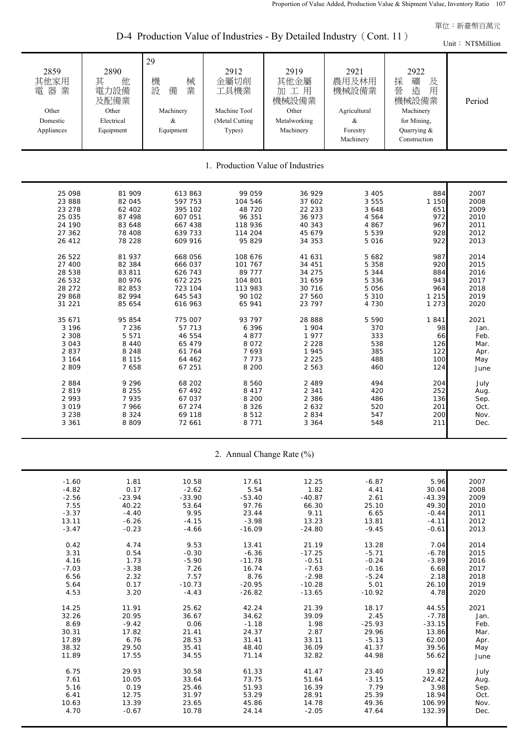單位：新臺幣百萬元

# D-4 Production Value of Industries - By Detailed Industry（Cont. 11）

Unit： NT$Million

| 2859 其他家用電器業 Other Domestic Appliances | 2890 其他電力設備及配備業 Other Electrical Equipment | 29 機械設備業 Machinery & Equipment | 2912 金屬切削工具機業 Machine Tool (Metal Cutting Types) | 2919 其他金屬加工用機械設備業 Other Metalworking Machinery | 2921 農用及林用機械設備業 Agricultural & Forestry Machinery | 2922 採礦及營造用機械設備業 Machinery for Mining, Quarrying & Construction | Period |
|---|---|---|---|---|---|---|---|
| **1. Production Value of Industries** | | | | | | | |
| 25 098 | 81 909 | 613 863 | 99 059 | 36 929 | 3 405 | 884 | 2007 |
| 23 888 | 82 045 | 597 753 | 104 546 | 37 602 | 3 555 | 1 150 | 2008 |
| 23 278 | 62 402 | 395 102 | 48 720 | 22 233 | 3 648 | 651 | 2009 |
| 25 035 | 87 498 | 607 051 | 96 351 | 36 973 | 4 564 | 972 | 2010 |
| 24 190 | 83 648 | 667 438 | 118 936 | 40 343 | 4 867 | 967 | 2011 |
| 27 362 | 78 408 | 639 733 | 114 204 | 45 679 | 5 539 | 928 | 2012 |
| 26 412 | 78 228 | 609 916 | 95 829 | 34 353 | 5 016 | 922 | 2013 |
| 26 522 | 81 937 | 668 056 | 108 676 | 41 631 | 5 682 | 987 | 2014 |
| 27 400 | 82 384 | 666 037 | 101 767 | 34 451 | 5 358 | 920 | 2015 |
| 28 538 | 83 811 | 626 743 | 89 777 | 34 275 | 5 344 | 884 | 2016 |
| 26 532 | 80 976 | 672 225 | 104 801 | 31 659 | 5 336 | 943 | 2017 |
| 28 272 | 82 853 | 723 104 | 113 983 | 30 716 | 5 056 | 964 | 2018 |
| 29 868 | 82 994 | 645 543 | 90 102 | 27 560 | 5 310 | 1 215 | 2019 |
| 31 221 | 85 654 | 616 963 | 65 941 | 23 797 | 4 730 | 1 273 | 2020 |
| 35 671 | 95 854 | 775 007 | 93 797 | 28 888 | 5 590 | 1 841 | 2021 |
| 3 196 | 7 236 | 57 713 | 6 396 | 1 904 | 370 | 98 | Jan. |
| 2 308 | 5 571 | 46 554 | 4 877 | 1 977 | 333 | 66 | Feb. |
| 3 043 | 8 440 | 65 479 | 8 072 | 2 228 | 538 | 126 | Mar. |
| 2 837 | 8 248 | 61 764 | 7 693 | 1 945 | 385 | 122 | Apr. |
| 3 164 | 8 115 | 64 462 | 7 773 | 2 225 | 488 | 100 | May |
| 2 809 | 7 658 | 67 251 | 8 200 | 2 563 | 460 | 124 | June |
| 2 884 | 9 296 | 68 202 | 8 560 | 2 489 | 494 | 204 | July |
| 2 819 | 8 255 | 67 492 | 8 417 | 2 341 | 420 | 252 | Aug. |
| 2 993 | 7 935 | 67 037 | 8 200 | 2 386 | 486 | 136 | Sep. |
| 3 019 | 7 966 | 67 274 | 8 326 | 2 632 | 520 | 201 | Oct. |
| 3 238 | 8 324 | 69 118 | 8 512 | 2 834 | 547 | 200 | Nov. |
| 3 361 | 8 809 | 72 661 | 8 771 | 3 364 | 548 | 211 | Dec. |
| **2. Annual Change Rate (%)** | | | | | | | |
| -1.60 | 1.81 | 10.58 | 17.61 | 12.25 | -6.87 | 5.96 | 2007 |
| -4.82 | 0.17 | -2.62 | 5.54 | 1.82 | 4.41 | 30.04 | 2008 |
| -2.56 | -23.94 | -33.90 | -53.40 | -40.87 | 2.61 | -43.39 | 2009 |
| 7.55 | 40.22 | 53.64 | 97.76 | 66.30 | 25.10 | 49.30 | 2010 |
| -3.37 | -4.40 | 9.95 | 23.44 | 9.11 | 6.65 | -0.44 | 2011 |
| 13.11 | -6.26 | -4.15 | -3.98 | 13.23 | 13.81 | -4.11 | 2012 |
| -3.47 | -0.23 | -4.66 | -16.09 | -24.80 | -9.45 | -0.61 | 2013 |
| 0.42 | 4.74 | 9.53 | 13.41 | 21.19 | 13.28 | 7.04 | 2014 |
| 3.31 | 0.54 | -0.30 | -6.36 | -17.25 | -5.71 | -6.78 | 2015 |
| 4.16 | 1.73 | -5.90 | -11.78 | -0.51 | -0.24 | -3.89 | 2016 |
| -7.03 | -3.38 | 7.26 | 16.74 | -7.63 | -0.16 | 6.68 | 2017 |
| 6.56 | 2.32 | 7.57 | 8.76 | -2.98 | -5.24 | 2.18 | 2018 |
| 5.64 | 0.17 | -10.73 | -20.95 | -10.28 | 5.01 | 26.10 | 2019 |
| 4.53 | 3.20 | -4.43 | -26.82 | -13.65 | -10.92 | 4.78 | 2020 |
| 14.25 | 11.91 | 25.62 | 42.24 | 21.39 | 18.17 | 44.55 | 2021 |
| 32.26 | 20.95 | 36.67 | 34.62 | 39.09 | 2.45 | -7.78 | Jan. |
| 8.69 | -9.42 | 0.06 | -1.18 | 1.98 | -25.93 | -33.15 | Feb. |
| 30.31 | 17.82 | 21.41 | 24.37 | 2.87 | 29.96 | 13.86 | Mar. |
| 17.89 | 6.76 | 28.53 | 31.41 | 33.11 | -5.13 | 62.00 | Apr. |
| 38.32 | 29.50 | 35.41 | 48.40 | 36.09 | 41.37 | 39.56 | May |
| 11.89 | 17.55 | 34.55 | 71.14 | 32.82 | 44.98 | 56.62 | June |
| 6.75 | 29.93 | 30.58 | 61.33 | 41.47 | 23.40 | 19.82 | July |
| 7.61 | 10.05 | 33.64 | 73.75 | 51.64 | -3.15 | 242.42 | Aug. |
| 5.16 | 0.19 | 25.46 | 51.93 | 16.39 | 7.79 | 3.98 | Sep. |
| 6.41 | 12.75 | 31.97 | 53.29 | 28.91 | 25.39 | 18.94 | Oct. |
| 10.63 | 13.39 | 23.65 | 45.86 | 14.78 | 49.36 | 106.99 | Nov. |
| 4.70 | -0.67 | 10.78 | 24.14 | -2.05 | 47.64 | 132.39 | Dec. |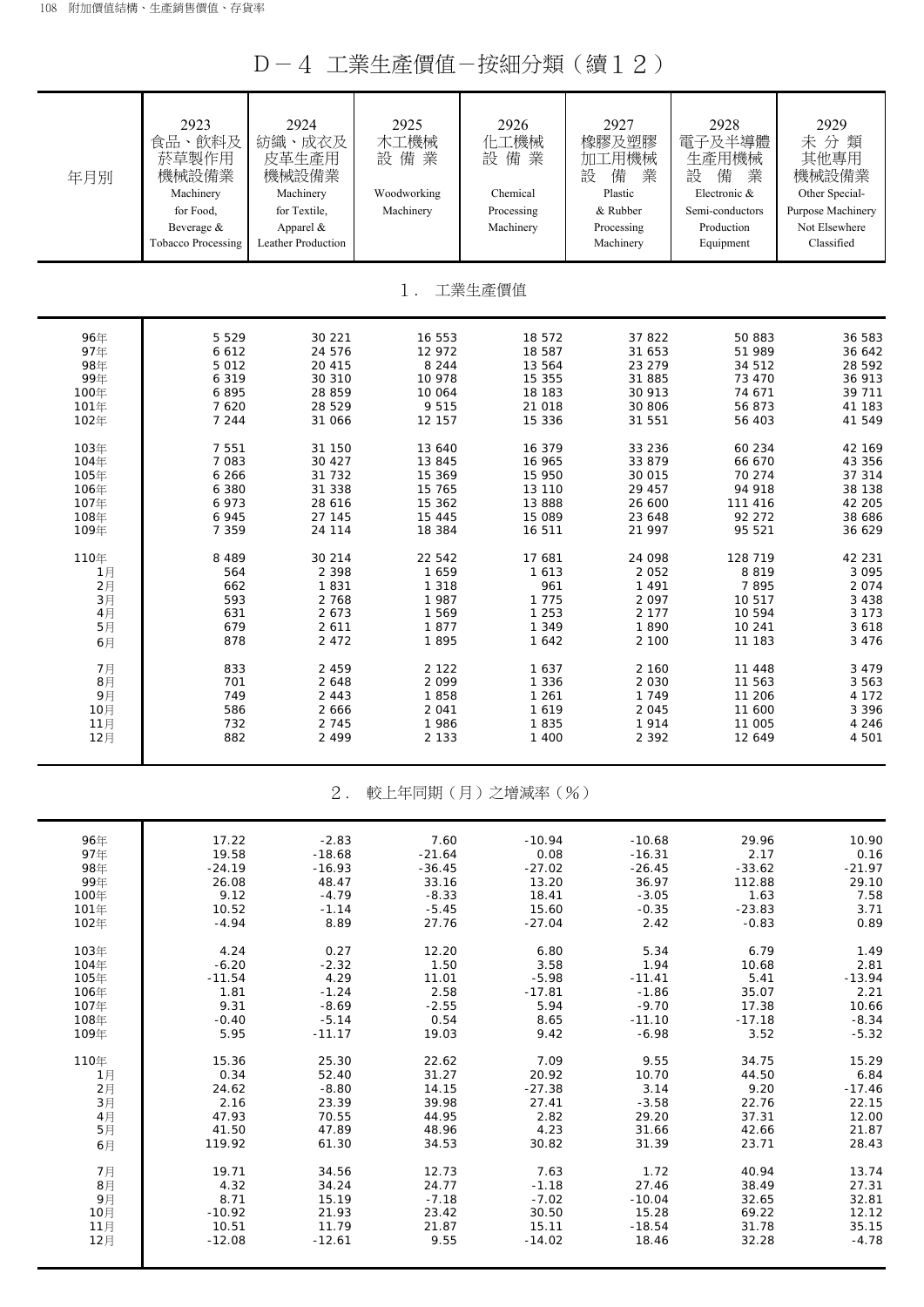# D－4 工業生產價值－按細分類（續12）

| 年月別 | 2923 食品、飲料及菸草製作用機械設備業 Machinery for Food, Beverage & Tobacco Processing | 2924 紡織、成衣及皮革生產用機械設備業 Machinery for Textile, Apparel & Leather Production | 2925 木工機械設備業 Woodworking Machinery | 2926 化工機械設備業 Chemical Processing Machinery | 2927 橡膠及塑膠加工用機械設備業 Plastic & Rubber Processing Machinery | 2928 電子及半導體生產用機械設備業 Electronic & Semi-conductors Production Equipment | 2929 未分類其他專用機械設備業 Other Special-Purpose Machinery Not Elsewhere Classified |
|---|---|---|---|---|---|---|---|
| **1．工業生產價值** | | | | | | | |
| 96年 | 5 529 | 30 221 | 16 553 | 18 572 | 37 822 | 50 883 | 36 583 |
| 97年 | 6 612 | 24 576 | 12 972 | 18 587 | 31 653 | 51 989 | 36 642 |
| 98年 | 5 012 | 20 415 | 8 244 | 13 564 | 23 279 | 34 512 | 28 592 |
| 99年 | 6 319 | 30 310 | 10 978 | 15 355 | 31 885 | 73 470 | 36 913 |
| 100年 | 6 895 | 28 859 | 10 064 | 18 183 | 30 913 | 74 671 | 39 711 |
| 101年 | 7 620 | 28 529 | 9 515 | 21 018 | 30 806 | 56 873 | 41 183 |
| 102年 | 7 244 | 31 066 | 12 157 | 15 336 | 31 551 | 56 403 | 41 549 |
| 103年 | 7 551 | 31 150 | 13 640 | 16 379 | 33 236 | 60 234 | 42 169 |
| 104年 | 7 083 | 30 427 | 13 845 | 16 965 | 33 879 | 66 670 | 43 356 |
| 105年 | 6 266 | 31 732 | 15 369 | 15 950 | 30 015 | 70 274 | 37 314 |
| 106年 | 6 380 | 31 338 | 15 765 | 13 110 | 29 457 | 94 918 | 38 138 |
| 107年 | 6 973 | 28 616 | 15 362 | 13 888 | 26 600 | 111 416 | 42 205 |
| 108年 | 6 945 | 27 145 | 15 445 | 15 089 | 23 648 | 92 272 | 38 686 |
| 109年 | 7 359 | 24 114 | 18 384 | 16 511 | 21 997 | 95 521 | 36 629 |
| 110年 | 8 489 | 30 214 | 22 542 | 17 681 | 24 098 | 128 719 | 42 231 |
| 1月 | 564 | 2 398 | 1 659 | 1 613 | 2 052 | 8 819 | 3 095 |
| 2月 | 662 | 1 831 | 1 318 | 961 | 1 491 | 7 895 | 2 074 |
| 3月 | 593 | 2 768 | 1 987 | 1 775 | 2 097 | 10 517 | 3 438 |
| 4月 | 631 | 2 673 | 1 569 | 1 253 | 2 177 | 10 594 | 3 173 |
| 5月 | 679 | 2 611 | 1 877 | 1 349 | 1 890 | 10 241 | 3 618 |
| 6月 | 878 | 2 472 | 1 895 | 1 642 | 2 100 | 11 183 | 3 476 |
| 7月 | 833 | 2 459 | 2 122 | 1 637 | 2 160 | 11 448 | 3 479 |
| 8月 | 701 | 2 648 | 2 099 | 1 336 | 2 030 | 11 563 | 3 563 |
| 9月 | 749 | 2 443 | 1 858 | 1 261 | 1 749 | 11 206 | 4 172 |
| 10月 | 586 | 2 666 | 2 041 | 1 619 | 2 045 | 11 600 | 3 396 |
| 11月 | 732 | 2 745 | 1 986 | 1 835 | 1 914 | 11 005 | 4 246 |
| 12月 | 882 | 2 499 | 2 133 | 1 400 | 2 392 | 12 649 | 4 501 |
| **2．較上年同期（月）之增減率（%）** | | | | | | | |
| 96年 | 17.22 | -2.83 | 7.60 | -10.94 | -10.68 | 29.96 | 10.90 |
| 97年 | 19.58 | -18.68 | -21.64 | 0.08 | -16.31 | 2.17 | 0.16 |
| 98年 | -24.19 | -16.93 | -36.45 | -27.02 | -26.45 | -33.62 | -21.97 |
| 99年 | 26.08 | 48.47 | 33.16 | 13.20 | 36.97 | 112.88 | 29.10 |
| 100年 | 9.12 | -4.79 | -8.33 | 18.41 | -3.05 | 1.63 | 7.58 |
| 101年 | 10.52 | -1.14 | -5.45 | 15.60 | -0.35 | -23.83 | 3.71 |
| 102年 | -4.94 | 8.89 | 27.76 | -27.04 | 2.42 | -0.83 | 0.89 |
| 103年 | 4.24 | 0.27 | 12.20 | 6.80 | 5.34 | 6.79 | 1.49 |
| 104年 | -6.20 | -2.32 | 1.50 | 3.58 | 1.94 | 10.68 | 2.81 |
| 105年 | -11.54 | 4.29 | 11.01 | -5.98 | -11.41 | 5.41 | -13.94 |
| 106年 | 1.81 | -1.24 | 2.58 | -17.81 | -1.86 | 35.07 | 2.21 |
| 107年 | 9.31 | -8.69 | -2.55 | 5.94 | -9.70 | 17.38 | 10.66 |
| 108年 | -0.40 | -5.14 | 0.54 | 8.65 | -11.10 | -17.18 | -8.34 |
| 109年 | 5.95 | -11.17 | 19.03 | 9.42 | -6.98 | 3.52 | -5.32 |
| 110年 | 15.36 | 25.30 | 22.62 | 7.09 | 9.55 | 34.75 | 15.29 |
| 1月 | 0.34 | 52.40 | 31.27 | 20.92 | 10.70 | 44.50 | 6.84 |
| 2月 | 24.62 | -8.80 | 14.15 | -27.38 | 3.14 | 9.20 | -17.46 |
| 3月 | 2.16 | 23.39 | 39.98 | 27.41 | -3.58 | 22.76 | 22.15 |
| 4月 | 47.93 | 70.55 | 44.95 | 2.82 | 29.20 | 37.31 | 12.00 |
| 5月 | 41.50 | 47.89 | 48.96 | 4.23 | 31.66 | 42.66 | 21.87 |
| 6月 | 119.92 | 61.30 | 34.53 | 30.82 | 31.39 | 23.71 | 28.43 |
| 7月 | 19.71 | 34.56 | 12.73 | 7.63 | 1.72 | 40.94 | 13.74 |
| 8月 | 4.32 | 34.24 | 24.77 | -1.18 | 27.46 | 38.49 | 27.31 |
| 9月 | 8.71 | 15.19 | -7.18 | -7.02 | -10.04 | 32.65 | 32.81 |
| 10月 | -10.92 | 21.93 | 23.42 | 30.50 | 15.28 | 69.22 | 12.12 |
| 11月 | 10.51 | 11.79 | 21.87 | 15.11 | -18.54 | 31.78 | 35.15 |
| 12月 | -12.08 | -12.61 | 9.55 | -14.02 | 18.46 | 32.28 | -4.78 |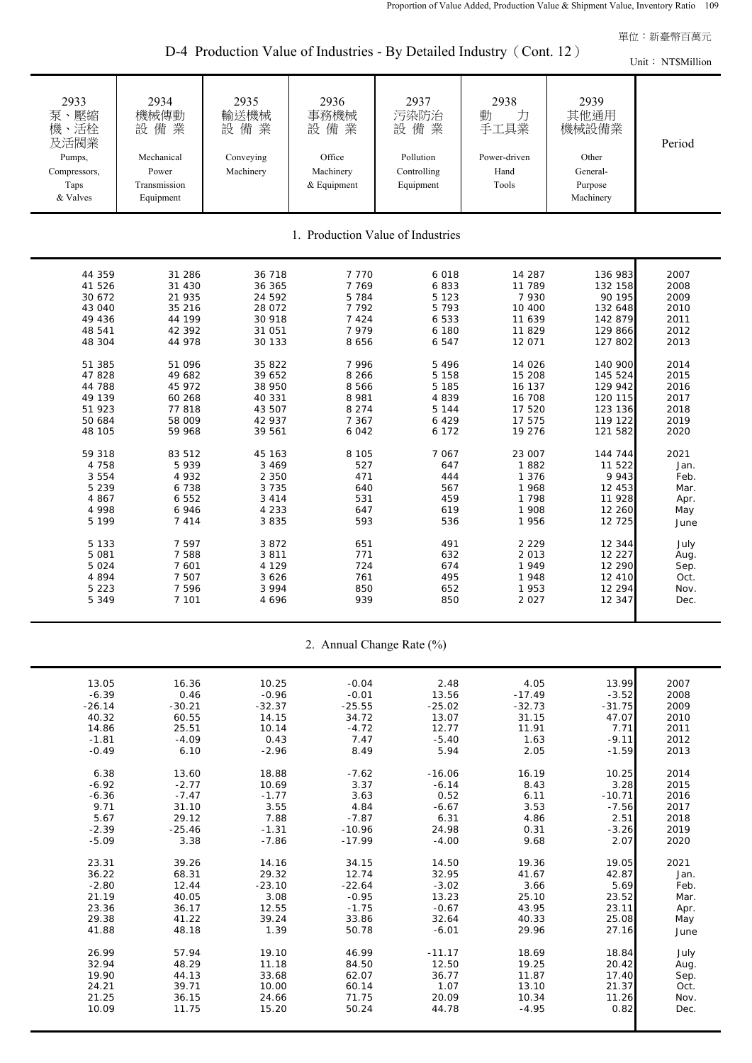單位：新臺幣百萬元

# D-4 Production Value of Industries - By Detailed Industry（Cont. 12）

Unit： NT$Million

| 2933 泵、壓縮機、活栓及活閥業 Pumps, Compressors, Taps & Valves | 2934 機械傳動設備業 Mechanical Power Transmission Equipment | 2935 輸送機械設備業 Conveying Machinery | 2936 事務機械設備業 Office Machinery & Equipment | 2937 污染防治設備業 Pollution Controlling Equipment | 2938 動力手工具業 Power-driven Hand Tools | 2939 其他通用機械設備業 Other General-Purpose Machinery | Period |
|---|---|---|---|---|---|---|---|
| **1. Production Value of Industries** | | | | | | | |
| 44 359 | 31 286 | 36 718 | 7 770 | 6 018 | 14 287 | 136 983 | 2007 |
| 41 526 | 31 430 | 36 365 | 7 769 | 6 833 | 11 789 | 132 158 | 2008 |
| 30 672 | 21 935 | 24 592 | 5 784 | 5 123 | 7 930 | 90 195 | 2009 |
| 43 040 | 35 216 | 28 072 | 7 792 | 5 793 | 10 400 | 132 648 | 2010 |
| 49 436 | 44 199 | 30 918 | 7 424 | 6 533 | 11 639 | 142 879 | 2011 |
| 48 541 | 42 392 | 31 051 | 7 979 | 6 180 | 11 829 | 129 866 | 2012 |
| 48 304 | 44 978 | 30 133 | 8 656 | 6 547 | 12 071 | 127 802 | 2013 |
| 51 385 | 51 096 | 35 822 | 7 996 | 5 496 | 14 026 | 140 900 | 2014 |
| 47 828 | 49 682 | 39 652 | 8 266 | 5 158 | 15 208 | 145 524 | 2015 |
| 44 788 | 45 972 | 38 950 | 8 566 | 5 185 | 16 137 | 129 942 | 2016 |
| 49 139 | 60 268 | 40 331 | 8 981 | 4 839 | 16 708 | 120 115 | 2017 |
| 51 923 | 77 818 | 43 507 | 8 274 | 5 144 | 17 520 | 123 136 | 2018 |
| 50 684 | 58 009 | 42 937 | 7 367 | 6 429 | 17 575 | 119 122 | 2019 |
| 48 105 | 59 968 | 39 561 | 6 042 | 6 172 | 19 276 | 121 582 | 2020 |
| 59 318 | 83 512 | 45 163 | 8 105 | 7 067 | 23 007 | 144 744 | 2021 |
| 4 758 | 5 939 | 3 469 | 527 | 647 | 1 882 | 11 522 | Jan. |
| 3 554 | 4 932 | 2 350 | 471 | 444 | 1 376 | 9 943 | Feb. |
| 5 239 | 6 738 | 3 735 | 640 | 567 | 1 968 | 12 453 | Mar. |
| 4 867 | 6 552 | 3 414 | 531 | 459 | 1 798 | 11 928 | Apr. |
| 4 998 | 6 946 | 4 233 | 647 | 619 | 1 908 | 12 260 | May |
| 5 199 | 7 414 | 3 835 | 593 | 536 | 1 956 | 12 725 | June |
| 5 133 | 7 597 | 3 872 | 651 | 491 | 2 229 | 12 344 | July |
| 5 081 | 7 588 | 3 811 | 771 | 632 | 2 013 | 12 227 | Aug. |
| 5 024 | 7 601 | 4 129 | 724 | 674 | 1 949 | 12 290 | Sep. |
| 4 894 | 7 507 | 3 626 | 761 | 495 | 1 948 | 12 410 | Oct. |
| 5 223 | 7 596 | 3 994 | 850 | 652 | 1 953 | 12 294 | Nov. |
| 5 349 | 7 101 | 4 696 | 939 | 850 | 2 027 | 12 347 | Dec. |
| **2. Annual Change Rate (%)** | | | | | | | |
| 13.05 | 16.36 | 10.25 | -0.04 | 2.48 | 4.05 | 13.99 | 2007 |
| -6.39 | 0.46 | -0.96 | -0.01 | 13.56 | -17.49 | -3.52 | 2008 |
| -26.14 | -30.21 | -32.37 | -25.55 | -25.02 | -32.73 | -31.75 | 2009 |
| 40.32 | 60.55 | 14.15 | 34.72 | 13.07 | 31.15 | 47.07 | 2010 |
| 14.86 | 25.51 | 10.14 | -4.72 | 12.77 | 11.91 | 7.71 | 2011 |
| -1.81 | -4.09 | 0.43 | 7.47 | -5.40 | 1.63 | -9.11 | 2012 |
| -0.49 | 6.10 | -2.96 | 8.49 | 5.94 | 2.05 | -1.59 | 2013 |
| 6.38 | 13.60 | 18.88 | -7.62 | -16.06 | 16.19 | 10.25 | 2014 |
| -6.92 | -2.77 | 10.69 | 3.37 | -6.14 | 8.43 | 3.28 | 2015 |
| -6.36 | -7.47 | -1.77 | 3.63 | 0.52 | 6.11 | -10.71 | 2016 |
| 9.71 | 31.10 | 3.55 | 4.84 | -6.67 | 3.53 | -7.56 | 2017 |
| 5.67 | 29.12 | 7.88 | -7.87 | 6.31 | 4.86 | 2.51 | 2018 |
| -2.39 | -25.46 | -1.31 | -10.96 | 24.98 | 0.31 | -3.26 | 2019 |
| -5.09 | 3.38 | -7.86 | -17.99 | -4.00 | 9.68 | 2.07 | 2020 |
| 23.31 | 39.26 | 14.16 | 34.15 | 14.50 | 19.36 | 19.05 | 2021 |
| 36.22 | 68.31 | 29.32 | 12.74 | 32.95 | 41.67 | 42.87 | Jan. |
| -2.80 | 12.44 | -23.10 | -22.64 | -3.02 | 3.66 | 5.69 | Feb. |
| 21.19 | 40.05 | 3.08 | -0.95 | 13.23 | 25.10 | 23.52 | Mar. |
| 23.36 | 36.17 | 12.55 | -1.75 | -0.67 | 43.95 | 23.11 | Apr. |
| 29.38 | 41.22 | 39.24 | 33.86 | 32.64 | 40.33 | 25.08 | May |
| 41.88 | 48.18 | 1.39 | 50.78 | -6.01 | 29.96 | 27.16 | June |
| 26.99 | 57.94 | 19.10 | 46.99 | -11.17 | 18.69 | 18.84 | July |
| 32.94 | 48.29 | 11.18 | 84.50 | 12.50 | 19.25 | 20.42 | Aug. |
| 19.90 | 44.13 | 33.68 | 62.07 | 36.77 | 11.87 | 17.40 | Sep. |
| 24.21 | 39.71 | 10.00 | 60.14 | 1.07 | 13.10 | 21.37 | Oct. |
| 21.25 | 36.15 | 24.66 | 71.75 | 20.09 | 10.34 | 11.26 | Nov. |
| 10.09 | 11.75 | 15.20 | 50.24 | 44.78 | -4.95 | 0.82 | Dec. |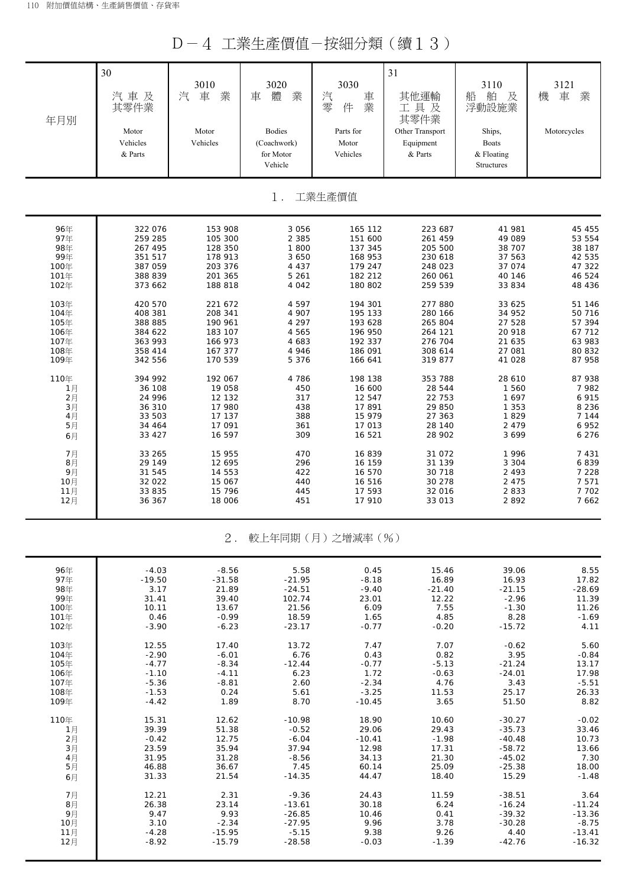# D－4 工業生產價值－按細分類（續１３）

| 年月別 | 30 汽車及其零件業 Motor Vehicles & Parts | 3010 汽車業 Motor Vehicles | 3020 車體業 Bodies (Coachwork) for Motor Vehicle | 3030 汽車零件業 Parts for Motor Vehicles | 31 其他運輸工具及其零件業 Other Transport Equipment & Parts | 3110 船舶及浮動設施業 Ships, Boats & Floating Structures | 3121 機車業 Motorcycles |
|---|---|---|---|---|---|---|---|
| **1．工業生產價值** | | | | | | | |
| 96年 | 322 076 | 153 908 | 3 056 | 165 112 | 223 687 | 41 981 | 45 455 |
| 97年 | 259 285 | 105 300 | 2 385 | 151 600 | 261 459 | 49 089 | 53 554 |
| 98年 | 267 495 | 128 350 | 1 800 | 137 345 | 205 500 | 38 707 | 38 187 |
| 99年 | 351 517 | 178 913 | 3 650 | 168 953 | 230 618 | 37 563 | 42 535 |
| 100年 | 387 059 | 203 376 | 4 437 | 179 247 | 248 023 | 37 074 | 47 322 |
| 101年 | 388 839 | 201 365 | 5 261 | 182 212 | 260 061 | 40 146 | 46 524 |
| 102年 | 373 662 | 188 818 | 4 042 | 180 802 | 259 539 | 33 834 | 48 436 |
| 103年 | 420 570 | 221 672 | 4 597 | 194 301 | 277 880 | 33 625 | 51 146 |
| 104年 | 408 381 | 208 341 | 4 907 | 195 133 | 280 166 | 34 952 | 50 716 |
| 105年 | 388 885 | 190 961 | 4 297 | 193 628 | 265 804 | 27 528 | 57 394 |
| 106年 | 384 622 | 183 107 | 4 565 | 196 950 | 264 121 | 20 918 | 67 712 |
| 107年 | 363 993 | 166 973 | 4 683 | 192 337 | 276 704 | 21 635 | 63 983 |
| 108年 | 358 414 | 167 377 | 4 946 | 186 091 | 308 614 | 27 081 | 80 832 |
| 109年 | 342 556 | 170 539 | 5 376 | 166 641 | 319 877 | 41 028 | 87 958 |
| 110年 | 394 992 | 192 067 | 4 786 | 198 138 | 353 788 | 28 610 | 87 938 |
| 1月 | 36 108 | 19 058 | 450 | 16 600 | 28 544 | 1 560 | 7 982 |
| 2月 | 24 996 | 12 132 | 317 | 12 547 | 22 753 | 1 697 | 6 915 |
| 3月 | 36 310 | 17 980 | 438 | 17 891 | 29 850 | 1 353 | 8 236 |
| 4月 | 33 503 | 17 137 | 388 | 15 979 | 27 363 | 1 829 | 7 144 |
| 5月 | 34 464 | 17 091 | 361 | 17 013 | 28 140 | 2 479 | 6 952 |
| 6月 | 33 427 | 16 597 | 309 | 16 521 | 28 902 | 3 699 | 6 276 |
| 7月 | 33 265 | 15 955 | 470 | 16 839 | 31 072 | 1 996 | 7 431 |
| 8月 | 29 149 | 12 695 | 296 | 16 159 | 31 139 | 3 304 | 6 839 |
| 9月 | 31 545 | 14 553 | 422 | 16 570 | 30 718 | 2 493 | 7 228 |
| 10月 | 32 022 | 15 067 | 440 | 16 516 | 30 278 | 2 475 | 7 571 |
| 11月 | 33 835 | 15 796 | 445 | 17 593 | 32 016 | 2 833 | 7 702 |
| 12月 | 36 367 | 18 006 | 451 | 17 910 | 33 013 | 2 892 | 7 662 |
| **2．較上年同期（月）之增減率（%）** | | | | | | | |
| 96年 | -4.03 | -8.56 | 5.58 | 0.45 | 15.46 | 39.06 | 8.55 |
| 97年 | -19.50 | -31.58 | -21.95 | -8.18 | 16.89 | 16.93 | 17.82 |
| 98年 | 3.17 | 21.89 | -24.51 | -9.40 | -21.40 | -21.15 | -28.69 |
| 99年 | 31.41 | 39.40 | 102.74 | 23.01 | 12.22 | -2.96 | 11.39 |
| 100年 | 10.11 | 13.67 | 21.56 | 6.09 | 7.55 | -1.30 | 11.26 |
| 101年 | 0.46 | -0.99 | 18.59 | 1.65 | 4.85 | 8.28 | -1.69 |
| 102年 | -3.90 | -6.23 | -23.17 | -0.77 | -0.20 | -15.72 | 4.11 |
| 103年 | 12.55 | 17.40 | 13.72 | 7.47 | 7.07 | -0.62 | 5.60 |
| 104年 | -2.90 | -6.01 | 6.76 | 0.43 | 0.82 | 3.95 | -0.84 |
| 105年 | -4.77 | -8.34 | -12.44 | -0.77 | -5.13 | -21.24 | 13.17 |
| 106年 | -1.10 | -4.11 | 6.23 | 1.72 | -0.63 | -24.01 | 17.98 |
| 107年 | -5.36 | -8.81 | 2.60 | -2.34 | 4.76 | 3.43 | -5.51 |
| 108年 | -1.53 | 0.24 | 5.61 | -3.25 | 11.53 | 25.17 | 26.33 |
| 109年 | -4.42 | 1.89 | 8.70 | -10.45 | 3.65 | 51.50 | 8.82 |
| 110年 | 15.31 | 12.62 | -10.98 | 18.90 | 10.60 | -30.27 | -0.02 |
| 1月 | 39.39 | 51.38 | -0.52 | 29.06 | 29.43 | -35.73 | 33.46 |
| 2月 | -0.42 | 12.75 | -6.04 | -10.41 | -1.98 | -40.48 | 10.73 |
| 3月 | 23.59 | 35.94 | 37.94 | 12.98 | 17.31 | -58.72 | 13.66 |
| 4月 | 31.95 | 31.28 | -8.56 | 34.13 | 21.30 | -45.02 | 7.30 |
| 5月 | 46.88 | 36.67 | 7.45 | 60.14 | 25.09 | -25.38 | 18.00 |
| 6月 | 31.33 | 21.54 | -14.35 | 44.47 | 18.40 | 15.29 | -1.48 |
| 7月 | 12.21 | 2.31 | -9.36 | 24.43 | 11.59 | -38.51 | 3.64 |
| 8月 | 26.38 | 23.14 | -13.61 | 30.18 | 6.24 | -16.24 | -11.24 |
| 9月 | 9.47 | 9.93 | -26.85 | 10.46 | 0.41 | -39.32 | -13.36 |
| 10月 | 3.10 | -2.34 | -27.95 | 9.96 | 3.78 | -30.28 | -8.75 |
| 11月 | -4.28 | -15.95 | -5.15 | 9.38 | 9.26 | 4.40 | -13.41 |
| 12月 | -8.92 | -15.79 | -28.58 | -0.03 | -1.39 | -42.76 | -16.32 |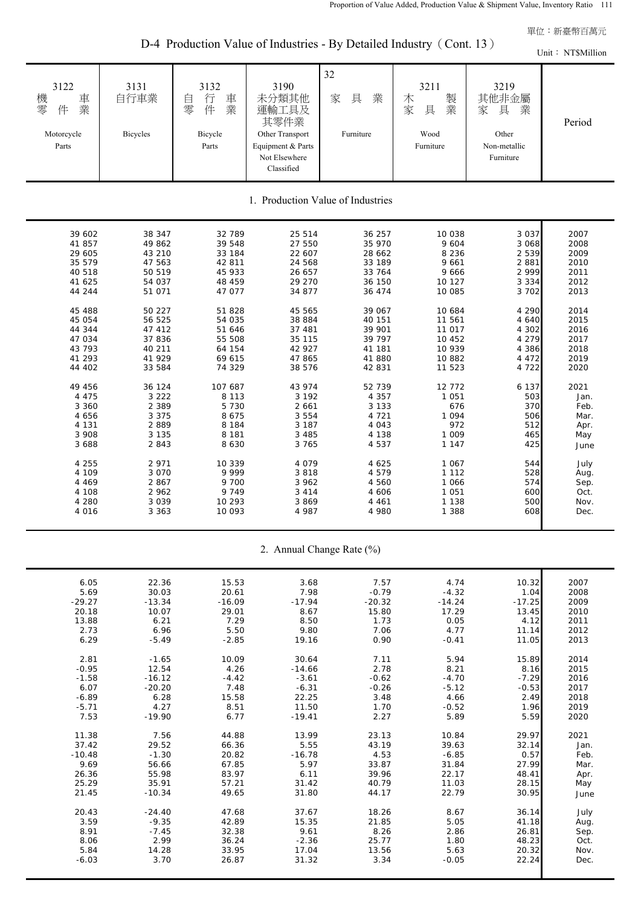單位：新臺幣百萬元

## D-4 Production Value of Industries - By Detailed Industry（Cont. 13）

Unit： NT$Million

| 3122 機車零件業 Motorcycle Parts | 3131 自行車業 Bicycles | 3132 自行車零件業 Bicycle Parts | 3190 未分類其他運輸工具及其零件業 Other Transport Equipment & Parts Not Elsewhere Classified | 32 家具業 Furniture | 3211 木製家具業 Wood Furniture | 3219 其他非金屬家具業 Other Non-metallic Furniture | Period |
|---|---|---|---|---|---|---|---|
| **1. Production Value of Industries** | | | | | | | |
| 39 602 | 38 347 | 32 789 | 25 514 | 36 257 | 10 038 | 3 037 | 2007 |
| 41 857 | 49 862 | 39 548 | 27 550 | 35 970 | 9 604 | 3 068 | 2008 |
| 29 605 | 43 210 | 33 184 | 22 607 | 28 662 | 8 236 | 2 539 | 2009 |
| 35 579 | 47 563 | 42 811 | 24 568 | 33 189 | 9 661 | 2 881 | 2010 |
| 40 518 | 50 519 | 45 933 | 26 657 | 33 764 | 9 666 | 2 999 | 2011 |
| 41 625 | 54 037 | 48 459 | 29 270 | 36 150 | 10 127 | 3 334 | 2012 |
| 44 244 | 51 071 | 47 077 | 34 877 | 36 474 | 10 085 | 3 702 | 2013 |
| 45 488 | 50 227 | 51 828 | 45 565 | 39 067 | 10 684 | 4 290 | 2014 |
| 45 054 | 56 525 | 54 035 | 38 884 | 40 151 | 11 561 | 4 640 | 2015 |
| 44 344 | 47 412 | 51 646 | 37 481 | 39 901 | 11 017 | 4 302 | 2016 |
| 47 034 | 37 836 | 55 508 | 35 115 | 39 797 | 10 452 | 4 279 | 2017 |
| 43 793 | 40 211 | 64 154 | 42 927 | 41 181 | 10 939 | 4 386 | 2018 |
| 41 293 | 41 929 | 69 615 | 47 865 | 41 880 | 10 882 | 4 472 | 2019 |
| 44 402 | 33 584 | 74 329 | 38 576 | 42 831 | 11 523 | 4 722 | 2020 |
| 49 456 | 36 124 | 107 687 | 43 974 | 52 739 | 12 772 | 6 137 | 2021 |
| 4 475 | 3 222 | 8 113 | 3 192 | 4 357 | 1 051 | 503 | Jan. |
| 3 360 | 2 389 | 5 730 | 2 661 | 3 133 | 676 | 370 | Feb. |
| 4 656 | 3 375 | 8 675 | 3 554 | 4 721 | 1 094 | 506 | Mar. |
| 4 131 | 2 889 | 8 184 | 3 187 | 4 043 | 972 | 512 | Apr. |
| 3 908 | 3 135 | 8 181 | 3 485 | 4 138 | 1 009 | 465 | May |
| 3 688 | 2 843 | 8 630 | 3 765 | 4 537 | 1 147 | 425 | June |
| 4 255 | 2 971 | 10 339 | 4 079 | 4 625 | 1 067 | 544 | July |
| 4 109 | 3 070 | 9 999 | 3 818 | 4 579 | 1 112 | 528 | Aug. |
| 4 469 | 2 867 | 9 700 | 3 962 | 4 560 | 1 066 | 574 | Sep. |
| 4 108 | 2 962 | 9 749 | 3 414 | 4 606 | 1 051 | 600 | Oct. |
| 4 280 | 3 039 | 10 293 | 3 869 | 4 461 | 1 138 | 500 | Nov. |
| 4 016 | 3 363 | 10 093 | 4 987 | 4 980 | 1 388 | 608 | Dec. |
| **2. Annual Change Rate (%)** | | | | | | | |
| 6.05 | 22.36 | 15.53 | 3.68 | 7.57 | 4.74 | 10.32 | 2007 |
| 5.69 | 30.03 | 20.61 | 7.98 | -0.79 | -4.32 | 1.04 | 2008 |
| -29.27 | -13.34 | -16.09 | -17.94 | -20.32 | -14.24 | -17.25 | 2009 |
| 20.18 | 10.07 | 29.01 | 8.67 | 15.80 | 17.29 | 13.45 | 2010 |
| 13.88 | 6.21 | 7.29 | 8.50 | 1.73 | 0.05 | 4.12 | 2011 |
| 2.73 | 6.96 | 5.50 | 9.80 | 7.06 | 4.77 | 11.14 | 2012 |
| 6.29 | -5.49 | -2.85 | 19.16 | 0.90 | -0.41 | 11.05 | 2013 |
| 2.81 | -1.65 | 10.09 | 30.64 | 7.11 | 5.94 | 15.89 | 2014 |
| -0.95 | 12.54 | 4.26 | -14.66 | 2.78 | 8.21 | 8.16 | 2015 |
| -1.58 | -16.12 | -4.42 | -3.61 | -0.62 | -4.70 | -7.29 | 2016 |
| 6.07 | -20.20 | 7.48 | -6.31 | -0.26 | -5.12 | -0.53 | 2017 |
| -6.89 | 6.28 | 15.58 | 22.25 | 3.48 | 4.66 | 2.49 | 2018 |
| -5.71 | 4.27 | 8.51 | 11.50 | 1.70 | -0.52 | 1.96 | 2019 |
| 7.53 | -19.90 | 6.77 | -19.41 | 2.27 | 5.89 | 5.59 | 2020 |
| 11.38 | 7.56 | 44.88 | 13.99 | 23.13 | 10.84 | 29.97 | 2021 |
| 37.42 | 29.52 | 66.36 | 5.55 | 43.19 | 39.63 | 32.14 | Jan. |
| -10.48 | -1.30 | 20.82 | -16.78 | 4.53 | -6.85 | 0.57 | Feb. |
| 9.69 | 56.66 | 67.85 | 5.97 | 33.87 | 31.84 | 27.99 | Mar. |
| 26.36 | 55.98 | 83.97 | 6.11 | 39.96 | 22.17 | 48.41 | Apr. |
| 25.29 | 35.91 | 57.21 | 31.42 | 40.79 | 11.03 | 28.15 | May |
| 21.45 | -10.34 | 49.65 | 31.80 | 44.17 | 22.79 | 30.95 | June |
| 20.43 | -24.40 | 47.68 | 37.67 | 18.26 | 8.67 | 36.14 | July |
| 3.59 | -9.35 | 42.89 | 15.35 | 21.85 | 5.05 | 41.18 | Aug. |
| 8.91 | -7.45 | 32.38 | 9.61 | 8.26 | 2.86 | 26.81 | Sep. |
| 8.06 | 2.99 | 36.24 | -2.36 | 25.77 | 1.80 | 48.23 | Oct. |
| 5.84 | 14.28 | 33.95 | 17.04 | 13.56 | 5.63 | 20.32 | Nov. |
| -6.03 | 3.70 | 26.87 | 31.32 | 3.34 | -0.05 | 22.24 | Dec. |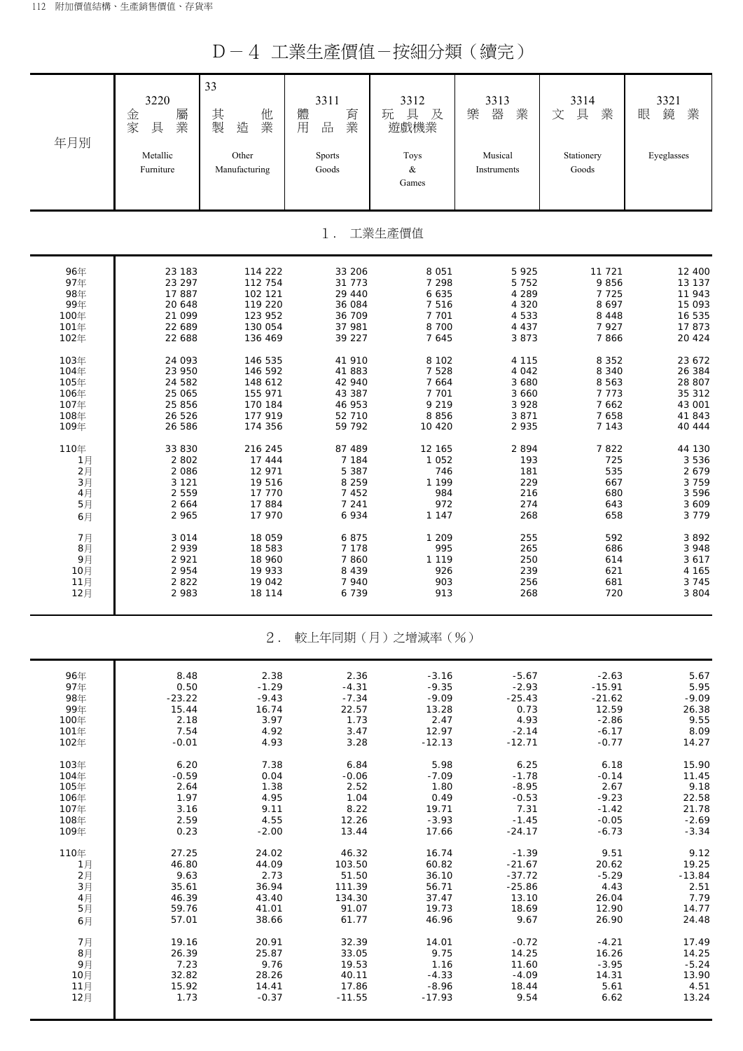# D－4 工業生產價值－按細分類（續完）

| 年月別 | 3220 金屬家具業 Metallic Furniture | 33 其他製造業 Other Manufacturing | 3311 體育用品業 Sports Goods | 3312 玩具及遊戲機業 Toys & Games | 3313 樂器業 Musical Instruments | 3314 文具業 Stationery Goods | 3321 眼鏡業 Eyeglasses |
|---|---|---|---|---|---|---|---|
| **1．工業生產價值** | | | | | | | |
| 96年 | 23 183 | 114 222 | 33 206 | 8 051 | 5 925 | 11 721 | 12 400 |
| 97年 | 23 297 | 112 754 | 31 773 | 7 298 | 5 752 | 9 856 | 13 137 |
| 98年 | 17 887 | 102 121 | 29 440 | 6 635 | 4 289 | 7 725 | 11 943 |
| 99年 | 20 648 | 119 220 | 36 084 | 7 516 | 4 320 | 8 697 | 15 093 |
| 100年 | 21 099 | 123 952 | 36 709 | 7 701 | 4 533 | 8 448 | 16 535 |
| 101年 | 22 689 | 130 054 | 37 981 | 8 700 | 4 437 | 7 927 | 17 873 |
| 102年 | 22 688 | 136 469 | 39 227 | 7 645 | 3 873 | 7 866 | 20 424 |
| 103年 | 24 093 | 146 535 | 41 910 | 8 102 | 4 115 | 8 352 | 23 672 |
| 104年 | 23 950 | 146 592 | 41 883 | 7 528 | 4 042 | 8 340 | 26 384 |
| 105年 | 24 582 | 148 612 | 42 940 | 7 664 | 3 680 | 8 563 | 28 807 |
| 106年 | 25 065 | 155 971 | 43 387 | 7 701 | 3 660 | 7 773 | 35 312 |
| 107年 | 25 856 | 170 184 | 46 953 | 9 219 | 3 928 | 7 662 | 43 001 |
| 108年 | 26 526 | 177 919 | 52 710 | 8 856 | 3 871 | 7 658 | 41 843 |
| 109年 | 26 586 | 174 356 | 59 792 | 10 420 | 2 935 | 7 143 | 40 444 |
| 110年 | 33 830 | 216 245 | 87 489 | 12 165 | 2 894 | 7 822 | 44 130 |
| 1月 | 2 802 | 17 444 | 7 184 | 1 052 | 193 | 725 | 3 536 |
| 2月 | 2 086 | 12 971 | 5 387 | 746 | 181 | 535 | 2 679 |
| 3月 | 3 121 | 19 516 | 8 259 | 1 199 | 229 | 667 | 3 759 |
| 4月 | 2 559 | 17 770 | 7 452 | 984 | 216 | 680 | 3 596 |
| 5月 | 2 664 | 17 884 | 7 241 | 972 | 274 | 643 | 3 609 |
| 6月 | 2 965 | 17 970 | 6 934 | 1 147 | 268 | 658 | 3 779 |
| 7月 | 3 014 | 18 059 | 6 875 | 1 209 | 255 | 592 | 3 892 |
| 8月 | 2 939 | 18 583 | 7 178 | 995 | 265 | 686 | 3 948 |
| 9月 | 2 921 | 18 960 | 7 860 | 1 119 | 250 | 614 | 3 617 |
| 10月 | 2 954 | 19 933 | 8 439 | 926 | 239 | 621 | 4 165 |
| 11月 | 2 822 | 19 042 | 7 940 | 903 | 256 | 681 | 3 745 |
| 12月 | 2 983 | 18 114 | 6 739 | 913 | 268 | 720 | 3 804 |
| **2．較上年同期（月）之增減率（%）** | | | | | | | |
| 96年 | 8.48 | 2.38 | 2.36 | -3.16 | -5.67 | -2.63 | 5.67 |
| 97年 | 0.50 | -1.29 | -4.31 | -9.35 | -2.93 | -15.91 | 5.95 |
| 98年 | -23.22 | -9.43 | -7.34 | -9.09 | -25.43 | -21.62 | -9.09 |
| 99年 | 15.44 | 16.74 | 22.57 | 13.28 | 0.73 | 12.59 | 26.38 |
| 100年 | 2.18 | 3.97 | 1.73 | 2.47 | 4.93 | -2.86 | 9.55 |
| 101年 | 7.54 | 4.92 | 3.47 | 12.97 | -2.14 | -6.17 | 8.09 |
| 102年 | -0.01 | 4.93 | 3.28 | -12.13 | -12.71 | -0.77 | 14.27 |
| 103年 | 6.20 | 7.38 | 6.84 | 5.98 | 6.25 | 6.18 | 15.90 |
| 104年 | -0.59 | 0.04 | -0.06 | -7.09 | -1.78 | -0.14 | 11.45 |
| 105年 | 2.64 | 1.38 | 2.52 | 1.80 | -8.95 | 2.67 | 9.18 |
| 106年 | 1.97 | 4.95 | 1.04 | 0.49 | -0.53 | -9.23 | 22.58 |
| 107年 | 3.16 | 9.11 | 8.22 | 19.71 | 7.31 | -1.42 | 21.78 |
| 108年 | 2.59 | 4.55 | 12.26 | -3.93 | -1.45 | -0.05 | -2.69 |
| 109年 | 0.23 | -2.00 | 13.44 | 17.66 | -24.17 | -6.73 | -3.34 |
| 110年 | 27.25 | 24.02 | 46.32 | 16.74 | -1.39 | 9.51 | 9.12 |
| 1月 | 46.80 | 44.09 | 103.50 | 60.82 | -21.67 | 20.62 | 19.25 |
| 2月 | 9.63 | 2.73 | 51.50 | 36.10 | -37.72 | -5.29 | -13.84 |
| 3月 | 35.61 | 36.94 | 111.39 | 56.71 | -25.86 | 4.43 | 2.51 |
| 4月 | 46.39 | 43.40 | 134.30 | 37.47 | 13.10 | 26.04 | 7.79 |
| 5月 | 59.76 | 41.01 | 91.07 | 19.73 | 18.69 | 12.90 | 14.77 |
| 6月 | 57.01 | 38.66 | 61.77 | 46.96 | 9.67 | 26.90 | 24.48 |
| 7月 | 19.16 | 20.91 | 32.39 | 14.01 | -0.72 | -4.21 | 17.49 |
| 8月 | 26.39 | 25.87 | 33.05 | 9.75 | 14.25 | 16.26 | 14.25 |
| 9月 | 7.23 | 9.76 | 19.53 | 1.16 | 11.60 | -3.95 | -5.24 |
| 10月 | 32.82 | 28.26 | 40.11 | -4.33 | -4.09 | 14.31 | 13.90 |
| 11月 | 15.92 | 14.41 | 17.86 | -8.96 | 18.44 | 5.61 | 4.51 |
| 12月 | 1.73 | -0.37 | -11.55 | -17.93 | 9.54 | 6.62 | 13.24 |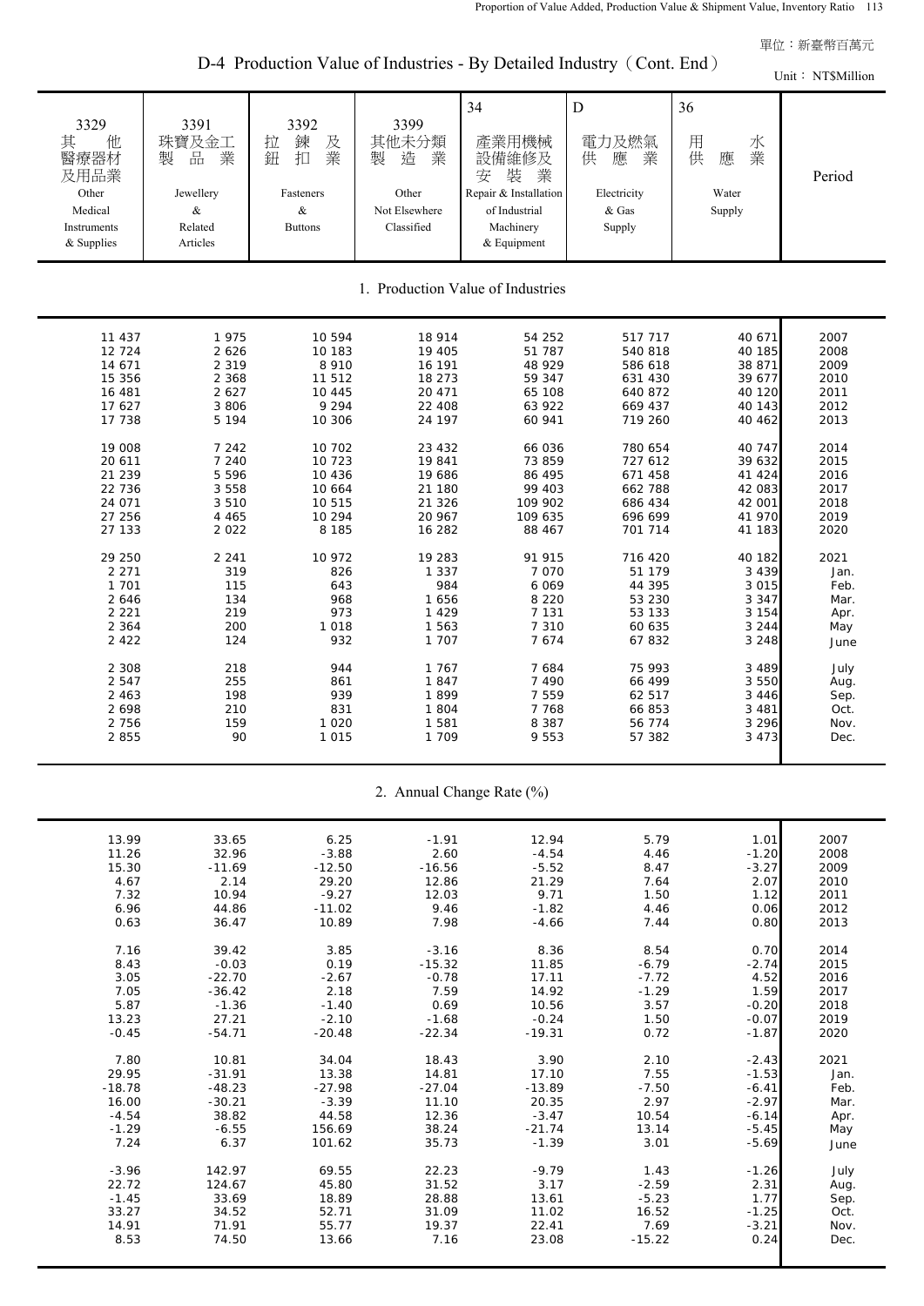單位：新臺幣百萬元

## D-4 Production Value of Industries - By Detailed Industry（Cont. End）

Unit： NT$Million

| 3329 其他醫療器材及用品業 Other Medical Instruments & Supplies | 3391 珠寶及金工製品業 Jewellery & Related Articles | 3392 拉鍊及鈕扣業 Fasteners & Buttons | 3399 其他未分類製造業 Other Not Elsewhere Classified | 34 產業用機械設備維修及安裝業 Repair & Installation of Industrial Machinery & Equipment | D 電力及燃氣供應業 Electricity & Gas Supply | 36 用水供應業 Water Supply | Period |
|---|---|---|---|---|---|---|---|
| **1. Production Value of Industries** | | | | | | | |
| 11 437 | 1 975 | 10 594 | 18 914 | 54 252 | 517 717 | 40 671 | 2007 |
| 12 724 | 2 626 | 10 183 | 19 405 | 51 787 | 540 818 | 40 185 | 2008 |
| 14 671 | 2 319 | 8 910 | 16 191 | 48 929 | 586 618 | 38 871 | 2009 |
| 15 356 | 2 368 | 11 512 | 18 273 | 59 347 | 631 430 | 39 677 | 2010 |
| 16 481 | 2 627 | 10 445 | 20 471 | 65 108 | 640 872 | 40 120 | 2011 |
| 17 627 | 3 806 | 9 294 | 22 408 | 63 922 | 669 437 | 40 143 | 2012 |
| 17 738 | 5 194 | 10 306 | 24 197 | 60 941 | 719 260 | 40 462 | 2013 |
| 19 008 | 7 242 | 10 702 | 23 432 | 66 036 | 780 654 | 40 747 | 2014 |
| 20 611 | 7 240 | 10 723 | 19 841 | 73 859 | 727 612 | 39 632 | 2015 |
| 21 239 | 5 596 | 10 436 | 19 686 | 86 495 | 671 458 | 41 424 | 2016 |
| 22 736 | 3 558 | 10 664 | 21 180 | 99 403 | 662 788 | 42 083 | 2017 |
| 24 071 | 3 510 | 10 515 | 21 326 | 109 902 | 686 434 | 42 001 | 2018 |
| 27 256 | 4 465 | 10 294 | 20 967 | 109 635 | 696 699 | 41 970 | 2019 |
| 27 133 | 2 022 | 8 185 | 16 282 | 88 467 | 701 714 | 41 183 | 2020 |
| 29 250 | 2 241 | 10 972 | 19 283 | 91 915 | 716 420 | 40 182 | 2021 |
| 2 271 | 319 | 826 | 1 337 | 7 070 | 51 179 | 3 439 | Jan. |
| 1 701 | 115 | 643 | 984 | 6 069 | 44 395 | 3 015 | Feb. |
| 2 646 | 134 | 968 | 1 656 | 8 220 | 53 230 | 3 347 | Mar. |
| 2 221 | 219 | 973 | 1 429 | 7 131 | 53 133 | 3 154 | Apr. |
| 2 364 | 200 | 1 018 | 1 563 | 7 310 | 60 635 | 3 244 | May |
| 2 422 | 124 | 932 | 1 707 | 7 674 | 67 832 | 3 248 | June |
| 2 308 | 218 | 944 | 1 767 | 7 684 | 75 993 | 3 489 | July |
| 2 547 | 255 | 861 | 1 847 | 7 490 | 66 499 | 3 550 | Aug. |
| 2 463 | 198 | 939 | 1 899 | 7 559 | 62 517 | 3 446 | Sep. |
| 2 698 | 210 | 831 | 1 804 | 7 768 | 66 853 | 3 481 | Oct. |
| 2 756 | 159 | 1 020 | 1 581 | 8 387 | 56 774 | 3 296 | Nov. |
| 2 855 | 90 | 1 015 | 1 709 | 9 553 | 57 382 | 3 473 | Dec. |
| **2. Annual Change Rate (%)** | | | | | | | |
| 13.99 | 33.65 | 6.25 | -1.91 | 12.94 | 5.79 | 1.01 | 2007 |
| 11.26 | 32.96 | -3.88 | 2.60 | -4.54 | 4.46 | -1.20 | 2008 |
| 15.30 | -11.69 | -12.50 | -16.56 | -5.52 | 8.47 | -3.27 | 2009 |
| 4.67 | 2.14 | 29.20 | 12.86 | 21.29 | 7.64 | 2.07 | 2010 |
| 7.32 | 10.94 | -9.27 | 12.03 | 9.71 | 1.50 | 1.12 | 2011 |
| 6.96 | 44.86 | -11.02 | 9.46 | -1.82 | 4.46 | 0.06 | 2012 |
| 0.63 | 36.47 | 10.89 | 7.98 | -4.66 | 7.44 | 0.80 | 2013 |
| 7.16 | 39.42 | 3.85 | -3.16 | 8.36 | 8.54 | 0.70 | 2014 |
| 8.43 | -0.03 | 0.19 | -15.32 | 11.85 | -6.79 | -2.74 | 2015 |
| 3.05 | -22.70 | -2.67 | -0.78 | 17.11 | -7.72 | 4.52 | 2016 |
| 7.05 | -36.42 | 2.18 | 7.59 | 14.92 | -1.29 | 1.59 | 2017 |
| 5.87 | -1.36 | -1.40 | 0.69 | 10.56 | 3.57 | -0.20 | 2018 |
| 13.23 | 27.21 | -2.10 | -1.68 | -0.24 | 1.50 | -0.07 | 2019 |
| -0.45 | -54.71 | -20.48 | -22.34 | -19.31 | 0.72 | -1.87 | 2020 |
| 7.80 | 10.81 | 34.04 | 18.43 | 3.90 | 2.10 | -2.43 | 2021 |
| 29.95 | -31.91 | 13.38 | 14.81 | 17.10 | 7.55 | -1.53 | Jan. |
| -18.78 | -48.23 | -27.98 | -27.04 | -13.89 | -7.50 | -6.41 | Feb. |
| 16.00 | -30.21 | -3.39 | 11.10 | 20.35 | 2.97 | -2.97 | Mar. |
| -4.54 | 38.82 | 44.58 | 12.36 | -3.47 | 10.54 | -6.14 | Apr. |
| -1.29 | -6.55 | 156.69 | 38.24 | -21.74 | 13.14 | -5.45 | May |
| 7.24 | 6.37 | 101.62 | 35.73 | -1.39 | 3.01 | -5.69 | June |
| -3.96 | 142.97 | 69.55 | 22.23 | -9.79 | 1.43 | -1.26 | July |
| 22.72 | 124.67 | 45.80 | 31.52 | 3.17 | -2.59 | 2.31 | Aug. |
| -1.45 | 33.69 | 18.89 | 28.88 | 13.61 | -5.23 | 1.77 | Sep. |
| 33.27 | 34.52 | 52.71 | 31.09 | 11.02 | 16.52 | -1.25 | Oct. |
| 14.91 | 71.91 | 55.77 | 19.37 | 22.41 | 7.69 | -3.21 | Nov. |
| 8.53 | 74.50 | 13.66 | 7.16 | 23.08 | -15.22 | 0.24 | Dec. |